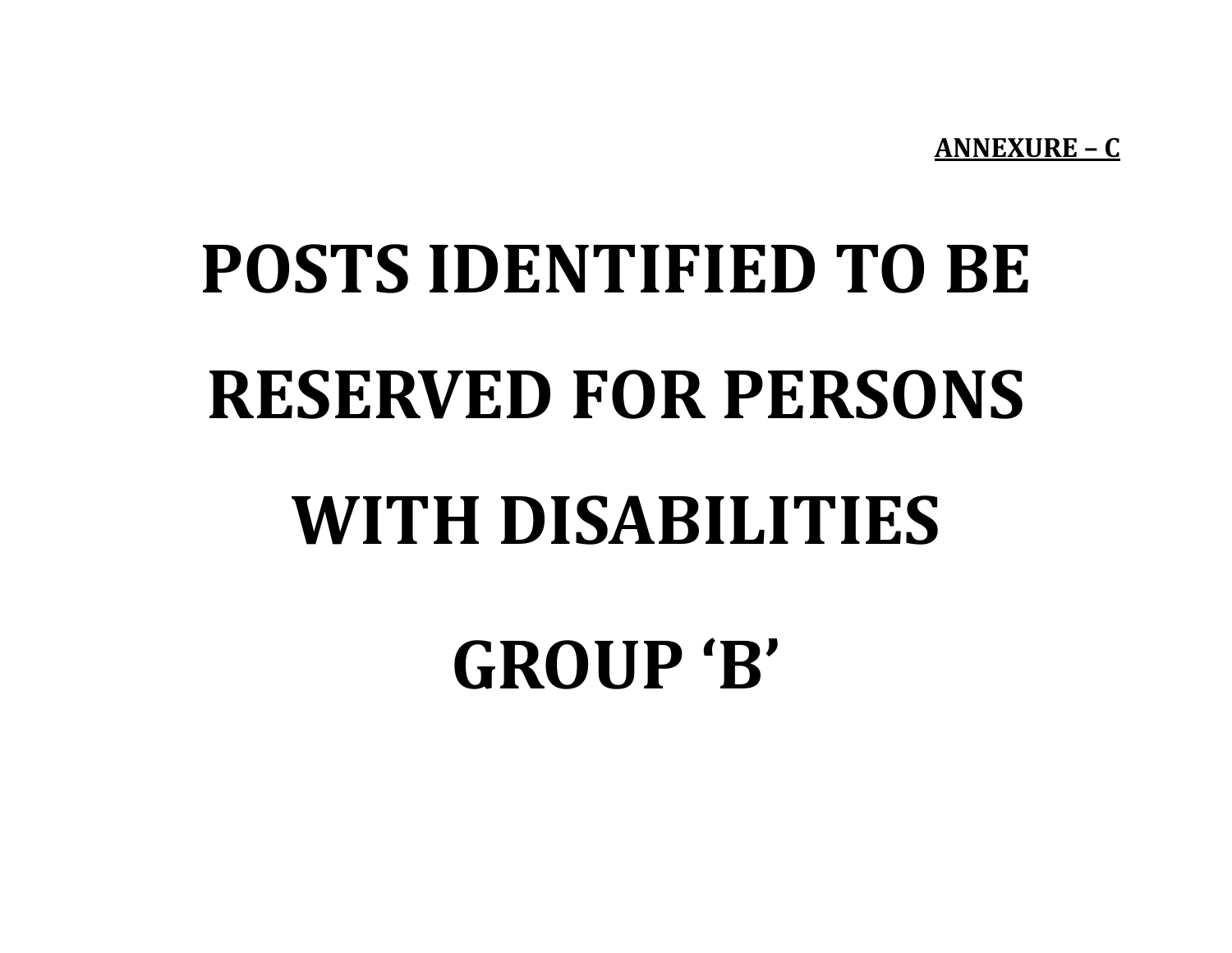**ANNEXURE – C**

# POSTS IDENTIFIED TO BE RESERVED FOR PERSONS WITH DISABILITIES

# GROUP 'B'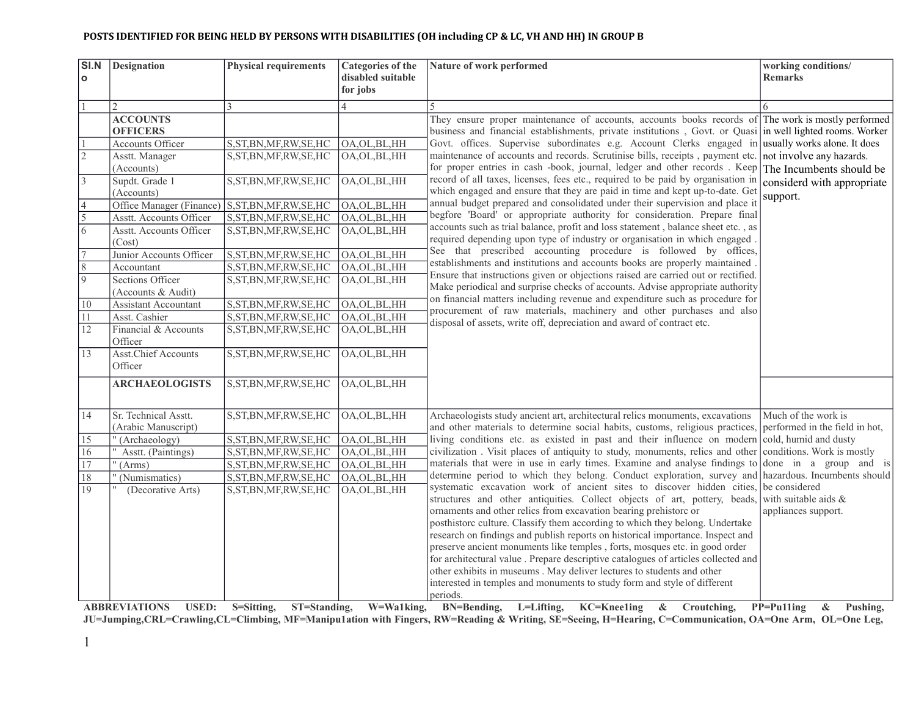## POSTS IDENTIFIED FOR BEING HELD BY PERSONS WITH DISABILITIES (OH including CP & LC, VH AND HH) IN GROUP B

| Sl.No | Designation | Physical requirements | Categories of the disabled suitable for jobs | Nature of work performed | working conditions/ Remarks |
|---|---|---|---|---|---|
| 1 | 2 | 3 | 4 | 5 | 6 |
| | **ACCOUNTS OFFICERS** | | | They ensure proper maintenance of accounts, accounts books records of business and financial establishments, private institutions , Govt. or Quasi Govt. offices. Supervise subordinates e.g. Account Clerks engaged in maintenance of accounts and records. Scrutinise bills, receipts , payment etc. for proper entries in cash -book, journal, ledger and other records . Keep record of all taxes, licenses, fees etc., required to be paid by organisation in which engaged and ensure that they are paid in time and kept up-to-date. Get annual budget prepared and consolidated under their supervision and place it begfore 'Board' or appropriate authority for consideration. Prepare final accounts such as trial balance, profit and loss statement , balance sheet etc. , as required depending upon type of industry or organisation in which engaged . See that prescribed accounting procedure is followed by offices, establishments and institutions and accounts books are properly maintained . Ensure that instructions given or objections raised are carried out or rectified. Make periodical and surprise checks of accounts. Advise appropriate authority on financial matters including revenue and expenditure such as procedure for procurement of raw materials, machinery and other purchases and also disposal of assets, write off, depreciation and award of contract etc. | The work is mostly performed in well lighted rooms. Worker usually works alone. It does not involve any hazards. The Incumbents should be considerd with appropriate support. |
| 1 | Accounts Officer | S,ST,BN,MF,RW,SE,HC | OA,OL,BL,HH | | |
| 2 | Asstt. Manager (Accounts) | S,ST,BN,MF,RW,SE,HC | OA,OL,BL,HH | | |
| 3 | Supdt. Grade 1 (Accounts) | S,ST,BN,MF,RW,SE,HC | OA,OL,BL,HH | | |
| 4 | Office Manager (Finance) | S,ST,BN,MF,RW,SE,HC | OA,OL,BL,HH | | |
| 5 | Asstt. Accounts Officer | S,ST,BN,MF,RW,SE,HC | OA,OL,BL,HH | | |
| 6 | Asstt. Accounts Officer (Cost) | S,ST,BN,MF,RW,SE,HC | OA,OL,BL,HH | | |
| 7 | Junior Accounts Officer | S,ST,BN,MF,RW,SE,HC | OA,OL,BL,HH | | |
| 8 | Accountant | S,ST,BN,MF,RW,SE,HC | OA,OL,BL,HH | | |
| 9 | Sections Officer (Accounts & Audit) | S,ST,BN,MF,RW,SE,HC | OA,OL,BL,HH | | |
| 10 | Assistant Accountant | S,ST,BN,MF,RW,SE,HC | OA,OL,BL,HH | | |
| 11 | Asst. Cashier | S,ST,BN,MF,RW,SE,HC | OA,OL,BL,HH | | |
| 12 | Financial & Accounts Officer | S,ST,BN,MF,RW,SE,HC | OA,OL,BL,HH | | |
| 13 | Asst.Chief Accounts Officer | S,ST,BN,MF,RW,SE,HC | OA,OL,BL,HH | | |
| | **ARCHAEOLOGISTS** | S,ST,BN,MF,RW,SE,HC | OA,OL,BL,HH | | |
| 14 | Sr. Technical Asstt. (Arabic Manuscript) | S,ST,BN,MF,RW,SE,HC | OA,OL,BL,HH | Archaeologists study ancient art, architectural relics monuments, excavations and other materials to determine social habits, customs, religious practices, living conditions etc. as existed in past and their influence on modern civilization . Visit places of antiquity to study, monuments, relics and other materials that were in use in early times. Examine and analyse findings to determine period to which they belong. Conduct exploration, survey and systematic excavation work of ancient sites to discover hidden cities, structures and other antiquities. Collect objects of art, pottery, beads, ornaments and other relics from excavation bearing prehistorc or posthistorc culture. Classify them according to which they belong. Undertake research on findings and publish reports on historical importance. Inspect and preserve ancient monuments like temples , forts, mosques etc. in good order for architectural value . Prepare descriptive catalogues of articles collected and other exhibits in museums . May deliver lectures to students and other interested in temples and monuments to study form and style of different periods. | Much of the work is performed in the field in hot, cold, humid and dusty conditions. Work is mostly done in a group and is hazardous. Incumbents should be considered with suitable aids & appliances support. |
| 15 | " (Archaeology) | S,ST,BN,MF,RW,SE,HC | OA,OL,BL,HH | | |
| 16 | " Asstt. (Paintings) | S,ST,BN,MF,RW,SE,HC | OA,OL,BL,HH | | |
| 17 | " (Arms) | S,ST,BN,MF,RW,SE,HC | OA,OL,BL,HH | | |
| 18 | " (Numismatics) | S,ST,BN,MF,RW,SE,HC | OA,OL,BL,HH | | |
| 19 | " (Decorative Arts) | S,ST,BN,MF,RW,SE,HC | OA,OL,BL,HH | | |

**ABBREVIATIONS USED: S=Sitting, ST=Standing, W=Wa1king, BN=Bending, L=Lifting, KC=Knee1ing & Croutching, PP=Pu11ing & Pushing, JU=Jumping,CRL=Crawling,CL=Climbing, MF=Manipu1ation with Fingers, RW=Reading & Writing, SE=Seeing, H=Hearing, C=Communication, OA=One Arm, OL=One Leg,**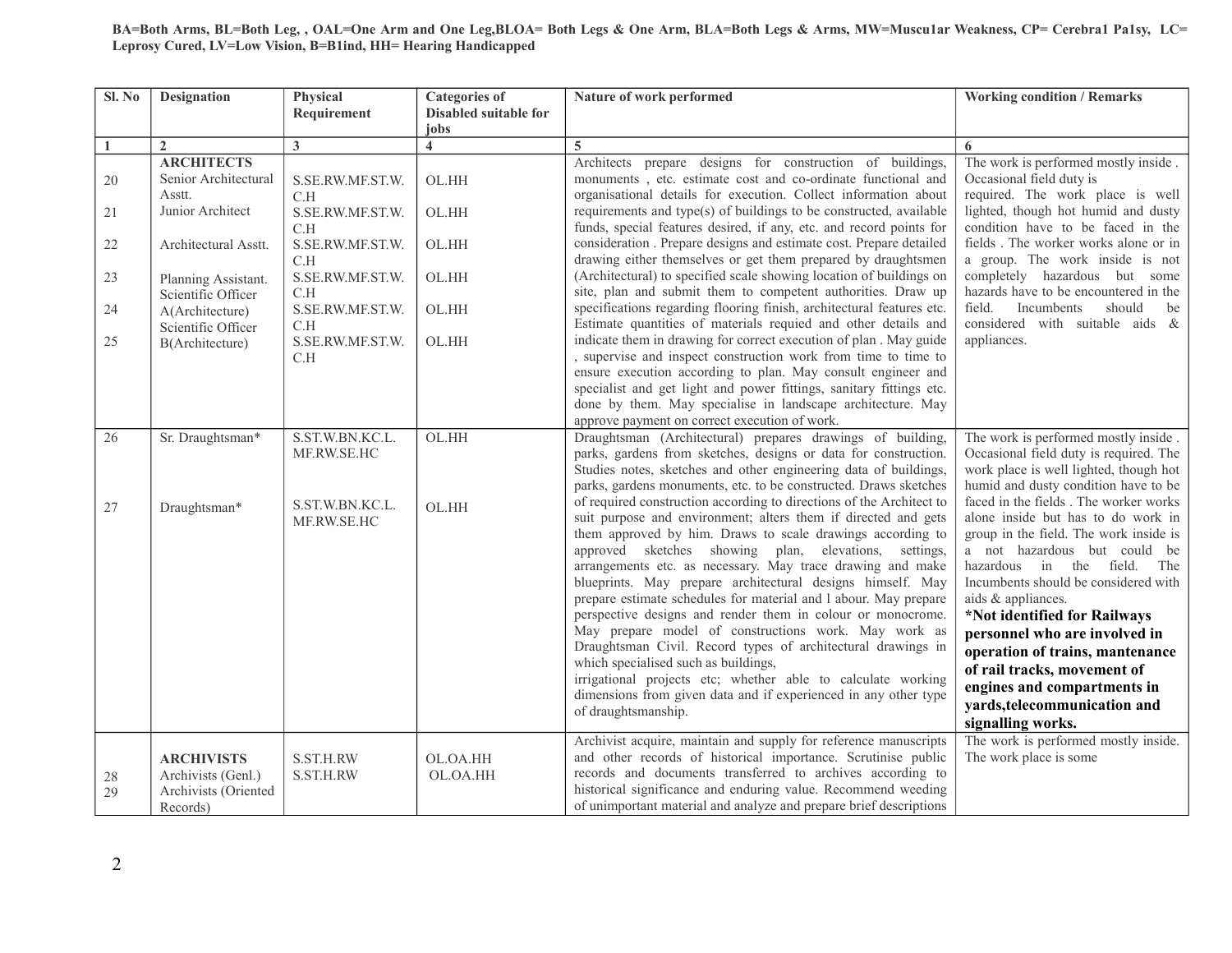BA=Both Arms, BL=Both Leg, , OAL=One Arm and One Leg,BLOA= Both Legs & One Arm, BLA=Both Legs & Arms, MW=Muscu1ar Weakness, CP= Cerebra1 Pa1sy, LC= Leprosy Cured, LV=Low Vision, B=B1ind, HH= Hearing Handicapped

| Sl. No | Designation | Physical Requirement | Categories of Disabled suitable for jobs | Nature of work performed | Working condition / Remarks |
|---|---|---|---|---|---|
| 1 | 2 | 3 | 4 | 5 | 6 |
| | **ARCHITECTS** | | | Architects prepare designs for construction of buildings, monuments , etc. estimate cost and co-ordinate functional and organisational details for execution. Collect information about requirements and type(s) of buildings to be constructed, available funds, special features desired, if any, etc. and record points for consideration . Prepare designs and estimate cost. Prepare detailed drawing either themselves or get them prepared by draughtsmen (Architectural) to specified scale showing location of buildings on site, plan and submit them to competent authorities. Draw up specifications regarding flooring finish, architectural features etc. Estimate quantities of materials requied and other details and indicate them in drawing for correct execution of plan . May guide , supervise and inspect construction work from time to time to ensure execution according to plan. May consult engineer and specialist and get light and power fittings, sanitary fittings etc. done by them. May specialise in landscape architecture. May approve payment on correct execution of work. | The work is performed mostly inside . Occasional field duty is required. The work place is well lighted, though hot humid and dusty condition have to be faced in the fields . The worker works alone or in a group. The work inside is not completely hazardous but some hazards have to be encountered in the field. Incumbents should be considered with suitable aids & appliances. |
| 20 | Senior Architectural Asstt. | S.SE.RW.MF.ST.W.C.H | OL.HH | | |
| 21 | Junior Architect | S.SE.RW.MF.ST.W.C.H | OL.HH | | |
| 22 | Architectural Asstt. | S.SE.RW.MF.ST.W.C.H | OL.HH | | |
| 23 | Planning Assistant. | S.SE.RW.MF.ST.W.C.H | OL.HH | | |
| 24 | Scientific Officer A(Architecture) | S.SE.RW.MF.ST.W.C.H | OL.HH | | |
| 25 | Scientific Officer B(Architecture) | S.SE.RW.MF.ST.W.C.H | OL.HH | | |
| 26 | Sr. Draughtsman* | S.ST.W.BN.KC.L.MF.RW.SE.HC | OL.HH | Draughtsman (Architectural) prepares drawings of building, parks, gardens from sketches, designs or data for construction. Studies notes, sketches and other engineering data of buildings, parks, gardens monuments, etc. to be constructed. Draws sketches of required construction according to directions of the Architect to suit purpose and environment; alters them if directed and gets them approved by him. Draws to scale drawings according to approved sketches showing plan, elevations, settings, arrangements etc. as necessary. May trace drawing and make blueprints. May prepare architectural designs himself. May prepare estimate schedules for material and l abour. May prepare perspective designs and render them in colour or monocrome. May prepare model of constructions work. May work as Draughtsman Civil. Record types of architectural drawings in which specialised such as buildings, irrigational projects etc; whether able to calculate working dimensions from given data and if experienced in any other type of draughtsmanship. | The work is performed mostly inside . Occasional field duty is required. The work place is well lighted, though hot humid and dusty condition have to be faced in the fields . The worker works alone inside but has to do work in group in the field. The work inside is a not hazardous but could be hazardous in the field. The Incumbents should be considered with aids & appliances. **\*Not identified for Railways personnel who are involved in operation of trains, mantenance of rail tracks, movement of engines and compartments in yards,telecommunication and signalling works.** |
| 27 | Draughtsman* | S.ST.W.BN.KC.L.MF.RW.SE.HC | OL.HH | | |
| | **ARCHIVISTS** | | | Archivist acquire, maintain and supply for reference manuscripts and other records of historical importance. Scrutinise public records and documents transferred to archives according to historical significance and enduring value. Recommend weeding of unimportant material and analyze and prepare brief descriptions | The work is performed mostly inside. The work place is some |
| 28 | Archivists (Genl.) | S.ST.H.RW | OL.OA.HH | | |
| 29 | Archivists (Oriented Records) | S.ST.H.RW | OL.OA.HH | | |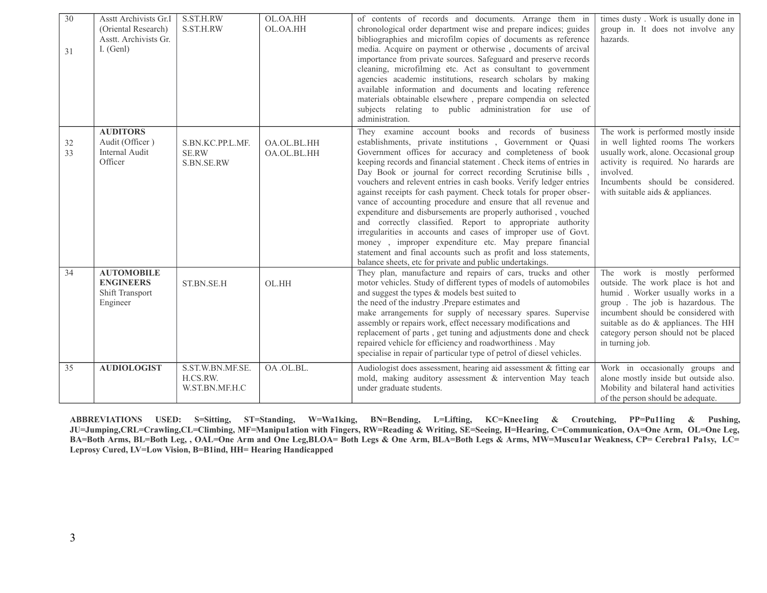| | | | | | |
|---|---|---|---|---|---|
| 30<br><br><br>31 | Asstt Archivists Gr.I (Oriental Research)<br>Asstt. Archivists Gr. I. (Genl) | S.ST.H.RW<br>S.ST.H.RW | OL.OA.HH<br>OL.OA.HH | of contents of records and documents. Arrange them in chronological order department wise and prepare indices; guides bibliographies and microfilm copies of documents as reference media. Acquire on payment or otherwise , documents of arcival importance from private sources. Safeguard and preserve records cleaning, microfilming etc. Act as consultant to government agencies academic institutions, research scholars by making available information and documents and locating reference materials obtainable elsewhere , prepare compendia on selected subjects relating to public administration for use of administration. | times dusty . Work is usually done in group in. It does not involve any hazards. |
| <br>32<br>33 | **AUDITORS**<br>Audit (Officer )<br>Internal Audit Officer | S.BN.KC.PP.L.MF. SE.RW<br>S.BN.SE.RW | OA.OL.BL.HH<br>OA.OL.BL.HH | They examine account books and records of business establishments, private institutions , Government or Quasi Government offices for accuracy and completeness of book keeping records and financial statement . Check items of entries in Day Book or journal for correct recording Scrutinise bills , vouchers and relevent entries in cash books. Verify ledger entries against receipts for cash payment. Check totals for proper observance of accounting procedure and ensure that all revenue and expenditure and disbursements are properly authorised , vouched and correctly classified. Report to appropriate authority irregularities in accounts and cases of improper use of Govt. money , improper expenditure etc. May prepare financial statement and final accounts such as profit and loss statements, balance sheets, etc for private and public undertakings. | The work is performed mostly inside in well lighted rooms The workers usually work, alone. Occasional group activity is required. No harards are involved.<br>Incumbents should be considered. with suitable aids & appliances. |
| 34 | **AUTOMOBILE ENGINEERS**<br>Shift Transport Engineer | ST.BN.SE.H | OL.HH | They plan, manufacture and repairs of cars, trucks and other motor vehicles. Study of different types of models of automobiles and suggest the types & models best suited to the need of the industry .Prepare estimates and make arrangements for supply of necessary spares. Supervise assembly or repairs work, effect necessary modifications and replacement of parts , get tuning and adjustments done and check repaired vehicle for efficiency and roadworthiness . May specialise in repair of particular type of petrol of diesel vehicles. | The work is mostly performed outside. The work place is hot and humid . Worker usually works in a group . The job is hazardous. The incumbent should be considered with suitable as do & appliances. The HH category person should not be placed in turning job. |
| 35 | **AUDIOLOGIST** | S.ST.W.BN.MF.SE. H.CS.RW.<br>W.ST.BN.MF.H.C | OA .OL.BL. | Audiologist does assessment, hearing aid assessment & fitting ear mold, making auditory assessment & intervention May teach under graduate students. | Work in occasionally groups and alone mostly inside but outside also. Mobility and bilateral hand activities of the person should be adequate. |

**ABBREVIATIONS USED: S=Sitting, ST=Standing, W=Wa1king, BN=Bending, L=Lifting, KC=Knee1ing & Croutching, PP=Pu11ing & Pushing, JU=Jumping,CRL=Crawling,CL=Climbing, MF=Manipu1ation with Fingers, RW=Reading & Writing, SE=Seeing, H=Hearing, C=Communication, OA=One Arm, OL=One Leg, BA=Both Arms, BL=Both Leg, , OAL=One Arm and One Leg,BLOA= Both Legs & One Arm, BLA=Both Legs & Arms, MW=Muscu1ar Weakness, CP= Cerebra1 Pa1sy, LC= Leprosy Cured, LV=Low Vision, B=B1ind, HH= Hearing Handicapped**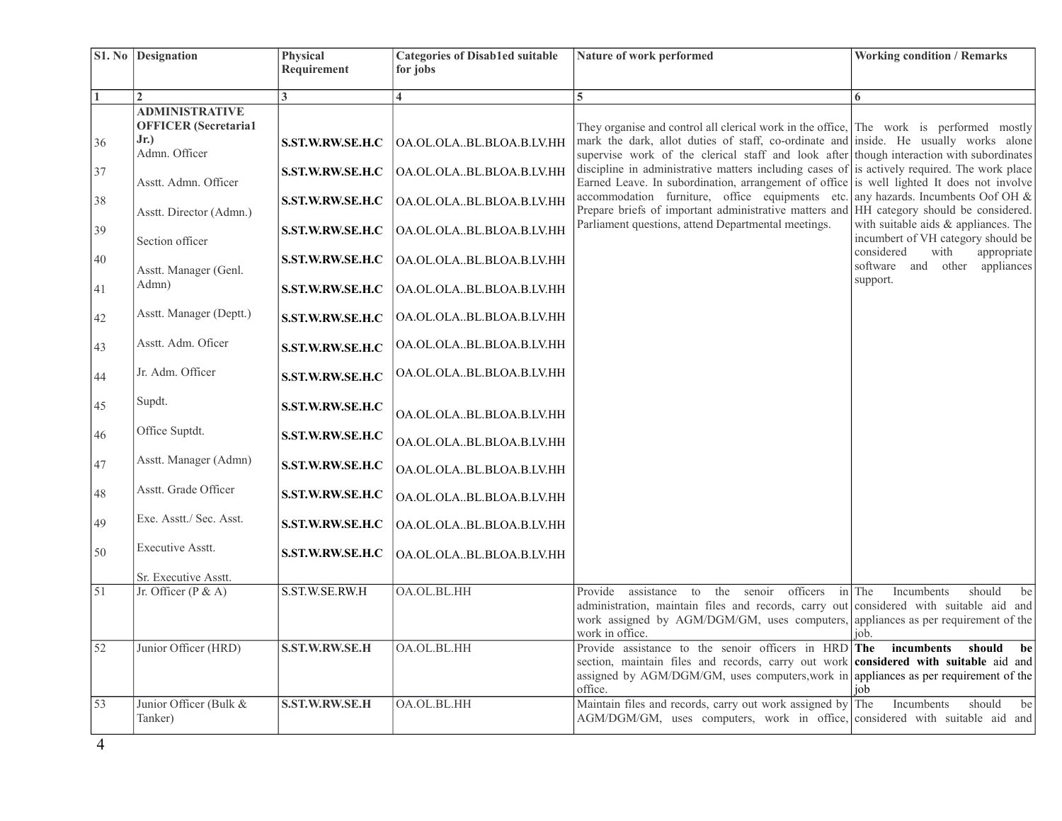| S1. No | Designation | Physical Requirement | Categories of Disab1ed suitable for jobs | Nature of work performed | Working condition / Remarks |
|---|---|---|---|---|---|
| 1 | 2 | 3 | 4 | 5 | 6 |
| | **ADMINISTRATIVE OFFICER (Secretaria1 Jr.)** | | | | |
| 36 | Admn. Officer | **S.ST.W.RW.SE.H.C** | OA.OL.OLA..BL.BLOA.B.LV.HH | They organise and control all clerical work in the office, mark the dark, allot duties of staff, co-ordinate and supervise work of the clerical staff and look after discipline in administrative matters including cases of Earned Leave. In subordination, arrangement of office accommodation furniture, office equipments etc. Prepare briefs of important administrative matters and Parliament questions, attend Departmental meetings. | The work is performed mostly inside. He usually works alone though interaction with subordinates is actively required. The work place is well lighted It does not involve any hazards. Incumbents Oof OH & HH category should be considered. with suitable aids & appliances. The incumbert of VH category should be considered with appropriate software and other appliances support. |
| 37 | Asstt. Admn. Officer | **S.ST.W.RW.SE.H.C** | OA.OL.OLA..BL.BLOA.B.LV.HH | | |
| 38 | Asstt. Director (Admn.) | **S.ST.W.RW.SE.H.C** | OA.OL.OLA..BL.BLOA.B.LV.HH | | |
| 39 | Section officer | **S.ST.W.RW.SE.H.C** | OA.OL.OLA..BL.BLOA.B.LV.HH | | |
| 40 | Asstt. Manager (Genl. Admn) | **S.ST.W.RW.SE.H.C** | OA.OL.OLA..BL.BLOA.B.LV.HH | | |
| 41 | | **S.ST.W.RW.SE.H.C** | OA.OL.OLA..BL.BLOA.B.LV.HH | | |
| 42 | Asstt. Manager (Deptt.) | **S.ST.W.RW.SE.H.C** | OA.OL.OLA..BL.BLOA.B.LV.HH | | |
| 43 | Asstt. Adm. Oficer | **S.ST.W.RW.SE.H.C** | OA.OL.OLA..BL.BLOA.B.LV.HH | | |
| 44 | Jr. Adm. Officer | **S.ST.W.RW.SE.H.C** | OA.OL.OLA..BL.BLOA.B.LV.HH | | |
| 45 | Supdt. | **S.ST.W.RW.SE.H.C** | OA.OL.OLA..BL.BLOA.B.LV.HH | | |
| 46 | Office Suptdt. | **S.ST.W.RW.SE.H.C** | OA.OL.OLA..BL.BLOA.B.LV.HH | | |
| 47 | Asstt. Manager (Admn) | **S.ST.W.RW.SE.H.C** | OA.OL.OLA..BL.BLOA.B.LV.HH | | |
| 48 | Asstt. Grade Officer | **S.ST.W.RW.SE.H.C** | OA.OL.OLA..BL.BLOA.B.LV.HH | | |
| 49 | Exe. Asstt./ Sec. Asst. | **S.ST.W.RW.SE.H.C** | OA.OL.OLA..BL.BLOA.B.LV.HH | | |
| 50 | Executive Asstt. | **S.ST.W.RW.SE.H.C** | OA.OL.OLA..BL.BLOA.B.LV.HH | | |
| | Sr. Executive Asstt. | | | | |
| 51 | Jr. Officer (P & A) | S.ST.W.SE.RW.H | OA.OL.BL.HH | Provide assistance to the senoir officers in administration, maintain files and records, carry out work assigned by AGM/DGM/GM, uses computers, work in office. | The Incumbents should be considered with suitable aid and appliances as per requirement of the job. |
| 52 | Junior Officer (HRD) | **S.ST.W.RW.SE.H** | OA.OL.BL.HH | Provide assistance to the senoir officers in HRD section, maintain files and records, carry out work assigned by AGM/DGM/GM, uses computers,work in office. | **The incumbents should be considered with suitable** aid and appliances as per requirement of the job |
| 53 | Junior Officer (Bulk & Tanker) | **S.ST.W.RW.SE.H** | OA.OL.BL.HH | Maintain files and records, carry out work assigned by AGM/DGM/GM, uses computers, work in office, | The Incumbents should be considered with suitable aid and |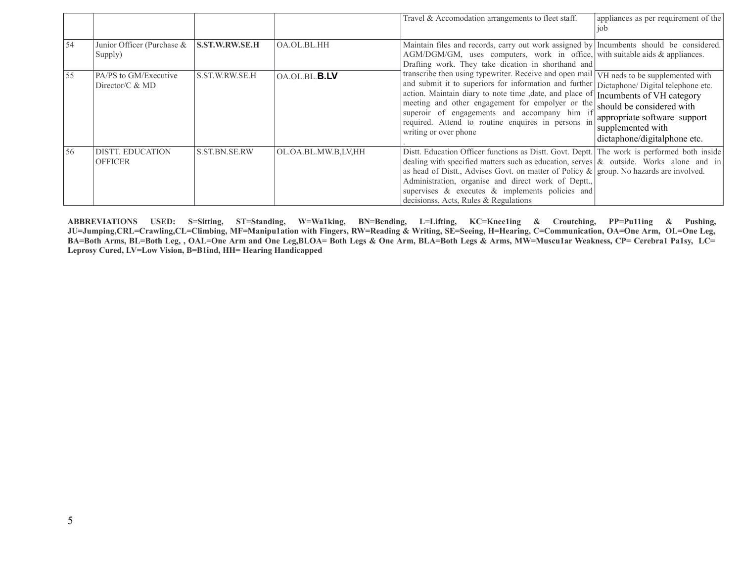| | | | | | |
|---|---|---|---|---|---|
| | | | | Travel & Accomodation arrangements to fleet staff. | appliances as per requirement of the job |
| 54 | Junior Officer (Purchase & Supply) | **S.ST.W.RW.SE.H** | OA.OL.BL.HH | Maintain files and records, carry out work assigned by AGM/DGM/GM, uses computers, work in office, Drafting work. They take dication in shorthand and | Incumbents should be considered. with suitable aids & appliances. |
| 55 | PA/PS to GM/Executive Director/C & MD | S.ST.W.RW.SE.H | OA.OL.BL.**B.LV** | transcribe then using typewriter. Receive and open mail and submit it to superiors for information and further action. Maintain diary to note time ,date, and place of meeting and other engagement for empolyer or the superoir of engagements and accompany him if required. Attend to routine enquires in persons in writing or over phone . | VH neds to be supplemented with Dictaphone/ Digital telephone etc. Incumbents of VH category should be considered with appropriate software support supplemented with dictaphone/digitalphone etc. |
| 56 | DISTT. EDUCATION OFFICER | S.ST.BN.SE.RW | OL.OA.BL.MW.B,LV,HH | Distt. Education Officer functions as Distt. Govt. Deptt. dealing with specified matters such as education, serves as head of Distt., Advises Govt. on matter of Policy & Administration, organise and direct work of Deptt., supervises & executes & implements policies and decisionss, Acts, Rules & Regulations | The work is performed both inside & outside. Works alone and in group. No hazards are involved. |

**ABBREVIATIONS USED: S=Sitting, ST=Standing, W=Wa1king, BN=Bending, L=Lifting, KC=Knee1ing & Croutching, PP=Pu11ing & Pushing, JU=Jumping,CRL=Crawling,CL=Climbing, MF=Manipu1ation with Fingers, RW=Reading & Writing, SE=Seeing, H=Hearing, C=Communication, OA=One Arm, OL=One Leg, BA=Both Arms, BL=Both Leg, , OAL=One Arm and One Leg,BLOA= Both Legs & One Arm, BLA=Both Legs & Arms, MW=Muscu1ar Weakness, CP= Cerebra1 Pa1sy, LC= Leprosy Cured, LV=Low Vision, B=B1ind, HH= Hearing Handicapped**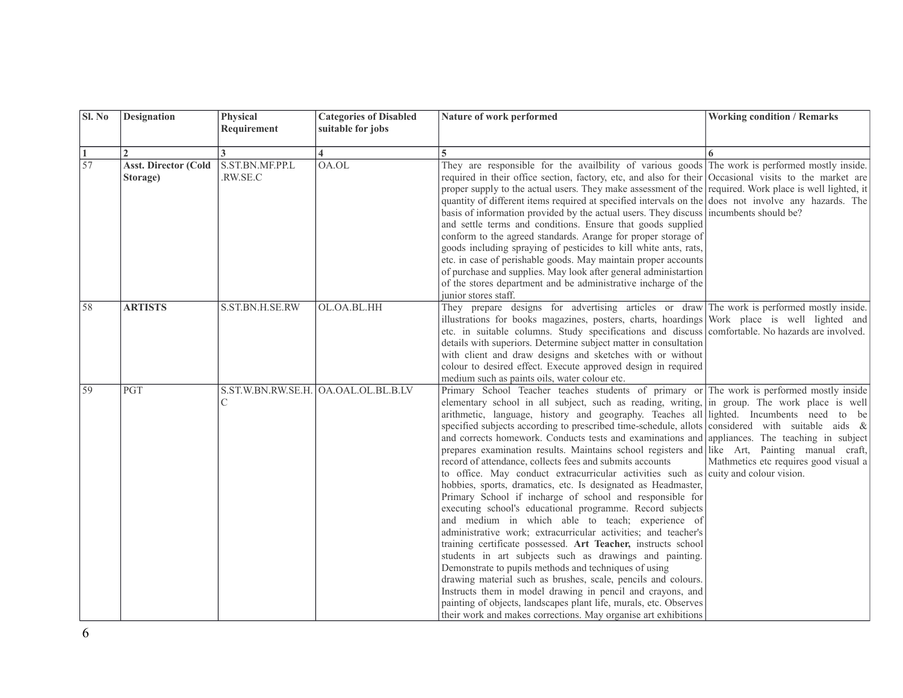| Sl. No | Designation | Physical Requirement | Categories of Disabled suitable for jobs | Nature of work performed | Working condition / Remarks |
|---|---|---|---|---|---|
| 1 | 2 | 3 | 4 | 5 | 6 |
| 57 | **Asst. Director (Cold Storage)** | S.ST.BN.MF.PP.L .RW.SE.C | OA.OL | They are responsible for the availbility of various goods required in their office section, factory, etc, and also for their proper supply to the actual users. They make assessment of the quantity of different items required at specified intervals on the basis of information provided by the actual users. They discuss and settle terms and conditions. Ensure that goods supplied conform to the agreed standards. Arange for proper storage of goods including spraying of pesticides to kill white ants, rats, etc. in case of perishable goods. May maintain proper accounts of purchase and supplies. May look after general administartion of the stores department and be administrative incharge of the junior stores staff. | The work is performed mostly inside. Occasional visits to the market are required. Work place is well lighted, it does not involve any hazards. The incumbents should be? |
| 58 | **ARTISTS** | S.ST.BN.H.SE.RW | OL.OA.BL.HH | They prepare designs for advertising articles or draw illustrations for books magazines, posters, charts, hoardings etc. in suitable columns. Study specifications and discuss details with superiors. Determine subject matter in consultation with client and draw designs and sketches with or without colour to desired effect. Execute approved design in required medium such as paints oils, water colour etc. | The work is performed mostly inside. Work place is well lighted and comfortable. No hazards are involved. |
| 59 | PGT | S.ST.W.BN.RW.SE.H. C | OA.OAL.OL.BL.B.LV | Primary School Teacher teaches students of primary or elementary school in all subject, such as reading, writing, arithmetic, language, history and geography. Teaches all specified subjects according to prescribed time-schedule, allots and corrects homework. Conducts tests and examinations and prepares examination results. Maintains school registers and record of attendance, collects fees and submits accounts to office. May conduct extracurricular activities such as hobbies, sports, dramatics, etc. Is designated as Headmaster, Primary School if incharge of school and responsible for executing school's educational programme. Record subjects and medium in which able to teach; experience of administrative work; extracurricular activities; and teacher's training certificate possessed. **Art Teacher,** instructs school students in art subjects such as drawings and painting. Demonstrate to pupils methods and techniques of using drawing material such as brushes, scale, pencils and colours. Instructs them in model drawing in pencil and crayons, and painting of objects, landscapes plant life, murals, etc. Observes their work and makes corrections. May organise art exhibitions | The work is performed mostly inside in group. The work place is well lighted. Incumbents need to be considered with suitable aids & appliances. The teaching in subject like Art, Painting manual craft, Mathmetics etc requires good visual a cuity and colour vision. |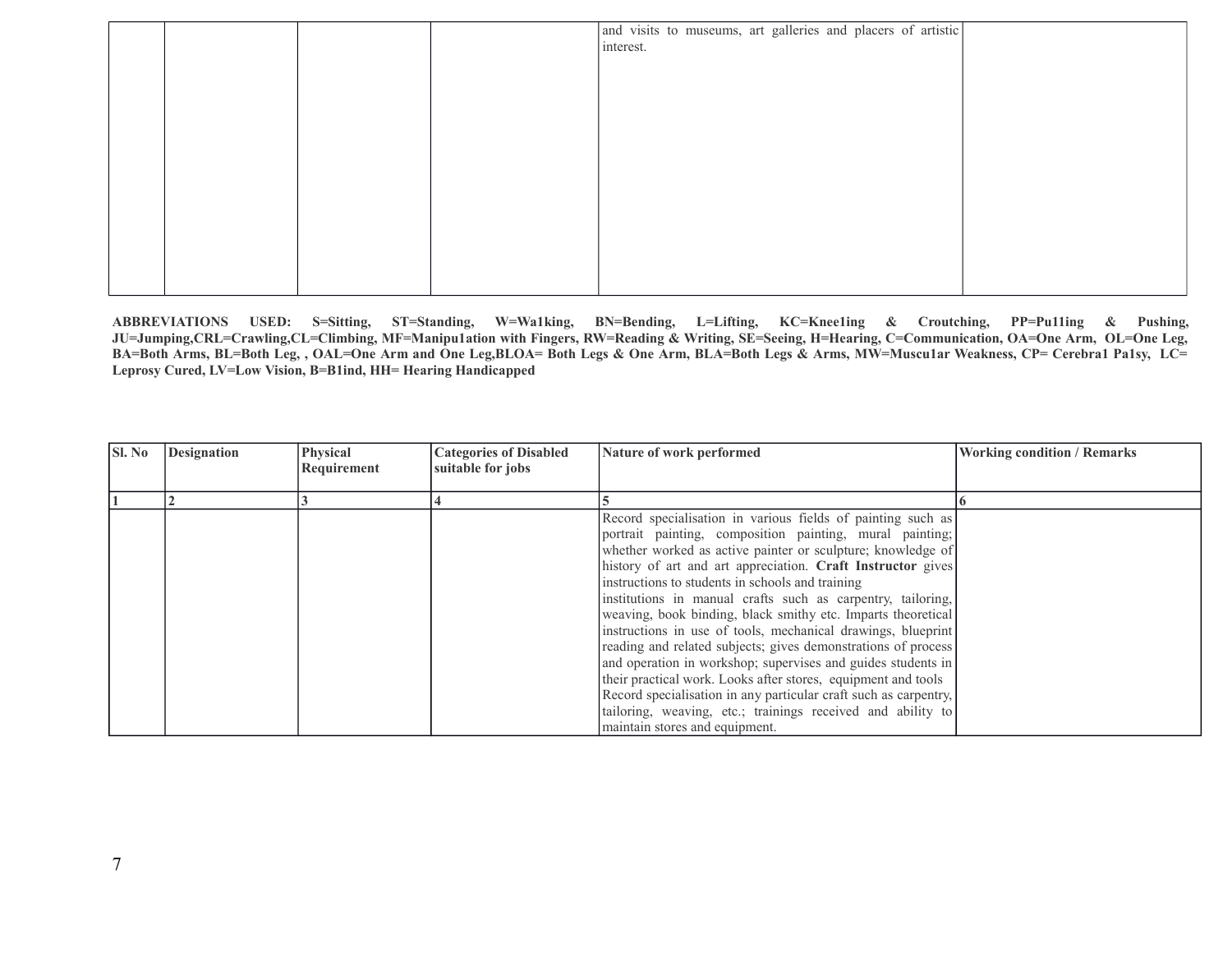| | | | | | |
|---|---|---|---|---|---|
| | | | | and visits to museums, art galleries and placers of artistic interest. | |

**ABBREVIATIONS USED: S=Sitting, ST=Standing, W=Wa1king, BN=Bending, L=Lifting, KC=Knee1ing & Croutching, PP=Pu11ing & Pushing, JU=Jumping,CRL=Crawling,CL=Climbing, MF=Manipu1ation with Fingers, RW=Reading & Writing, SE=Seeing, H=Hearing, C=Communication, OA=One Arm, OL=One Leg, BA=Both Arms, BL=Both Leg, , OAL=One Arm and One Leg,BLOA= Both Legs & One Arm, BLA=Both Legs & Arms, MW=Muscu1ar Weakness, CP= Cerebra1 Pa1sy, LC= Leprosy Cured, LV=Low Vision, B=B1ind, HH= Hearing Handicapped**

| Sl. No | Designation | Physical Requirement | Categories of Disabled suitable for jobs | Nature of work performed | Working condition / Remarks |
|---|---|---|---|---|---|
| 1 | 2 | 3 | 4 | 5 | 6 |
| | | | | Record specialisation in various fields of painting such as portrait painting, composition painting, mural painting; whether worked as active painter or sculpture; knowledge of history of art and art appreciation. **Craft Instructor** gives instructions to students in schools and training institutions in manual crafts such as carpentry, tailoring, weaving, book binding, black smithy etc. Imparts theoretical instructions in use of tools, mechanical drawings, blueprint reading and related subjects; gives demonstrations of process and operation in workshop; supervises and guides students in their practical work. Looks after stores, equipment and tools Record specialisation in any particular craft such as carpentry, tailoring, weaving, etc.; trainings received and ability to maintain stores and equipment. | |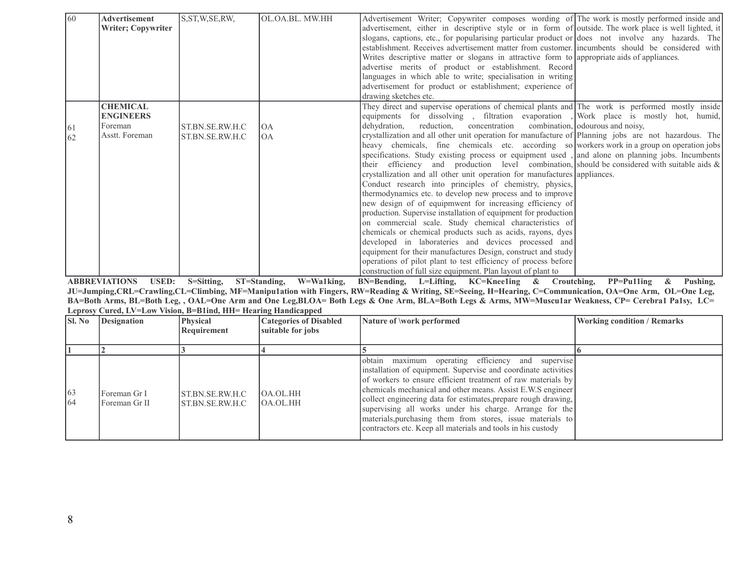| 60 | **Advertisement Writer; Copywriter** | S,ST,W,SE,RW, | OL.OA.BL. MW.HH | Advertisement Writer; Copywriter composes wording of advertisement, either in descriptive style or in form of slogans, captions, etc., for popularising particular product or establishment. Receives advertisement matter from customer. Writes descriptive matter or slogans in attractive form to advertise merits of product or establishment. Record languages in which able to write; specialisation in writing advertisement for product or establishment; experience of drawing sketches etc. | The work is mostly performed inside and outside. The work place is well lighted, it does not involve any hazards. The incumbents should be considered with appropriate aids of appliances. |
|---|---|---|---|---|---|
| 61<br>62 | **CHEMICAL ENGINEERS**<br>Foreman<br>Asstt. Foreman | ST.BN.SE.RW.H.C<br>ST.BN.SE.RW.H.C | OA<br>OA | They direct and supervise operations of chemical plants and equipments for dissolving , filtration evaporation , dehydration, reduction, concentration combination, crystallization and all other unit operation for manufacture of heavy chemicals, fine chemicals etc. according so specifications. Study existing process or equipment used , their efficiency and production level combination, crystallization and all other unit operation for manufactures Conduct research into principles of chemistry, physics, thermodynamics etc. to develop new process and to improve new design of of equipmwent for increasing efficiency of production. Supervise installation of equipment for production on commercial scale. Study chemical characteristics of chemicals or chemical products such as acids, rayons, dyes developed in laborateries and devices processed and equipment for their manufactures Design, construct and study operations of pilot plant to test efficiency of process before construction of full size equipment. Plan layout of plant to | The work is performed mostly inside Work place is mostly hot, humid, odourous and noisy,<br>Planning jobs are not hazardous. The workers work in a group on operation jobs and alone on planning jobs. Incumbents should be considered with suitable aids & appliances. |

**ABBREVIATIONS USED: S=Sitting, ST=Standing, W=Wa1king, BN=Bending, L=Lifting, KC=Knee1ing & Croutching, PP=Pu11ing & Pushing, JU=Jumping,CRL=Crawling,CL=Climbing, MF=Manipu1ation with Fingers, RW=Reading & Writing, SE=Seeing, H=Hearing, C=Communication, OA=One Arm, OL=One Leg, BA=Both Arms, BL=Both Leg, , OAL=One Arm and One Leg,BLOA= Both Legs & One Arm, BLA=Both Legs & Arms, MW=Muscu1ar Weakness, CP= Cerebra1 Pa1sy, LC= Leprosy Cured, LV=Low Vision, B=B1ind, HH= Hearing Handicapped**

| Sl. No | Designation | Physical Requirement | Categories of Disabled suitable for jobs | Nature of \work performed | Working condition / Remarks |
|---|---|---|---|---|---|
| 1 | 2 | 3 | 4 | 5 | 6 |
| 63<br>64 | Foreman Gr I<br>Foreman Gr II | ST.BN.SE.RW.H.C<br>ST.BN.SE.RW.H.C | OA.OL.HH<br>OA.OL.HH | obtain maximum operating efficiency and supervise installation of equipment. Supervise and coordinate activities of workers to ensure efficient treatment of raw materials by chemicals mechanical and other means. Assist E.W.S engineer collect engineering data for estimates,prepare rough drawing, supervising all works under his charge. Arrange for the materials,purchasing them from stores, issue materials to contractors etc. Keep all materials and tools in his custody | |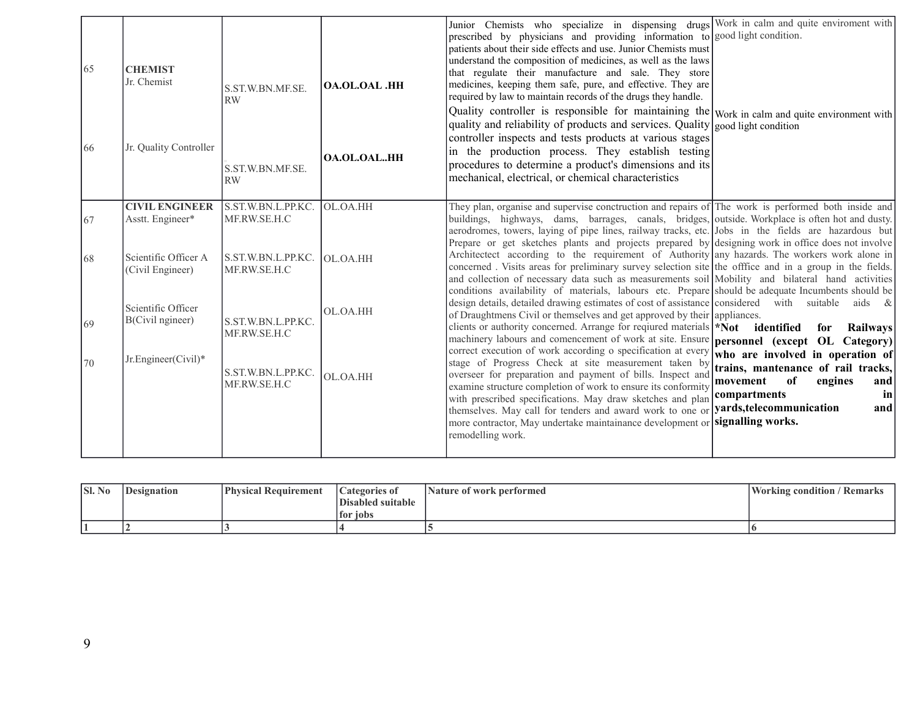| | | | | | |
|---|---|---|---|---|---|
| 65 | **CHEMIST** Jr. Chemist | S.ST.W.BN.MF.SE. RW | **OA.OL.OAL .HH** | Junior Chemists who specialize in dispensing drugs prescribed by physicians and providing information to patients about their side effects and use. Junior Chemists must understand the composition of medicines, as well as the laws that regulate their manufacture and sale. They store medicines, keeping them safe, pure, and effective. They are required by law to maintain records of the drugs they handle. | Work in calm and quite enviroment with good light condition. |
| 66 | Jr. Quality Controller | S.ST.W.BN.MF.SE. RW | **OA.OL.OAL..HH** | Quality controller is responsible for maintaining the quality and reliability of products and services. Quality controller inspects and tests products at various stages in the production process. They establish testing procedures to determine a product's dimensions and its mechanical, electrical, or chemical characteristics | Work in calm and quite environment with good light condition |
| 67 | **CIVIL ENGINEER** Asstt. Engineer* | S.ST.W.BN.L.PP.KC. MF.RW.SE.H.C | OL.OA.HH | They plan, organise and supervise conctruction and repairs of buildings, highways, dams, barrages, canals, bridges, aerodromes, towers, laying of pipe lines, railway tracks, etc. Prepare or get sketches plants and projects prepared by Architectect according to the requirement of Authority concerned . Visits areas for preliminary survey selection site and collection of necessary data such as measurements soil conditions availability of materials, labours etc. Prepare design details, detailed drawing estimates of cost of assistance of Draughtmens Civil or themselves and get approved by their clients or authority concerned. Arrange for reqiured materials machinery labours and commencement of work at site. Ensure correct execution of work according o specification at every stage of Progress Check at site measurement taken by overseer for preparation and payment of bills. Inspect and examine structure completion of work to ensure its conformity with prescribed specifications. May draw sketches and plan themselves. May call for tenders and award work to one or more contractor, May undertake maintainance development or remodelling work. | The work is performed both inside and outside. Workplace is often hot and dusty. Jobs in the fields are hazardous but designing work in office does not involve any hazards. The workers work alone in the offfice and in a group in the fields. Mobility and bilateral hand activities should be adequate Incumbents should be considered with suitable aids & appliances. **\*Not identified for Railways personnel (except OL Category) who are involved in operation of trains, mantenance of rail tracks, movement of engines and compartments in yards,telecommunication and signalling works.** |
| 68 | Scientific Officer A (Civil Engineer) | S.ST.W.BN.L.PP.KC. MF.RW.SE.H.C | OL.OA.HH | | |
| 69 | Scientific Officer B(Civil ngineer) | S.ST.W.BN.L.PP.KC. MF.RW.SE.H.C | OL.OA.HH | | |
| 70 | Jr.Engineer(Civil)* | S.ST.W.BN.L.PP.KC. MF.RW.SE.H.C | OL.OA.HH | | |

| Sl. No | Designation | Physical Requirement | Categories of Disabled suitable for jobs | Nature of work performed | Working condition / Remarks |
|---|---|---|---|---|---|
| 1 | 2 | 3 | 4 | 5 | 6 |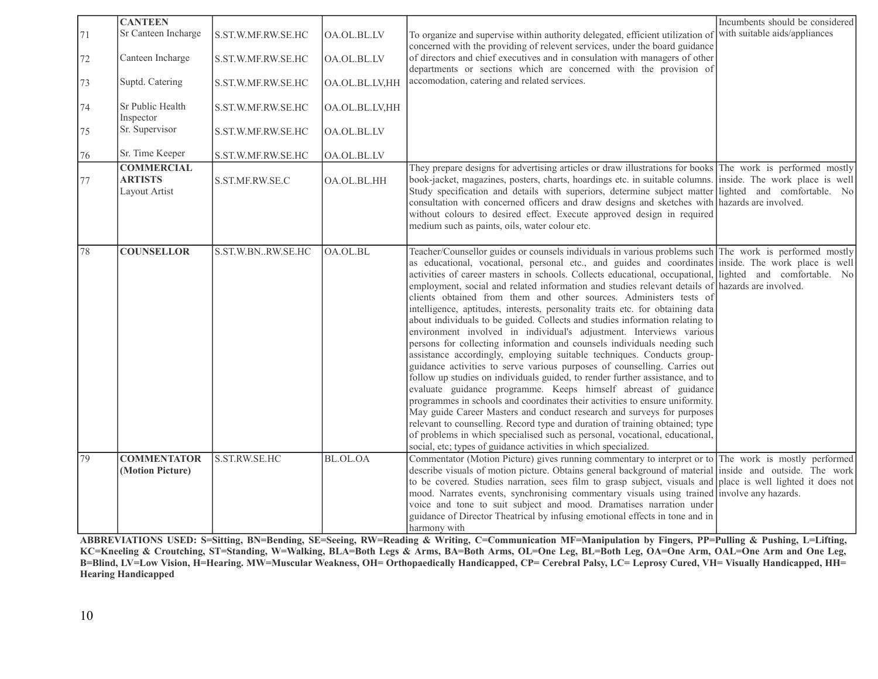| | | | | | |
|---|---|---|---|---|---|
| | **CANTEEN** | | | | Incumbents should be considered with suitable aids/appliances |
| 71 | Sr Canteen Incharge | S.ST.W.MF.RW.SE.HC | OA.OL.BL.LV | To organize and supervise within authority delegated, efficient utilization of concerned with the providing of relevent services, under the board guidance of directors and chief executives and in consulation with managers of other departments or sections which are concerned with the provision of accomodation, catering and related services. | |
| 72 | Canteen Incharge | S.ST.W.MF.RW.SE.HC | OA.OL.BL.LV | | |
| 73 | Suptd. Catering | S.ST.W.MF.RW.SE.HC | OA.OL.BL.LV,HH | | |
| 74 | Sr Public Health Inspector | S.ST.W.MF.RW.SE.HC | OA.OL.BL.LV,HH | | |
| 75 | Sr. Supervisor | S.ST.W.MF.RW.SE.HC | OA.OL.BL.LV | | |
| 76 | Sr. Time Keeper | S.ST.W.MF.RW.SE.HC | OA.OL.BL.LV | | |
| 77 | **COMMERCIAL ARTISTS** Layout Artist | S.ST.MF.RW.SE.C | OA.OL.BL.HH | They prepare designs for advertising articles or draw illustrations for books book-jacket, magazines, posters, charts, hoardings etc. in suitable columns. Study specification and details with superiors, determine subject matter consultation with concerned officers and draw designs and sketches with without colours to desired effect. Execute approved design in required medium such as paints, oils, water colour etc. | The work is performed mostly inside. The work place is well lighted and comfortable. No hazards are involved. |
| 78 | **COUNSELLOR** | S.ST.W.BN..RW.SE.HC | OA.OL.BL | Teacher/Counsellor guides or counsels individuals in various problems such as educational, vocational, personal etc., and guides and coordinates activities of career masters in schools. Collects educational, occupational, employment, social and related information and studies relevant details of clients obtained from them and other sources. Administers tests of intelligence, aptitudes, interests, personality traits etc. for obtaining data about individuals to be guided. Collects and studies information relating to environment involved in individual's adjustment. Interviews various persons for collecting information and counsels individuals needing such assistance accordingly, employing suitable techniques. Conducts group-guidance activities to serve various purposes of counselling. Carries out follow up studies on individuals guided, to render further assistance, and to evaluate guidance programme. Keeps himself abreast of guidance programmes in schools and coordinates their activities to ensure uniformity. May guide Career Masters and conduct research and surveys for purposes relevant to counselling. Record type and duration of training obtained; type of problems in which specialised such as personal, vocational, educational, social, etc; types of guidance activities in which specialized. | The work is performed mostly inside. The work place is well lighted and comfortable. No hazards are involved. |
| 79 | **COMMENTATOR (Motion Picture)** | S.ST.RW.SE.HC | BL.OL.OA | Commentator (Motion Picture) gives running commentary to interpret or to describe visuals of motion picture. Obtains general background of material to be covered. Studies narration, sees film to grasp subject, visuals and mood. Narrates events, synchronising commentary visuals using trained voice and tone to suit subject and mood. Dramatises narration under guidance of Director Theatrical by infusing emotional effects in tone and in harmony with | The work is mostly performed inside and outside. The work place is well lighted it does not involve any hazards. |

**ABBREVIATIONS USED: S=Sitting, BN=Bending, SE=Seeing, RW=Reading & Writing, C=Communication MF=Manipulation by Fingers, PP=Pulling & Pushing, L=Lifting, KC=Kneeling & Croutching, ST=Standing, W=Walking, BLA=Both Legs & Arms, BA=Both Arms, OL=One Leg, BL=Both Leg, OA=One Arm, OAL=One Arm and One Leg, B=Blind, LV=Low Vision, H=Hearing. MW=Muscular Weakness, OH= Orthopaedically Handicapped, CP= Cerebral Palsy, LC= Leprosy Cured, VH= Visually Handicapped, HH= Hearing Handicapped**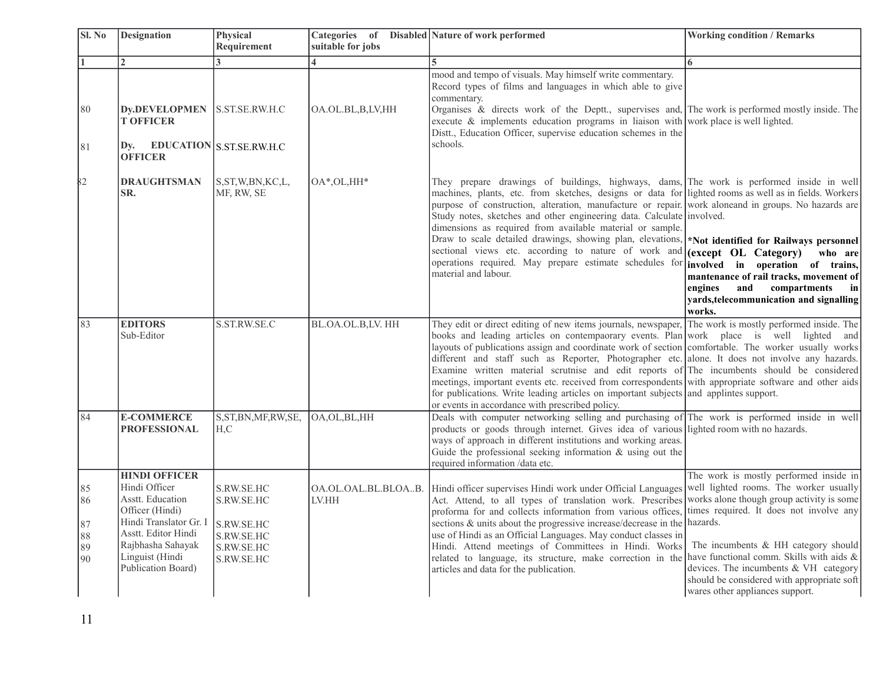| Sl. No | Designation | Physical Requirement | Categories of Disabled suitable for jobs | Nature of work performed | Working condition / Remarks |
|---|---|---|---|---|---|
| 1 | 2 | 3 | 4 | 5 | 6 |
| | | | | mood and tempo of visuals. May himself write commentary. Record types of films and languages in which able to give commentary. | |
| 80 | **Dy.DEVELOPMENT OFFICER** | S.ST.SE.RW.H.C | OA.OL.BL,B,LV,HH | Organises & directs work of the Deptt., supervises and, execute & implements education programs in liaison with Distt., Education Officer, supervise education schemes in the schools. | The work is performed mostly inside. The work place is well lighted. |
| 81 | **Dy. EDUCATION OFFICER** | S.ST.SE.RW.H.C | | | |
| 82 | **DRAUGHTSMAN SR.** | S,ST,W,BN,KC,L, MF, RW, SE | OA*,OL,HH* | They prepare drawings of buildings, highways, dams, machines, plants, etc. from sketches, designs or data for purpose of construction, alteration, manufacture or repair. Study notes, sketches and other engineering data. Calculate dimensions as required from available material or sample. Draw to scale detailed drawings, showing plan, elevations, sectional views etc. according to nature of work and operations required. May prepare estimate schedules for material and labour. | The work is performed inside in well lighted rooms as well as in fields. Workers work aloneand in groups. No hazards are involved. **\*Not identified for Railways personnel (except OL Category) who are involved in operation of trains, mantenance of rail tracks, movement of engines and compartments in yards,telecommunication and signalling works.** |
| 83 | **EDITORS** Sub-Editor | S.ST.RW.SE.C | BL.OA.OL.B,LV. HH | They edit or direct editing of new items journals, newspaper, books and leading articles on contempaorary events. Plan layouts of publications assign and coordinate work of section different and staff such as Reporter, Photographer etc. Examine written material scrutnise and edit reports of meetings, important events etc. received from correspondents for publications. Write leading articles on important subjects or events in accordance with prescribed policy. | The work is mostly performed inside. The work place is well lighted and comfortable. The worker usually works alone. It does not involve any hazards. The incumbents should be considered with appropriate software and other aids and applintes support. |
| 84 | **E-COMMERCE PROFESSIONAL** | S,ST,BN,MF,RW,SE, H,C | OA,OL,BL,HH | Deals with computer networking selling and purchasing of products or goods through internet. Gives idea of various ways of approach in different institutions and working areas. Guide the professional seeking information & using out the required information /data etc. | The work is performed inside in well lighted room with no hazards. |
| | **HINDI OFFICER** | | | | |
| 85 | Hindi Officer | S.RW.SE.HC | OA.OL.OAL.BL.BLOA..B. LV.HH | Hindi officer supervises Hindi work under Official Languages Act. Attend, to all types of translation work. Prescribes proforma for and collects information from various offices, sections & units about the progressive increase/decrease in the use of Hindi as an Official Languages. May conduct classes in Hindi. Attend meetings of Committees in Hindi. Works related to language, its structure, make correction in the articles and data for the publication. | The work is mostly performed inside in well lighted rooms. The worker usually works alone though group activity is some times required. It does not involve any hazards. The incumbents & HH category should have functional comm. Skills with aids & devices. The incumbents & VH category should be considered with appropriate soft wares other appliances support. |
| 86 | Asstt. Education Officer (Hindi) | S.RW.SE.HC | | | |
| 87 | Hindi Translator Gr. I | S.RW.SE.HC | | | |
| 88 | Asstt. Editor Hindi | S.RW.SE.HC | | | |
| 89 | Rajbhasha Sahayak | S.RW.SE.HC | | | |
| 90 | Linguist (Hindi Publication Board) | S.RW.SE.HC | | | |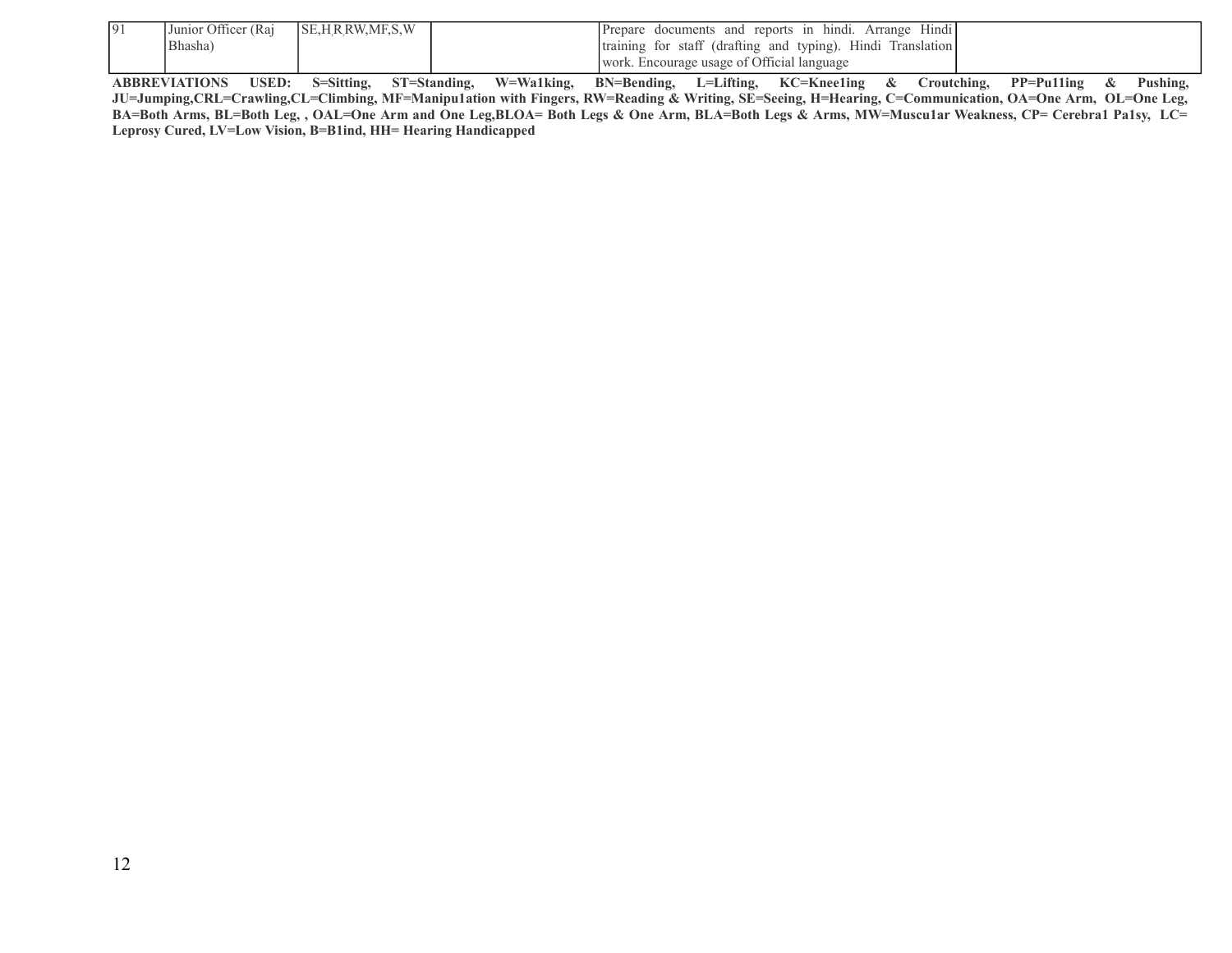| | | | | | |
|---|---|---|---|---|---|
| 91 | Junior Officer (Raj Bhasha) | SE,H,R,RW,MF,S,W | | Prepare documents and reports in hindi. Arrange Hindi training for staff (drafting and typing). Hindi Translation work. Encourage usage of Official language | |

**ABBREVIATIONS USED: S=Sitting, ST=Standing, W=Wa1king, BN=Bending, L=Lifting, KC=Knee1ing & Croutching, PP=Pu11ing & Pushing, JU=Jumping,CRL=Crawling,CL=Climbing, MF=Manipu1ation with Fingers, RW=Reading & Writing, SE=Seeing, H=Hearing, C=Communication, OA=One Arm, OL=One Leg, BA=Both Arms, BL=Both Leg, , OAL=One Arm and One Leg,BLOA= Both Legs & One Arm, BLA=Both Legs & Arms, MW=Muscu1ar Weakness, CP= Cerebra1 Pa1sy, LC= Leprosy Cured, LV=Low Vision, B=B1ind, HH= Hearing Handicapped**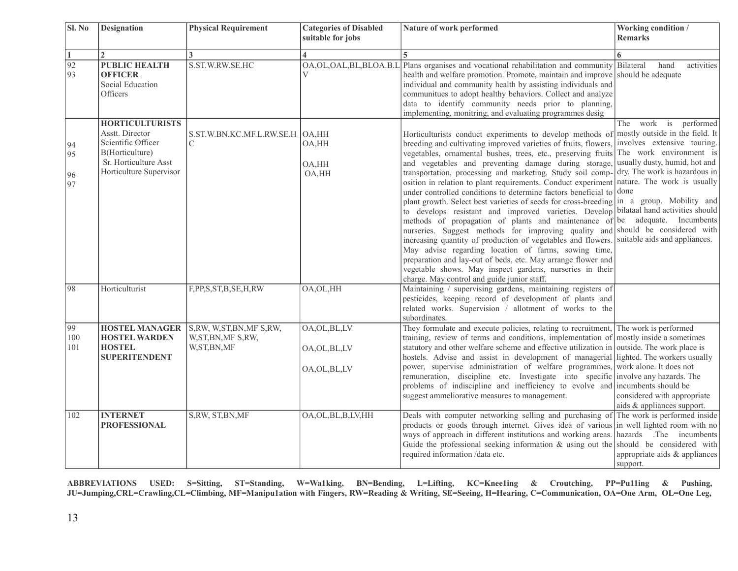| Sl. No | Designation | Physical Requirement | Categories of Disabled suitable for jobs | Nature of work performed | Working condition / Remarks |
|---|---|---|---|---|---|
| 1 | 2 | 3 | 4 | 5 | 6 |
| 92<br>93 | **PUBLIC HEALTH OFFICER**<br>Social Education Officers | S.ST.W.RW.SE.HC | OA,OL,OAL,BL,BLOA.B.LV | Plans organises and vocational rehabilitation and community health and welfare promotion. Promote, maintain and improve individual and community health by assisting individuals and communitues to adopt healthy behaviors. Collect and analyze data to identify community needs prior to planning, implementing, monitring, and evaluating programmes desig | Bilateral hand activities should be adequate |
| <br>94<br>95<br>96<br>97 | **HORTICULTURISTS**<br>Asstt. Director<br>Scientific Officer<br>B(Horticulture)<br>Sr. Horticulture Asst<br>Horticulture Supervisor | S.ST.W.BN.KC.MF.L.RW.SE.HC | OA,HH<br>OA,HH<br>OA,HH<br>OA,HH | Horticulturists conduct experiments to develop methods of breeding and cultivating improved varieties of fruits, flowers, vegetables, ornamental bushes, trees, etc., preserving fruits and vegetables and preventing damage during storage, transportation, processing and marketing. Study soil composition in relation to plant requirements. Conduct experiment under controlled conditions to determine factors beneficial to plant growth. Select best varieties of seeds for cross-breeding to develops resistant and improved varieties. Develop methods of propagation of plants and maintenance of nurseries. Suggest methods for improving quality and increasing quantity of production of vegetables and flowers. May advise regarding location of farms, sowing time, preparation and lay-out of beds, etc. May arrange flower and vegetable shows. May inspect gardens, nurseries in their charge. May control and guide junior staff. | The work is performed mostly outside in the field. It involves extensive touring. The work environment is usually dusty, humid, hot and dry. The work is hazardous in nature. The work is usually done in a group. Mobility and bilataal hand activities should be adequate. Incumbents should be considered with suitable aids and appliances. |
| 98 | Horticulturist | F,PP,S,ST,B,SE,H,RW | OA,OL,HH | Maintaining / supervising gardens, maintaining registers of pesticides, keeping record of development of plants and related works. Supervision / allotment of works to the subordinates. | |
| 99<br>100<br>101 | **HOSTEL MANAGER**<br>**HOSTEL WARDEN**<br>**HOSTEL SUPERITENDENT** | S,RW, W,ST,BN,MF S,RW, W,ST,BN,MF S,RW, W,ST,BN,MF | OA,OL,BL,LV<br>OA,OL,BL,LV<br>OA,OL,BL,LV | They formulate and execute policies, relating to recruitment, training, review of terms and conditions, implementation of statutory and other welfare scheme and effective utilization in hostels. Advise and assist in development of managerial power, supervise administration of welfare programmes, remuneration, discipline etc. Investigate into specific problems of indiscipline and inefficiency to evolve and suggest ammeliorative measures to management. | The work is performed mostly inside a sometimes outside. The work place is lighted. The workers usually work alone. It does not involve any hazards. The incumbents should be considered with appropriate aids & appliances support. |
| 102 | **INTERNET PROFESSIONAL** | S,RW, ST,BN,MF | OA,OL,BL,B,LV,HH | Deals with computer networking selling and purchasing of products or goods through internet. Gives idea of various ways of approach in different institutions and working areas. Guide the professional seeking information & using out the required information /data etc. | The work is performed inside in well lighted room with no hazards .The incumbents should be considered with appropriate aids & appliances support. |

**ABBREVIATIONS USED: S=Sitting, ST=Standing, W=Wa1king, BN=Bending, L=Lifting, KC=Knee1ing & Croutching, PP=Pu11ing & Pushing, JU=Jumping,CRL=Crawling,CL=Climbing, MF=Manipu1ation with Fingers, RW=Reading & Writing, SE=Seeing, H=Hearing, C=Communication, OA=One Arm, OL=One Leg,**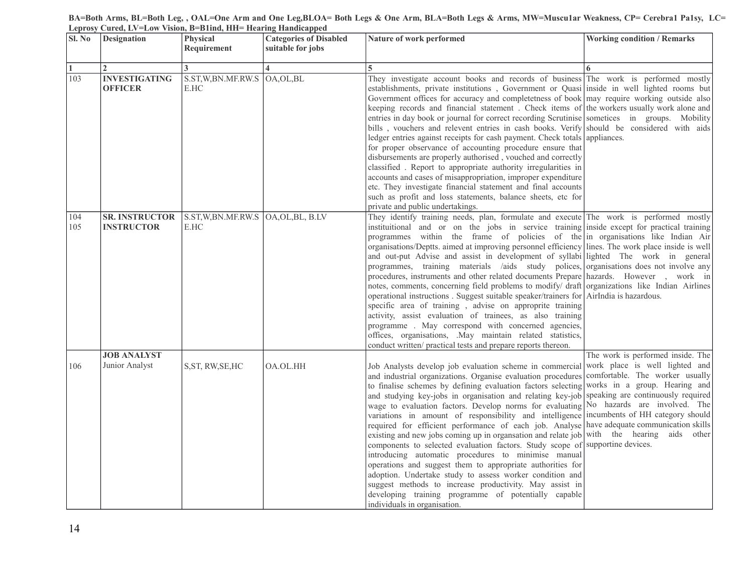BA=Both Arms, BL=Both Leg, , OAL=One Arm and One Leg,BLOA= Both Legs & One Arm, BLA=Both Legs & Arms, MW=Muscu1ar Weakness, CP= Cerebra1 Pa1sy, LC= Leprosy Cured, LV=Low Vision, B=B1ind, HH= Hearing Handicapped

| Sl. No | Designation | Physical Requirement | Categories of Disabled suitable for jobs | Nature of work performed | Working condition / Remarks |
|---|---|---|---|---|---|
| 1 | 2 | 3 | 4 | 5 | 6 |
| 103 | **INVESTIGATING OFFICER** | S.ST,W,BN.MF.RW.SE.HC | OA,OL,BL | They investigate account books and records of business establishments, private institutions , Government or Quasi Government offices for accuracy and completetness of book keeping records and financial statement . Check items of entries in day book or journal for correct recording Scrutinise bills , vouchers and relevent entries in cash books. Verify ledger entries against receipts for cash payment. Check totals for proper observance of accounting procedure ensure that disbursements are properly authorised , vouched and correctly classified . Report to appropriate authority irregularities in accounts and cases of misappropriation, improper expenditure etc. They investigate financial statement and final accounts such as profit and loss statements, balance sheets, etc for private and public undertakings. | The work is performed mostly inside in well lighted rooms but may require working outside also the workers usually work alone and sometices in groups. Mobility should be considered with aids appliances. |
| 104<br>105 | **SR. INSTRUCTOR**<br>**INSTRUCTOR** | S.ST,W,BN.MF.RW.SE.HC | OA,OL,BL, B.LV | They identify training needs, plan, formulate and execute instituitional and or on the jobs in service training programmes within the frame of policies of the organisations/Deptts. aimed at improving personnel efficiency and out-put Advise and assist in development of syllabi programmes, training materials /aids study polices, procedures, instruments and other related documents Prepare notes, comments, concerning field problems to modify/ draft operational instructions . Suggest suitable speaker/trainers for specific area of training , advise on approprite training activity, assist evaluation of trainees, as also training programme . May correspond with concerned agencies, offices, organisations, .May maintain related statistics, conduct written/ practical tests and prepare reports thereon. | The work is performed mostly inside except for practical training in organisations like Indian Air lines. The work place inside is well lighted The work in general organisations does not involve any hazards. However , work in organizations like Indian Airlines AirIndia is hazardous. |
| 106 | **JOB ANALYST**<br>Junior Analyst | S,ST, RW,SE,HC | OA.OL.HH | Job Analysts develop job evaluation scheme in commercial and industrial organizations. Organise evaluation procedures to finalise schemes by defining evaluation factors selecting and studying key-jobs in organisation and relating key-job wage to evaluation factors. Develop norms for evaluating variations in amount of responsibility and intelligence required for efficient performance of each job. Analyse existing and new jobs coming up in organsation and relate job components to selected evaluation factors. Study scope of introducing automatic procedures to minimise manual operations and suggest them to appropriate authorities for adoption. Undertake study to assess worker condition and suggest methods to increase productivity. May assist in developing training programme of potentially capable individuals in organisation. | The work is performed inside. The work place is well lighted and comfortable. The worker usually works in a group. Hearing and speaking are continuously required No hazards are involved. The incumbents of HH category should have adequate communication skills with the hearing aids other supportine devices. |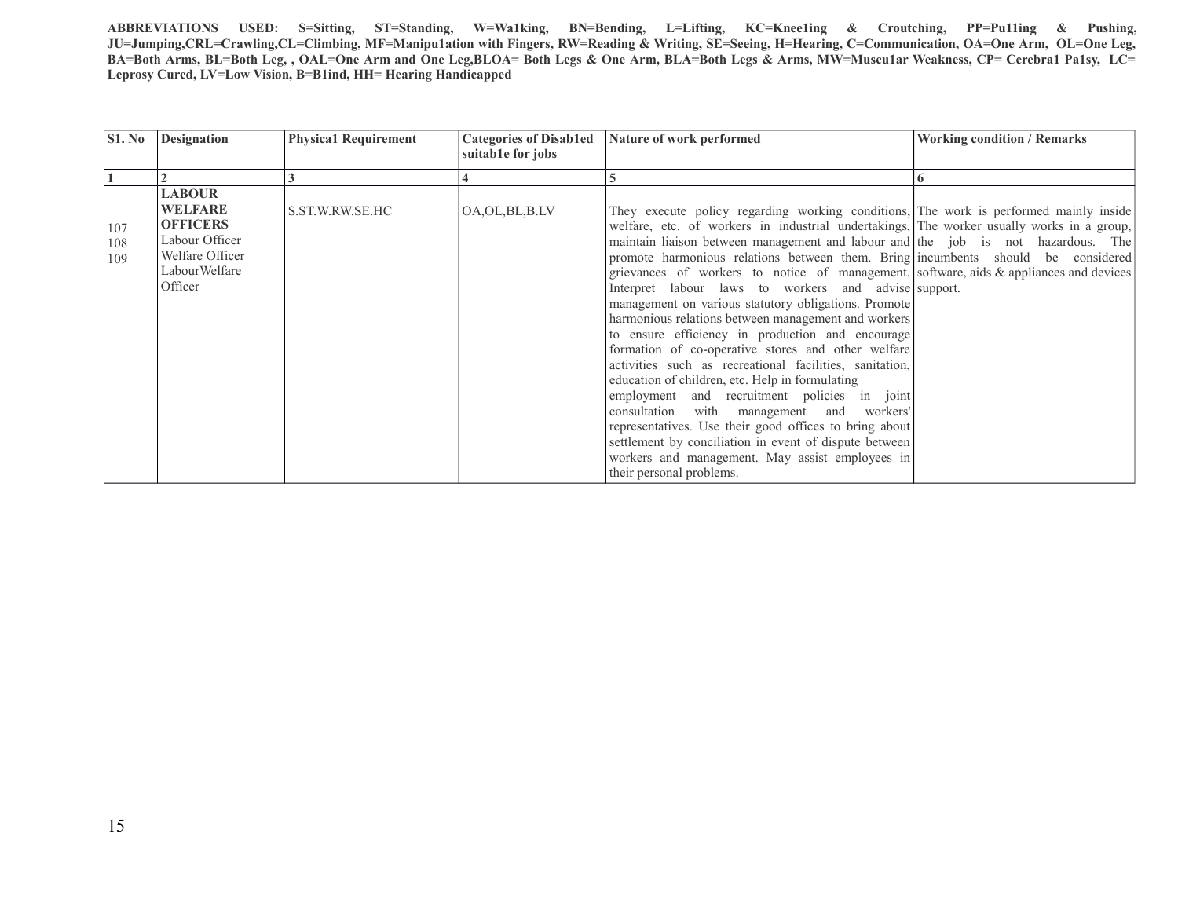**ABBREVIATIONS USED: S=Sitting, ST=Standing, W=Wa1king, BN=Bending, L=Lifting, KC=Knee1ing & Croutching, PP=Pu11ing & Pushing, JU=Jumping,CRL=Crawling,CL=Climbing, MF=Manipu1ation with Fingers, RW=Reading & Writing, SE=Seeing, H=Hearing, C=Communication, OA=One Arm, OL=One Leg, BA=Both Arms, BL=Both Leg, , OAL=One Arm and One Leg,BLOA= Both Legs & One Arm, BLA=Both Legs & Arms, MW=Muscu1ar Weakness, CP= Cerebra1 Pa1sy, LC= Leprosy Cured, LV=Low Vision, B=B1ind, HH= Hearing Handicapped**

| S1. No | Designation | Physica1 Requirement | Categories of Disab1ed suitab1e for jobs | Nature of work performed | Working condition / Remarks |
|---|---|---|---|---|---|
| 1 | 2 | 3 | 4 | 5 | 6 |
| 107<br>108<br>109 | **LABOUR WELFARE OFFICERS**<br>Labour Officer<br>Welfare Officer<br>LabourWelfare Officer | S.ST.W.RW.SE.HC | OA,OL,BL,B.LV | They execute policy regarding working conditions, welfare, etc. of workers in industrial undertakings, maintain liaison between management and labour and promote harmonious relations between them. Bring grievances of workers to notice of management. Interpret labour laws to workers and advise management on various statutory obligations. Promote harmonious relations between management and workers to ensure efficiency in production and encourage formation of co-operative stores and other welfare activities such as recreational facilities, sanitation, education of children, etc. Help in formulating employment and recruitment policies in joint consultation with management and workers' representatives. Use their good offices to bring about settlement by conciliation in event of dispute between workers and management. May assist employees in their personal problems. | The work is performed mainly inside The worker usually works in a group, the job is not hazardous. The incumbents should be considered software, aids & appliances and devices support. |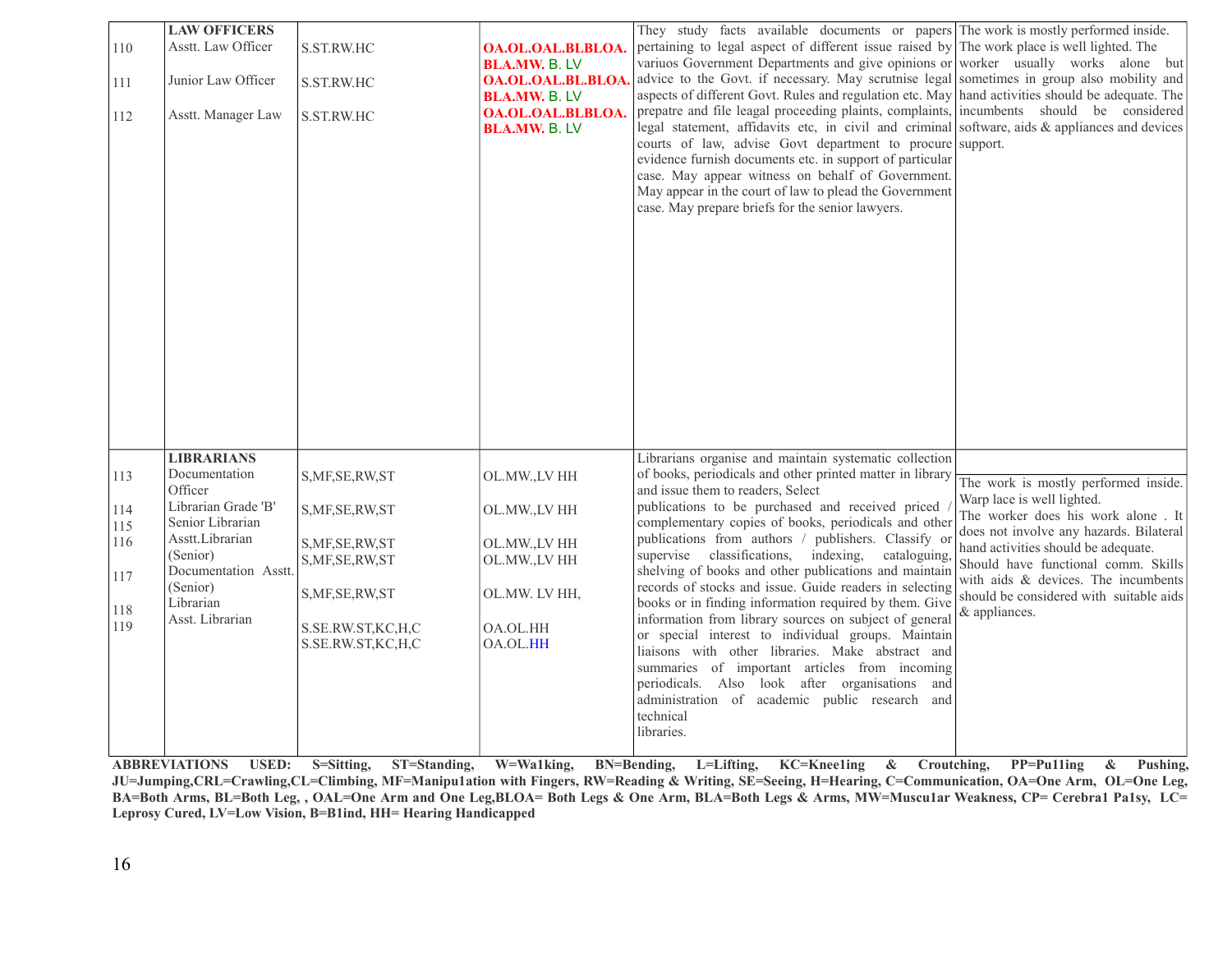| | | | | | |
|---|---|---|---|---|---|
| | **LAW OFFICERS** | | | | |
| 110 | Asstt. Law Officer | S.ST.RW.HC | **OA.OL.OAL.BLBLOA. BLA.MW.** B. LV | They study facts available documents or papers pertaining to legal aspect of different issue raised by variuos Government Departments and give opinions or advice to the Govt. if necessary. May scrutnise legal aspects of different Govt. Rules and regulation etc. May prepatre and file leagal proceeding plaints, complaints, legal statement, affidavits etc, in civil and criminal courts of law, advise Govt department to procure evidence furnish documents etc. in support of particular case. May appear witness on behalf of Government. May appear in the court of law to plead the Government case. May prepare briefs for the senior lawyers. | The work is mostly performed inside. The work place is well lighted. The worker usually works alone but sometimes in group also mobility and hand activities should be adequate. The incumbents should be considered software, aids & appliances and devices support. |
| 111 | Junior Law Officer | S.ST.RW.HC | **OA.OL.OAL.BL.BLOA. BLA.MW.** B. LV | | |
| 112 | Asstt. Manager Law | S.ST.RW.HC | **OA.OL.OAL.BLBLOA. BLA.MW.** B. LV | | |
| | **LIBRARIANS** | | | Librarians organise and maintain systematic collection of books, periodicals and other printed matter in library and issue them to readers, Select publications to be purchased and received priced / complementary copies of books, periodicals and other publications from authors / publishers. Classify or supervise classifications, indexing, cataloguing, shelving of books and other publications and maintain records of stocks and issue. Guide readers in selecting books or in finding information required by them. Give information from library sources on subject of general or special interest to individual groups. Maintain liaisons with other libraries. Make abstract and summaries of important articles from incoming periodicals. Also look after organisations and administration of academic public research and technical libraries. | The work is mostly performed inside. Warp lace is well lighted. The worker does his work alone . It does not involve any hazards. Bilateral hand activities should be adequate. Should have functional comm. Skills with aids & devices. The incumbents should be considered with suitable aids & appliances. |
| 113 | Documentation Officer | S,MF,SE,RW,ST | OL.MW.,LV HH | | |
| 114 | Librarian Grade 'B' | S,MF,SE,RW,ST | OL.MW.,LV HH | | |
| 115 | Senior Librarian | | | | |
| 116 | Asstt.Librarian (Senior) | S,MF,SE,RW,ST | OL.MW.,LV HH | | |
| | | S,MF,SE,RW,ST | OL.MW.,LV HH | | |
| 117 | Documentation Asstt. (Senior) | S,MF,SE,RW,ST | OL.MW. LV HH, | | |
| 118 | Librarian | S.SE.RW.ST,KC,H,C | OA.OL.HH | | |
| 119 | Asst. Librarian | S.SE.RW.ST,KC,H,C | OA.OL.HH | | |

**ABBREVIATIONS USED: S=Sitting, ST=Standing, W=Wa1king, BN=Bending, L=Lifting, KC=Knee1ing & Croutching, PP=Pu11ing & Pushing, JU=Jumping,CRL=Crawling,CL=Climbing, MF=Manipu1ation with Fingers, RW=Reading & Writing, SE=Seeing, H=Hearing, C=Communication, OA=One Arm, OL=One Leg, BA=Both Arms, BL=Both Leg, , OAL=One Arm and One Leg,BLOA= Both Legs & One Arm, BLA=Both Legs & Arms, MW=Muscu1ar Weakness, CP= Cerebra1 Pa1sy, LC= Leprosy Cured, LV=Low Vision, B=B1ind, HH= Hearing Handicapped**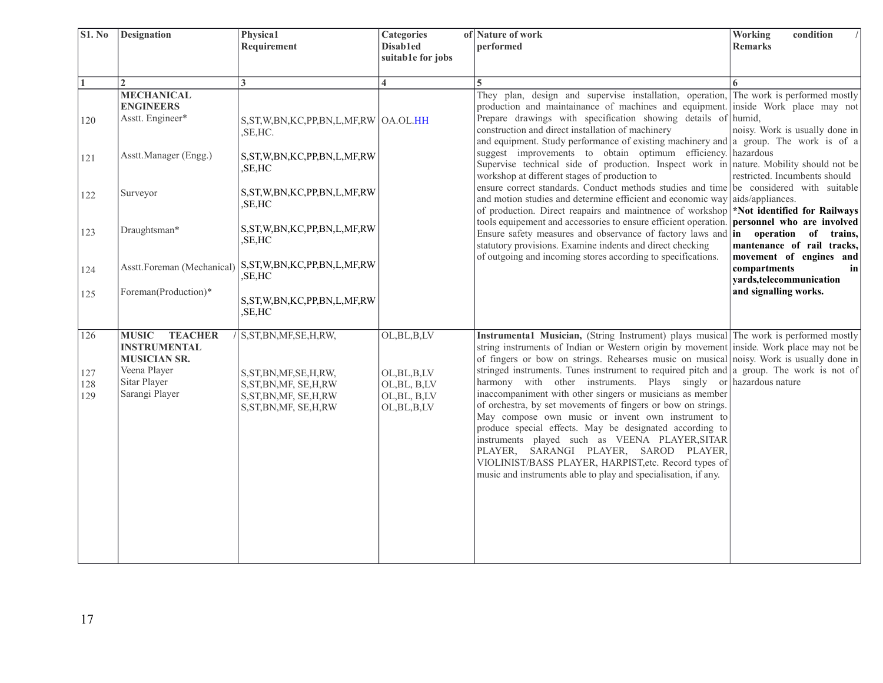| S1. No | Designation | Physica1 Requirement | Categories of Disab1ed suitab1e for jobs | Nature of work performed | Working condition / Remarks |
|---|---|---|---|---|---|
| 1 | 2 | 3 | 4 | 5 | 6 |
| | **MECHANICAL ENGINEERS** | | | They plan, design and supervise installation, operation, production and maintainance of machines and equipment. Prepare drawings with specification showing details of construction and direct installation of machinery and equipment. Study performance of existing machinery and suggest improvements to obtain optimum efficiency. Supervise technical side of production. Inspect work in workshop at different stages of production to ensure correct standards. Conduct methods studies and time and motion studies and determine efficient and economic way of production. Direct reapairs and maintnence of workshop tools equipement and accessories to ensure efficient operation. Ensure safety measures and observance of factory laws and statutory provisions. Examine indents and direct checking of outgoing and incoming stores according to specifications. | The work is performed mostly inside Work place may not humid, noisy. Work is usually done in a group. The work is of a hazardous nature. Mobility should not be restricted. Incumbents should be considered with suitable aids/appliances. **\*Not identified for Railways personnel who are involved in operation of trains, mantenance of rail tracks, movement of engines and compartments in yards,telecommunication and signalling works.** |
| 120 | Asstt. Engineer* | S,ST,W,BN,KC,PP,BN,L,MF,RW,SE,HC. | OA.OL.HH | | |
| 121 | Asstt.Manager (Engg.) | S,ST,W,BN,KC,PP,BN,L,MF,RW,SE,HC | | | |
| 122 | Surveyor | S,ST,W,BN,KC,PP,BN,L,MF,RW,SE,HC | | | |
| 123 | Draughtsman* | S,ST,W,BN,KC,PP,BN,L,MF,RW,SE,HC | | | |
| 124 | Asstt.Foreman (Mechanical) | S,ST,W,BN,KC,PP,BN,L,MF,RW,SE,HC | | | |
| 125 | Foreman(Production)* | S,ST,W,BN,KC,PP,BN,L,MF,RW,SE,HC | | | |
| 126 | **MUSIC TEACHER / INSTRUMENTAL MUSICIAN SR.** | S,ST,BN,MF,SE,H,RW, | OL,BL,B,LV | **Instrumenta1 Musician,** (String Instrument) plays musical string instruments of Indian or Western origin by movement of fingers or bow on strings. Rehearses music on musical stringed instruments. Tunes instrument to required pitch and harmony with other instruments. Plays singly or inaccompaniment with other singers or musicians as member of orchestra, by set movements of fingers or bow on strings. May compose own music or invent own instrument to produce special effects. May be designated according to instruments played such as VEENA PLAYER,SITAR PLAYER, SARANGI PLAYER, SAROD PLAYER, VIOLINIST/BASS PLAYER, HARPIST,etc. Record types of music and instruments able to play and specialisation, if any. | The work is performed mostly inside. Work place may not be noisy. Work is usually done in a group. The work is not of hazardous nature |
| 127 | Veena Player | S,ST,BN,MF,SE,H,RW, | OL,BL,B,LV | | |
| 128 | Sitar Player | S,ST,BN,MF, SE,H,RW | OL,BL, B,LV | | |
| 129 | Sarangi Player | S,ST,BN,MF, SE,H,RW | OL,BL, B,LV | | |
| | | S,ST,BN,MF, SE,H,RW | OL,BL,B,LV | | |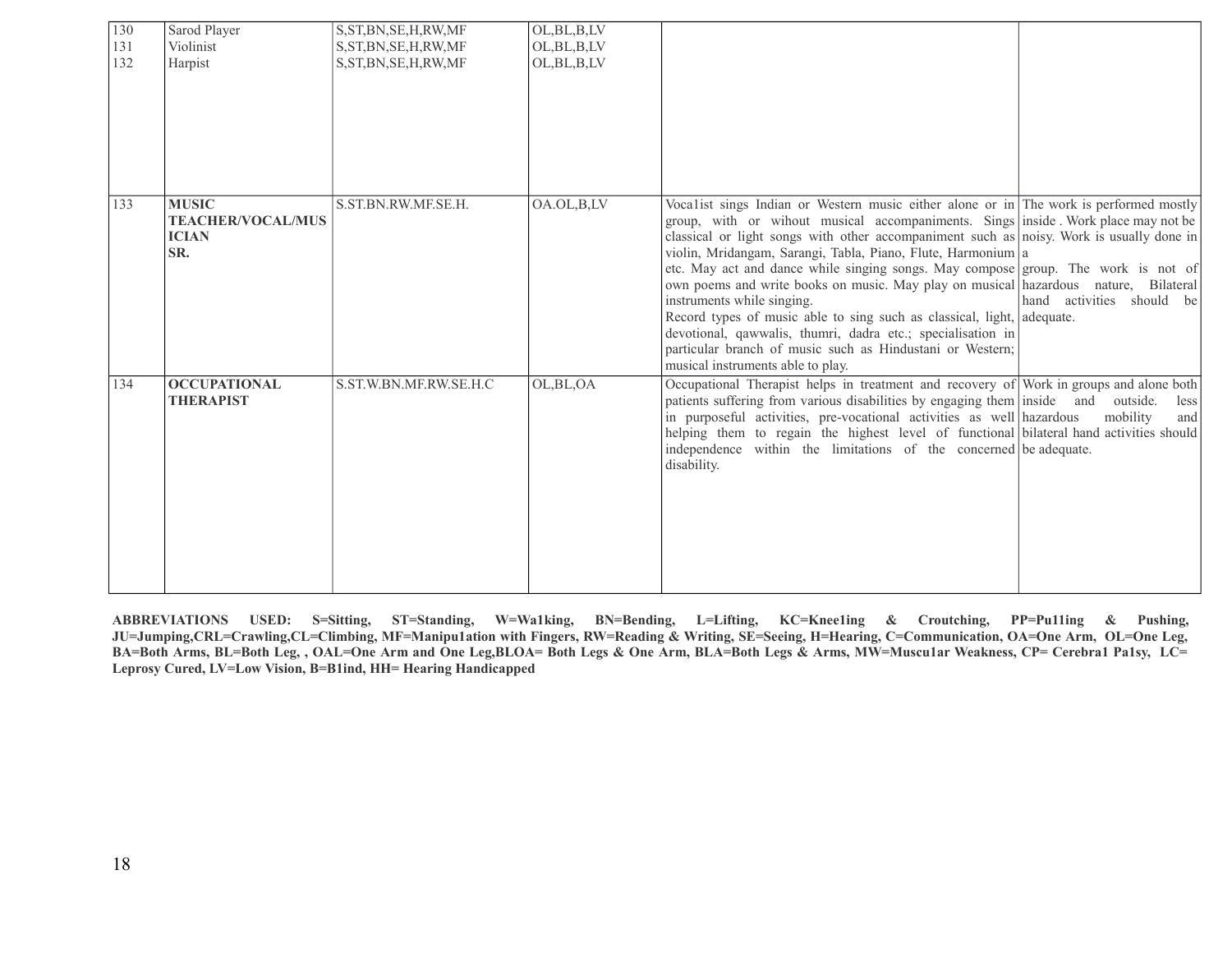| | | | | | |
|---|---|---|---|---|---|
| 130<br>131<br>132 | Sarod Player<br>Violinist<br>Harpist | S,ST,BN,SE,H,RW,MF<br>S,ST,BN,SE,H,RW,MF<br>S,ST,BN,SE,H,RW,MF | OL,BL,B,LV<br>OL,BL,B,LV<br>OL,BL,B,LV | | |
| 133 | **MUSIC TEACHER/VOCAL/MUSICIAN SR.** | S.ST.BN.RW.MF.SE.H. | OA.OL,B,LV | Voca1ist sings Indian or Western music either alone or in group, with or wihout musical accompaniments. Sings classical or light songs with other accompaniment such as violin, Mridangam, Sarangi, Tabla, Piano, Flute, Harmonium etc. May act and dance while singing songs. May compose own poems and write books on music. May play on musical instruments while singing.<br>Record types of music able to sing such as classical, light, devotional, qawwalis, thumri, dadra etc.; specialisation in particular branch of music such as Hindustani or Western; musical instruments able to play. | The work is performed mostly inside . Work place may not be noisy. Work is usually done in a group. The work is not of hazardous nature, Bilateral hand activities should be adequate. |
| 134 | **OCCUPATIONAL THERAPIST** | S.ST.W.BN.MF.RW.SE.H.C | OL,BL,OA | Occupational Therapist helps in treatment and recovery of patients suffering from various disabilities by engaging them in purposeful activities, pre-vocational activities as well helping them to regain the highest level of functional independence within the limitations of the concerned disability. | Work in groups and alone both inside and outside. less hazardous mobility and bilateral hand activities should be adequate. |

**ABBREVIATIONS USED: S=Sitting, ST=Standing, W=Wa1king, BN=Bending, L=Lifting, KC=Knee1ing & Croutching, PP=Pu11ing & Pushing, JU=Jumping,CRL=Crawling,CL=Climbing, MF=Manipu1ation with Fingers, RW=Reading & Writing, SE=Seeing, H=Hearing, C=Communication, OA=One Arm, OL=One Leg, BA=Both Arms, BL=Both Leg, , OAL=One Arm and One Leg,BLOA= Both Legs & One Arm, BLA=Both Legs & Arms, MW=Muscu1ar Weakness, CP= Cerebra1 Pa1sy, LC= Leprosy Cured, LV=Low Vision, B=B1ind, HH= Hearing Handicapped**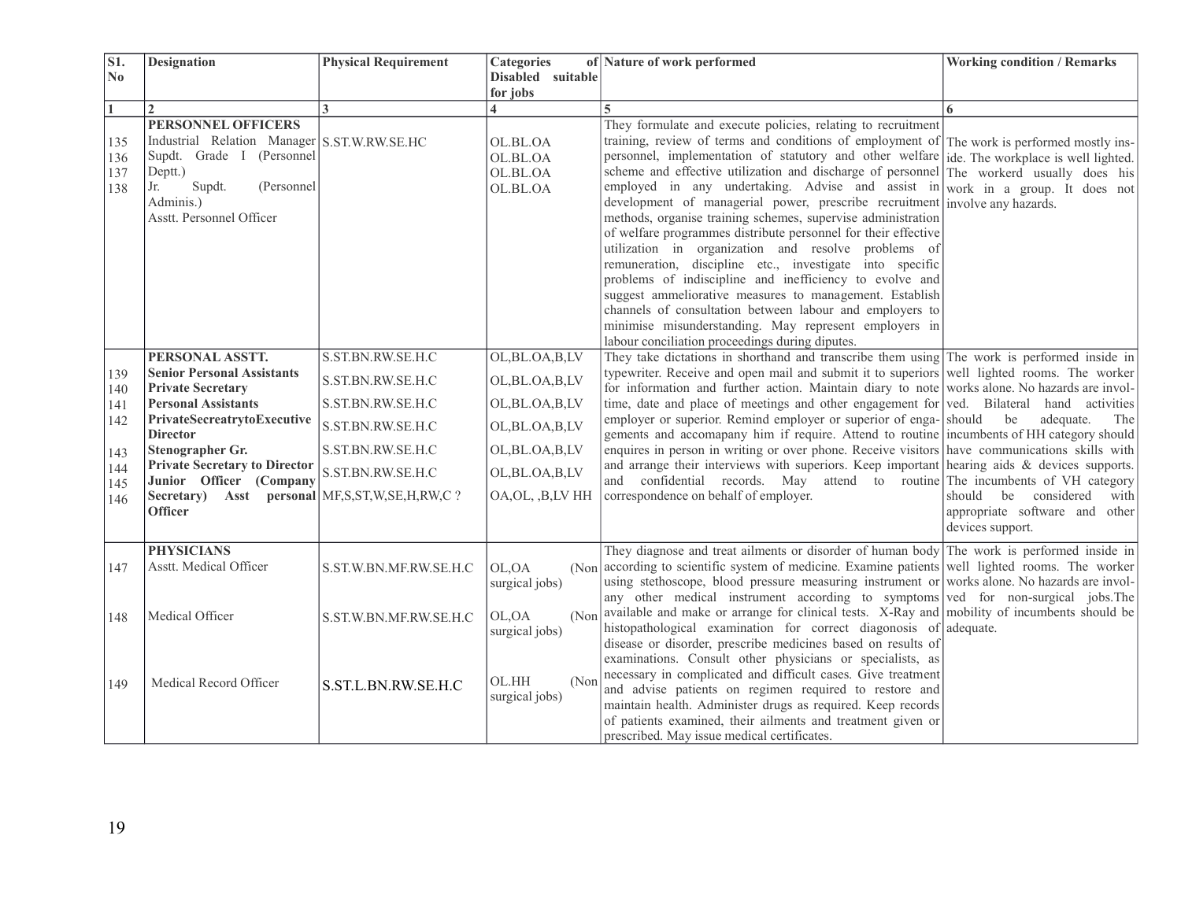| Sl. No | Designation | Physical Requirement | Categories of Disabled suitable for jobs | Nature of work performed | Working condition / Remarks |
|---|---|---|---|---|---|
| 1 | 2 | 3 | 4 | 5 | 6 |
| | **PERSONNEL OFFICERS** | | | They formulate and execute policies, relating to recruitment training, review of terms and conditions of employment of personnel, implementation of statutory and other welfare scheme and effective utilization and discharge of personnel employed in any undertaking. Advise and assist in development of managerial power, prescribe recruitment methods, organise training schemes, supervise administration of welfare programmes distribute personnel for their effective utilization in organization and resolve problems of remuneration, discipline etc., investigate into specific problems of indiscipline and inefficiency to evolve and suggest ammeliorative measures to management. Establish channels of consultation between labour and employers to minimise misunderstanding. May represent employers in labour conciliation proceedings during diputes. | The work is performed mostly inside. The workplace is well lighted. The workerd usually does his work in a group. It does not involve any hazards. |
| 135 | Industrial Relation Manager | S.ST.W.RW.SE.HC | OL.BL.OA | | |
| 136 | Supdt. Grade I (Personnel Deptt.) | | OL.BL.OA | | |
| 137 | Jr. Supdt. (Personnel Adminis.) | | OL.BL.OA | | |
| 138 | Asstt. Personnel Officer | | OL.BL.OA | | |
| | **PERSONAL ASSTT.** | S.ST.BN.RW.SE.H.C | OL,BL.OA,B,LV | They take dictations in shorthand and transcribe them using typewriter. Receive and open mail and submit it to superiors for information and further action. Maintain diary to note time, date and place of meetings and other engagement for employer or superior. Remind employer or superior of engagements and accomapany him if require. Attend to routine enquires in person in writing or over phone. Receive visitors and arrange their interviews with superiors. Keep important and confidential records. May attend to routine correspondence on behalf of employer. | The work is performed inside in well lighted rooms. The worker works alone. No hazards are involved. Bilateral hand activities should be adequate. The incumbents of HH category should have communications skills with hearing aids & devices supports. The incumbents of VH category should be considered with appropriate software and other devices support. |
| 139 | **Senior Personal Assistants** | S.ST.BN.RW.SE.H.C | OL,BL.OA,B,LV | | |
| 140 | **Private Secretary** | S.ST.BN.RW.SE.H.C | OL,BL.OA,B,LV | | |
| 141 | **Personal Assistants** | S.ST.BN.RW.SE.H.C | OL,BL.OA,B,LV | | |
| 142 | **PrivateSecreatrytoExecutive Director** | S.ST.BN.RW.SE.H.C | OL,BL.OA,B,LV | | |
| 143 | **Stenographer Gr.** | S.ST.BN.RW.SE.H.C | OL,BL.OA,B,LV | | |
| 144 | **Private Secretary to Director** | | | | |
| 145 | **Junior Officer (Company Secretary)** | | | | |
| 146 | **Asst personal Officer** | MF,S,ST,W,SE,H,RW,C ? | OA,OL, ,B,LV HH | | |
| | **PHYSICIANS** | | | They diagnose and treat ailments or disorder of human body according to scientific system of medicine. Examine patients using stethoscope, blood pressure measuring instrument or any other medical instrument according to symptoms available and make or arrange for clinical tests. X-Ray and histopathological examination for correct diagonosis of disease or disorder, prescribe medicines based on results of examinations. Consult other physicians or specialists, as necessary in complicated and difficult cases. Give treatment and advise patients on regimen required to restore and maintain health. Administer drugs as required. Keep records of patients examined, their ailments and treatment given or prescribed. May issue medical certificates. | The work is performed inside in well lighted rooms. The worker works alone. No hazards are involved for non-surgical jobs. The mobility of incumbents should be adequate. |
| 147 | Asstt. Medical Officer | S.ST.W.BN.MF.RW.SE.H.C | OL,OA (Non surgical jobs) | | |
| 148 | Medical Officer | S.ST.W.BN.MF.RW.SE.H.C | OL,OA (Non surgical jobs) | | |
| 149 | Medical Record Officer | S.ST.L.BN.RW.SE.H.C | OL.HH (Non surgical jobs) | | |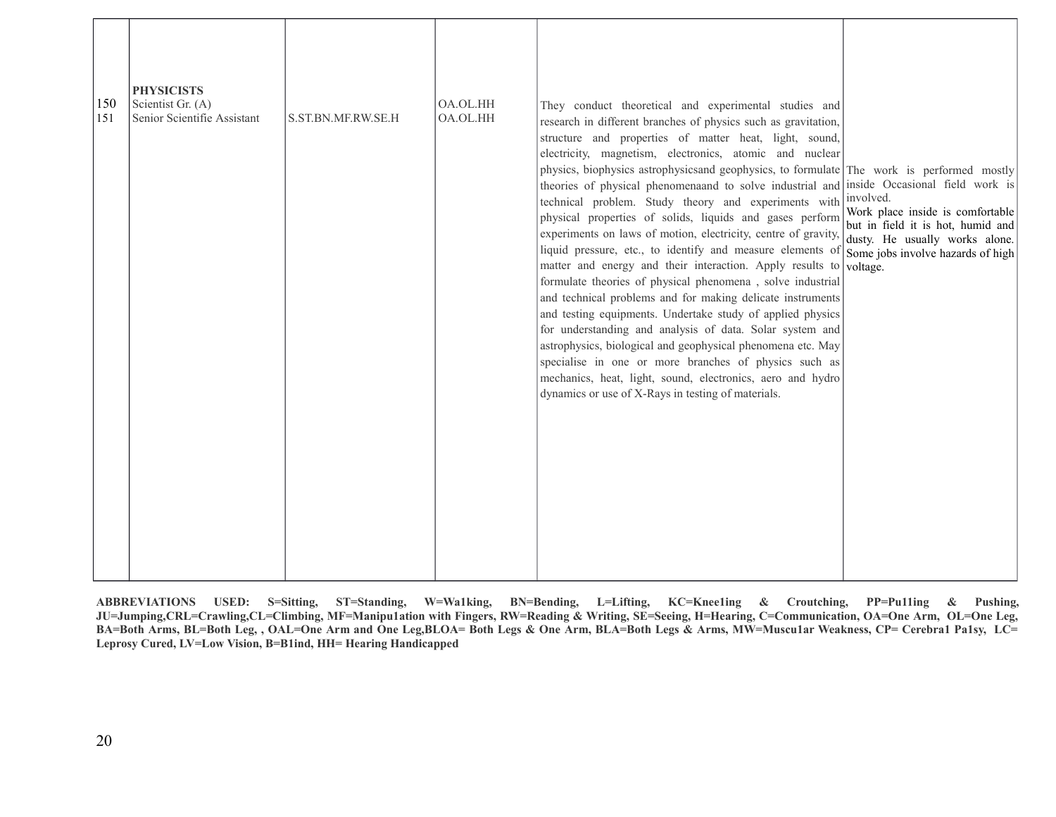| | | | | | |
|---|---|---|---|---|---|
| 150<br>151 | **PHYSICISTS**<br>Scientist Gr. (A)<br>Senior Scientifie Assistant | S.ST.BN.MF.RW.SE.H | OA.OL.HH<br>OA.OL.HH | They conduct theoretical and experimental studies and research in different branches of physics such as gravitation, structure and properties of matter heat, light, sound, electricity, magnetism, electronics, atomic and nuclear physics, biophysics astrophysicsand geophysics, to formulate theories of physical phenomenaand to solve industrial and technical problem. Study theory and experiments with physical properties of solids, liquids and gases perform experiments on laws of motion, electricity, centre of gravity, liquid pressure, etc., to identify and measure elements of matter and energy and their interaction. Apply results to formulate theories of physical phenomena , solve industrial and technical problems and for making delicate instruments and testing equipments. Undertake study of applied physics for understanding and analysis of data. Solar system and astrophysics, biological and geophysical phenomena etc. May specialise in one or more branches of physics such as mechanics, heat, light, sound, electronics, aero and hydro dynamics or use of X-Rays in testing of materials. | The work is performed mostly inside Occasional field work is involved.<br>Work place inside is comfortable but in field it is hot, humid and dusty. He usually works alone. Some jobs involve hazards of high voltage. |

**ABBREVIATIONS USED: S=Sitting, ST=Standing, W=Wa1king, BN=Bending, L=Lifting, KC=Knee1ing & Croutching, PP=Pu11ing & Pushing, JU=Jumping,CRL=Crawling,CL=Climbing, MF=Manipu1ation with Fingers, RW=Reading & Writing, SE=Seeing, H=Hearing, C=Communication, OA=One Arm, OL=One Leg, BA=Both Arms, BL=Both Leg, , OAL=One Arm and One Leg,BLOA= Both Legs & One Arm, BLA=Both Legs & Arms, MW=Muscu1ar Weakness, CP= Cerebra1 Pa1sy, LC= Leprosy Cured, LV=Low Vision, B=B1ind, HH= Hearing Handicapped**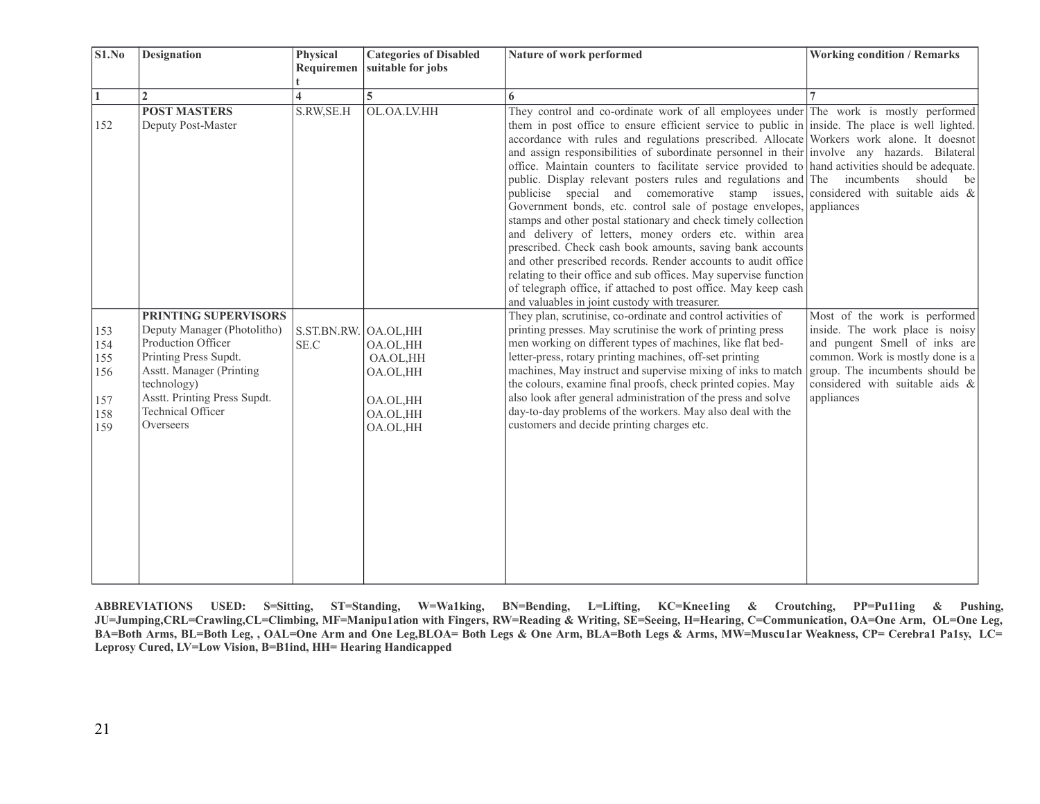| S1.No | Designation | Physical Requirement | Categories of Disabled suitable for jobs | Nature of work performed | Working condition / Remarks |
|---|---|---|---|---|---|
| 1 | 2 | 4 | 5 | 6 | 7 |
| | **POST MASTERS** | | | | |
| 152 | Deputy Post-Master | S.RW,SE.H | OL.OA.LV.HH | They control and co-ordinate work of all employees under them in post office to ensure efficient service to public in accordance with rules and regulations prescribed. Allocate and assign responsibilities of subordinate personnel in their office. Maintain counters to facilitate service provided to public. Display relevant posters rules and regulations and publicise special and comemorative stamp issues, Government bonds, etc. control sale of postage envelopes, stamps and other postal stationary and check timely collection and delivery of letters, money orders etc. within area prescribed. Check cash book amounts, saving bank accounts and other prescribed records. Render accounts to audit office relating to their office and sub offices. May supervise function of telegraph office, if attached to post office. May keep cash and valuables in joint custody with treasurer. | The work is mostly performed inside. The place is well lighted. Workers work alone. It doesnot involve any hazards. Bilateral hand activities should be adequate. The incumbents should be considered with suitable aids & appliances |
| | **PRINTING SUPERVISORS** | | | They plan, scrutinise, co-ordinate and control activities of printing presses. May scrutinise the work of printing press men working on different types of machines, like flat bed-letter-press, rotary printing machines, off-set printing machines, May instruct and supervise mixing of inks to match the colours, examine final proofs, check printed copies. May also look after general administration of the press and solve day-to-day problems of the workers. May also deal with the customers and decide printing charges etc. | Most of the work is performed inside. The work place is noisy and pungent Smell of inks are common. Work is mostly done is a group. The incumbents should be considered with suitable aids & appliances |
| 153 | Deputy Manager (Photolitho) | S.ST.BN.RW. SE.C | OA.OL,HH | | |
| 154 | Production Officer | | OA.OL,HH | | |
| 155 | Printing Press Supdt. | | OA.OL,HH | | |
| 156 | Asstt. Manager (Printing technology) | | OA.OL,HH | | |
| 157 | Asstt. Printing Press Supdt. | | OA.OL,HH | | |
| 158 | Technical Officer | | OA.OL,HH | | |
| 159 | Overseers | | OA.OL,HH | | |

**ABBREVIATIONS USED: S=Sitting, ST=Standing, W=Wa1king, BN=Bending, L=Lifting, KC=Knee1ing & Croutching, PP=Pu11ing & Pushing, JU=Jumping,CRL=Crawling,CL=Climbing, MF=Manipu1ation with Fingers, RW=Reading & Writing, SE=Seeing, H=Hearing, C=Communication, OA=One Arm, OL=One Leg, BA=Both Arms, BL=Both Leg, , OAL=One Arm and One Leg,BLOA= Both Legs & One Arm, BLA=Both Legs & Arms, MW=Muscu1ar Weakness, CP= Cerebra1 Pa1sy, LC= Leprosy Cured, LV=Low Vision, B=B1ind, HH= Hearing Handicapped**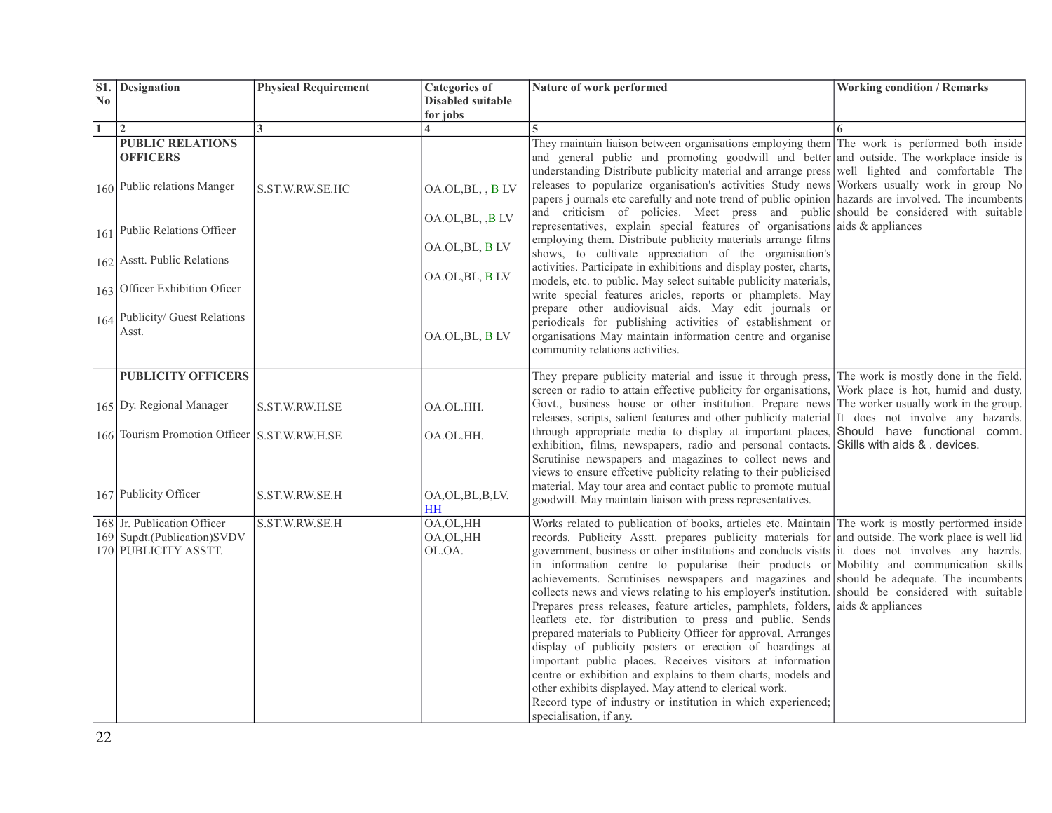| S1. No | Designation | Physical Requirement | Categories of Disabled suitable for jobs | Nature of work performed | Working condition / Remarks |
|---|---|---|---|---|---|
| 1 | 2 | 3 | 4 | 5 | 6 |
| | **PUBLIC RELATIONS OFFICERS** | | | They maintain liaison between organisations employing them and general public and promoting goodwill and better understanding Distribute publicity material and arrange press releases to popularize organisation's activities Study news papers j ournals etc carefully and note trend of public opinion and criticism of policies. Meet press and public representatives, explain special features of organisations employing them. Distribute publicity materials arrange films shows, to cultivate appreciation of the organisation's activities. Participate in exhibitions and display poster, charts, models, etc. to public. May select suitable publicity materials, write special features aricles, reports or phamplets. May prepare other audiovisual aids. May edit journals or periodicals for publishing activities of establishment or organisations May maintain information centre and organise community relations activities. | The work is performed both inside and outside. The workplace inside is well lighted and comfortable The Workers usually work in group No hazards are involved. The incumbents should be considered with suitable aids & appliances |
| 160 | Public relations Manger | S.ST.W.RW.SE.HC | OA.OL,BL, , B LV | | |
| 161 | Public Relations Officer | | OA.OL,BL, ,B LV | | |
| 162 | Asstt. Public Relations | | OA.OL,BL, B LV | | |
| 163 | Officer Exhibition Oficer | | OA.OL,BL, B LV | | |
| 164 | Publicity/ Guest Relations Asst. | | OA.OL,BL, B LV | | |
| | **PUBLICITY OFFICERS** | | | They prepare publicity material and issue it through press, screen or radio to attain effective publicity for organisations, Govt., business house or other institution. Prepare news releases, scripts, salient features and other publicity material through appropriate media to display at important places, exhibition, films, newspapers, radio and personal contacts. Scrutinise newspapers and magazines to collect news and views to ensure effcetive publicity relating to their publicised material. May tour area and contact public to promote mutual goodwill. May maintain liaison with press representatives. | The work is mostly done in the field. Work place is hot, humid and dusty. The worker usually work in the group. It does not involve any hazards. Should have functional comm. Skills with aids & . devices. |
| 165 | Dy. Regional Manager | S.ST.W.RW.H.SE | OA.OL.HH. | | |
| 166 | Tourism Promotion Officer | S.ST.W.RW.H.SE | OA.OL.HH. | | |
| 167 | Publicity Officer | S.ST.W.RW.SE.H | OA,OL,BL,B,LV. HH | | |
| 168<br>169<br>170 | Jr. Publication Officer<br>Supdt.(Publication)SVDV<br>PUBLICITY ASSTT. | S.ST.W.RW.SE.H | OA,OL,HH<br>OA,OL,HH<br>OL.OA. | Works related to publication of books, articles etc. Maintain records. Publicity Asstt. prepares publicity materials for government, business or other institutions and conducts visits in information centre to popularise their products or achievements. Scrutinises newspapers and magazines and collects news and views relating to his employer's institution. Prepares press releases, feature articles, pamphlets, folders, leaflets etc. for distribution to press and public. Sends prepared materials to Publicity Officer for approval. Arranges display of publicity posters or erection of hoardings at important public places. Receives visitors at information centre or exhibition and explains to them charts, models and other exhibits displayed. May attend to clerical work.<br>Record type of industry or institution in which experienced; specialisation, if any. | The work is mostly performed inside and outside. The work place is well lid it does not involves any hazrds. Mobility and communication skills should be adequate. The incumbents should be considered with suitable aids & appliances |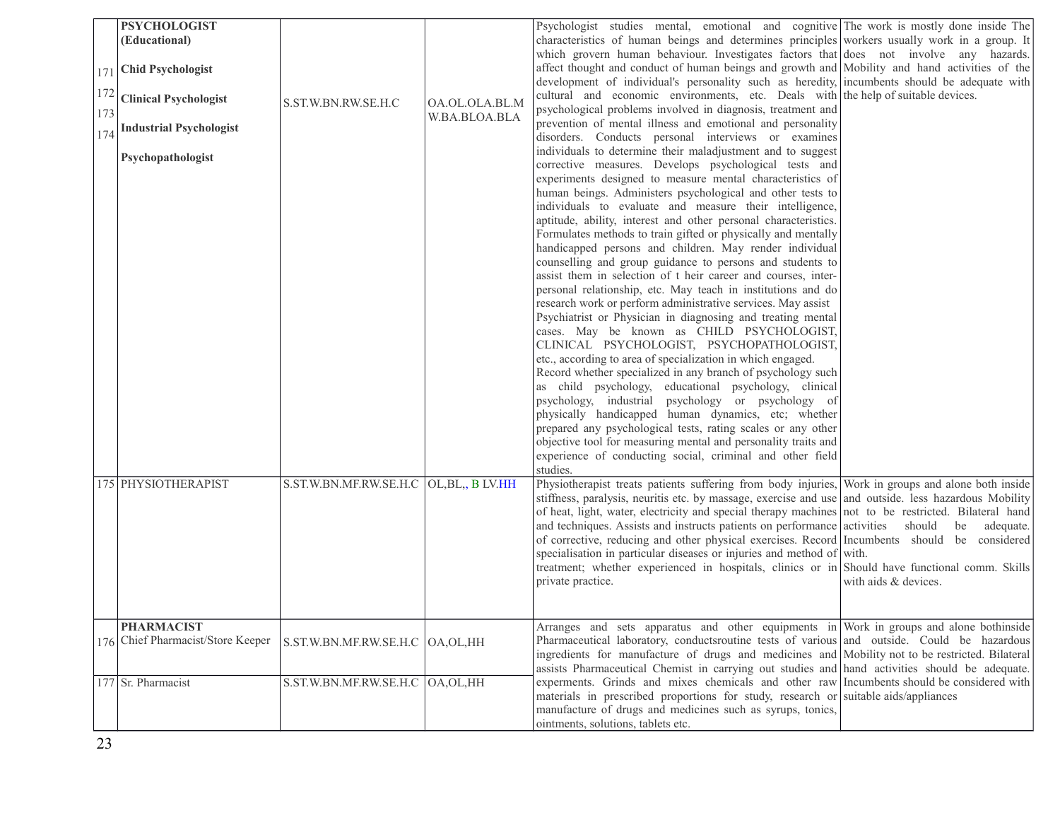| | | | | | |
|---|---|---|---|---|---|
| 171<br>172<br>173<br>174 | **PSYCHOLOGIST (Educational)**<br>**Chid Psychologist**<br>**Clinical Psychologist**<br>**Industrial Psychologist**<br>**Psychopathologist** | S.ST.W.BN.RW.SE.H.C | OA.OL.OLA.BL.MW.BA.BLOA.BLA | Psychologist studies mental, emotional and cognitive characteristics of human beings and determines principles which grovern human behaviour. Investigates factors that affect thought and conduct of human beings and growth and development of individual's personality such as heredity, cultural and economic environments, etc. Deals with psychological problems involved in diagnosis, treatment and prevention of mental illness and emotional and personality disorders. Conducts personal interviews or examines individuals to determine their maladjustment and to suggest corrective measures. Develops psychological tests and experiments designed to measure mental characteristics of human beings. Administers psychological and other tests to individuals to evaluate and measure their intelligence, aptitude, ability, interest and other personal characteristics. Formulates methods to train gifted or physically and mentally handicapped persons and children. May render individual counselling and group guidance to persons and students to assist them in selection of t heir career and courses, inter-personal relationship, etc. May teach in institutions and do research work or perform administrative services. May assist Psychiatrist or Physician in diagnosing and treating mental cases. May be known as CHILD PSYCHOLOGIST, CLINICAL PSYCHOLOGIST, PSYCHOPATHOLOGIST, etc., according to area of specialization in which engaged.<br>Record whether specialized in any branch of psychology such as child psychology, educational psychology, clinical psychology, industrial psychology or psychology of physically handicapped human dynamics, etc; whether prepared any psychological tests, rating scales or any other objective tool for measuring mental and personality traits and experience of conducting social, criminal and other field studies. | The work is mostly done inside The workers usually work in a group. It does not involve any hazards. Mobility and hand activities of the incumbents should be adequate with the help of suitable devices. |
| 175 | PHYSIOTHERAPIST | S.ST.W.BN.MF.RW.SE.H.C | OL,BL,, B LV.HH | Physiotherapist treats patients suffering from body injuries, stiffness, paralysis, neuritis etc. by massage, exercise and use of heat, light, water, electricity and special therapy machines and techniques. Assists and instructs patients on performance of corrective, reducing and other physical exercises. Record specialisation in particular diseases or injuries and method of treatment; whether experienced in hospitals, clinics or in private practice. | Work in groups and alone both inside and outside. less hazardous Mobility not to be restricted. Bilateral hand activities should be adequate. Incumbents should be considered with.<br>Should have functional comm. Skills with aids & devices. |
| 176 | **PHARMACIST**<br>Chief Pharmacist/Store Keeper | S.ST.W.BN.MF.RW.SE.H.C | OA,OL,HH | Arranges and sets apparatus and other equipments in Pharmaceutical laboratory, conductsroutine tests of various ingredients for manufacture of drugs and medicines and assists Pharmaceutical Chemist in carrying out studies and experments. Grinds and mixes chemicals and other raw materials in prescribed proportions for study, research or manufacture of drugs and medicines such as syrups, tonics, ointments, solutions, tablets etc. | Work in groups and alone bothinside and outside. Could be hazardous Mobility not to be restricted. Bilateral hand activities should be adequate. Incumbents should be considered with suitable aids/appliances |
| 177 | Sr. Pharmacist | S.ST.W.BN.MF.RW.SE.H.C | OA,OL,HH | | |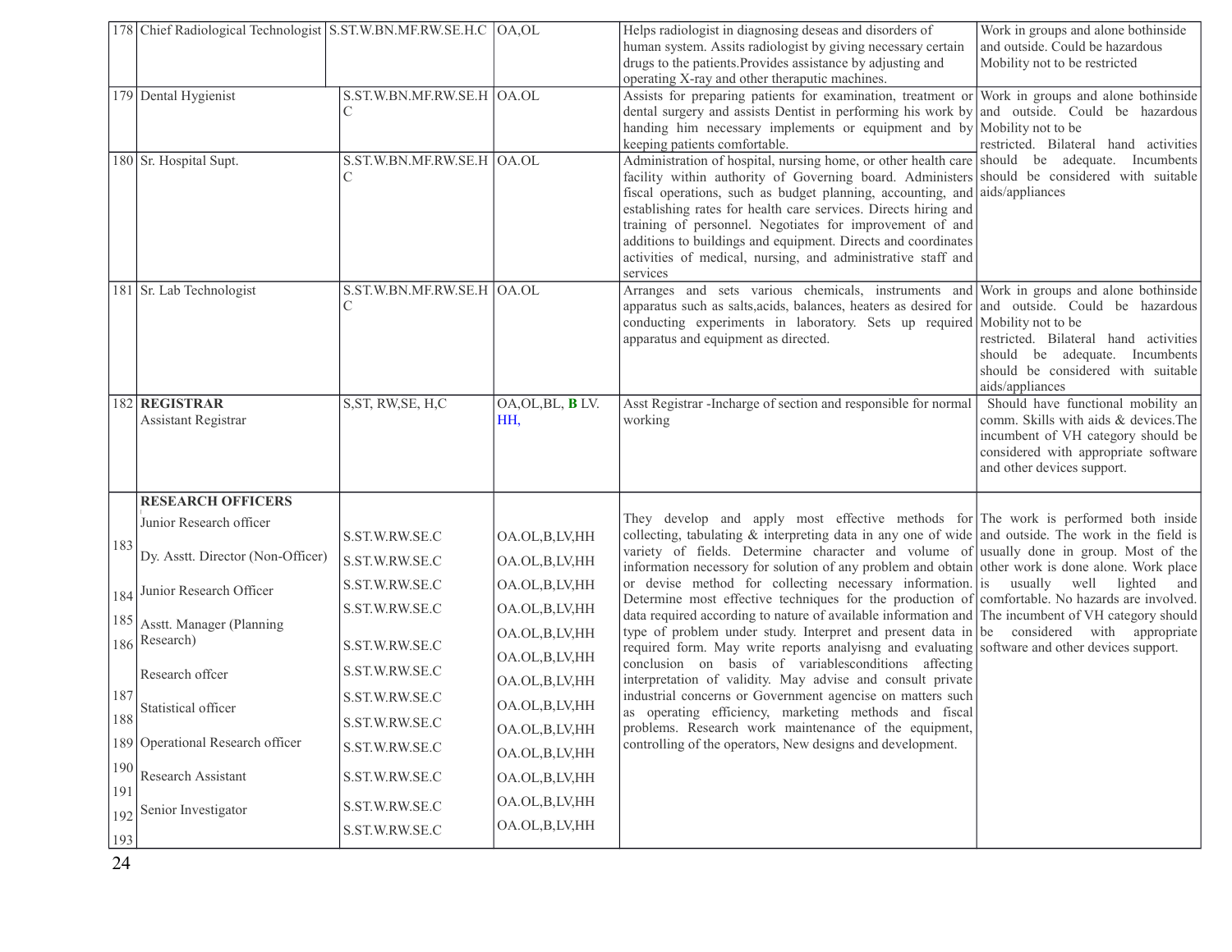| 178 | Chief Radiological Technologist | S.ST.W.BN.MF.RW.SE.H.C | OA,OL | Helps radiologist in diagnosing deseas and disorders of human system. Assits radiologist by giving necessary certain drugs to the patients.Provides assistance by adjusting and operating X-ray and other theraputic machines. | Work in groups and alone bothinside and outside. Could be hazardous Mobility not to be restricted |
|---|---|---|---|---|---|
| 179 | Dental Hygienist | S.ST.W.BN.MF.RW.SE.H C | OA.OL | Assists for preparing patients for examination, treatment or dental surgery and assists Dentist in performing his work by handing him necessary implements or equipment and by keeping patients comfortable. | Work in groups and alone bothinside and outside. Could be hazardous Mobility not to be restricted. Bilateral hand activities should be adequate. Incumbents should be considered with suitable aids/appliances |
| 180 | Sr. Hospital Supt. | S.ST.W.BN.MF.RW.SE.H C | OA.OL | Administration of hospital, nursing home, or other health care facility within authority of Governing board. Administers fiscal operations, such as budget planning, accounting, and establishing rates for health care services. Directs hiring and training of personnel. Negotiates for improvement of and additions to buildings and equipment. Directs and coordinates activities of medical, nursing, and administrative staff and services | |
| 181 | Sr. Lab Technologist | S.ST.W.BN.MF.RW.SE.H C | OA.OL | Arranges and sets various chemicals, instruments and apparatus such as salts,acids, balances, heaters as desired for conducting experiments in laboratory. Sets up required apparatus and equipment as directed. | Work in groups and alone bothinside and outside. Could be hazardous Mobility not to be restricted. Bilateral hand activities should be adequate. Incumbents should be considered with suitable aids/appliances |
| 182 | **REGISTRAR** Assistant Registrar | S,ST, RW,SE, H,C | OA,OL,BL, **B** LV. HH, | Asst Registrar -Incharge of section and responsible for normal working | Should have functional mobility an comm. Skills with aids & devices.The incumbent of VH category should be considered with appropriate software and other devices support. |
| | **RESEARCH OFFICERS** | | | | |
| 183 | Junior Research officer | S.ST.W.RW.SE.C | OA.OL,B,LV,HH | They develop and apply most effective methods for collecting, tabulating & interpreting data in any one of wide variety of fields. Determine character and volume of information necessary for solution of any problem and obtain or devise method for collecting necessary information. Determine most effective techniques for the production of data required according to nature of available information and type of problem under study. Interpret and present data in required form. May write reports analyisng and evaluating conclusion on basis of variablesconditions affecting interpretation of validity. May advise and consult private industrial concerns or Government agencise on matters such as operating efficiency, marketing methods and fiscal problems. Research work maintenance of the equipment, controlling of the operators, New designs and development. | The work is performed both inside and outside. The work in the field is usually done in group. Most of the other work is done alone. Work place is usually well lighted and comfortable. No hazards are involved. The incumbent of VH category should be considered with appropriate software and other devices support. |
| 184 | Dy. Asstt. Director (Non-Officer) | S.ST.W.RW.SE.C | OA.OL,B,LV,HH | | |
| 185 | Junior Research Officer | S.ST.W.RW.SE.C | OA.OL,B,LV,HH | | |
| 186 | Asstt. Manager (Planning Research) | S.ST.W.RW.SE.C | OA.OL,B,LV,HH | | |
| 187 | Research offcer | S.ST.W.RW.SE.C | OA.OL,B,LV,HH | | |
| 188 | Statistical officer | S.ST.W.RW.SE.C | OA.OL,B,LV,HH | | |
| 189 | Operational Research officer | S.ST.W.RW.SE.C | OA.OL,B,LV,HH | | |
| 190 | Research Assistant | S.ST.W.RW.SE.C | OA.OL,B,LV,HH | | |
| 191 | Senior Investigator | S.ST.W.RW.SE.C | OA.OL,B,LV,HH | | |
| 192 | | S.ST.W.RW.SE.C | OA.OL,B,LV,HH | | |
| 193 | | S.ST.W.RW.SE.C | OA.OL,B,LV,HH | | |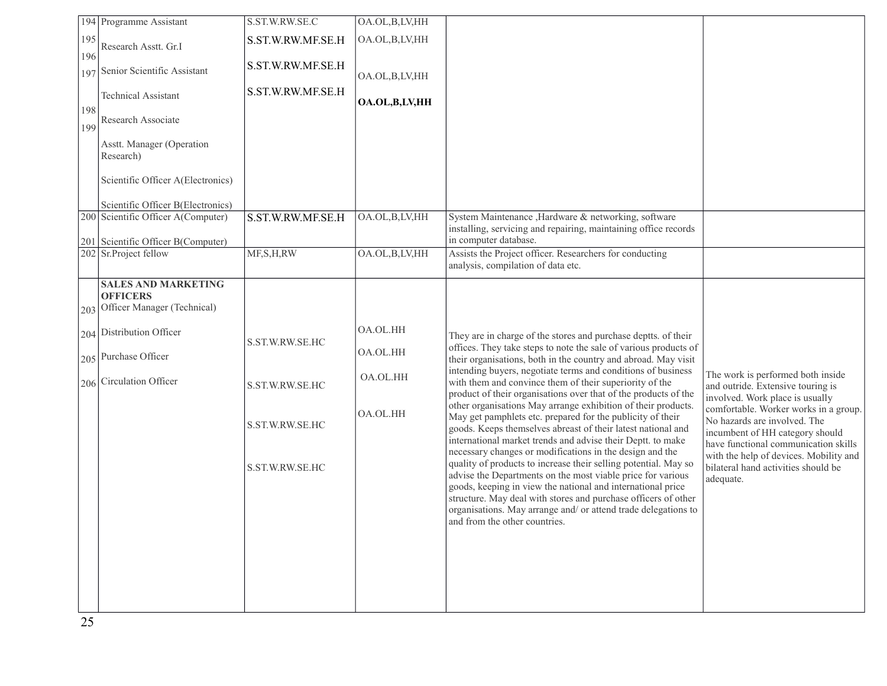| | | | | | |
|---|---|---|---|---|---|
| 194 | Programme Assistant | S.ST.W.RW.SE.C | OA.OL,B,LV,HH | | |
| 195<br>196<br>197<br><br>198<br>199 | Research Asstt. Gr.I<br><br>Senior Scientific Assistant<br><br>Technical Assistant<br><br>Research Associate<br><br>Asstt. Manager (Operation Research)<br><br>Scientific Officer A(Electronics)<br><br>Scientific Officer B(Electronics) | S.ST.W.RW.MF.SE.H<br><br>S.ST.W.RW.MF.SE.H<br><br>S.ST.W.RW.MF.SE.H | OA.OL,B,LV,HH<br><br>OA.OL,B,LV,HH<br><br>**OA.OL,B,LV,HH** | | |
| 200<br><br>201 | Scientific Officer A(Computer)<br><br>Scientific Officer B(Computer) | S.ST.W.RW.MF.SE.H | OA.OL,B,LV,HH | System Maintenance ,Hardware & networking, software installing, servicing and repairing, maintaining office records in computer database. | |
| 202 | Sr.Project fellow | MF,S,H,RW | OA.OL,B,LV,HH | Assists the Project officer. Researchers for conducting analysis, compilation of data etc. | |
| <br><br>203<br><br>204<br><br>205<br><br>206 | **SALES AND MARKETING OFFICERS**<br>Officer Manager (Technical)<br><br>Distribution Officer<br><br>Purchase Officer<br><br>Circulation Officer | S.ST.W.RW.SE.HC<br><br>S.ST.W.RW.SE.HC<br><br>S.ST.W.RW.SE.HC<br><br>S.ST.W.RW.SE.HC | OA.OL.HH<br><br>OA.OL.HH<br><br>OA.OL.HH<br><br>OA.OL.HH | They are in charge of the stores and purchase deptts. of their offices. They take steps to note the sale of various products of their organisations, both in the country and abroad. May visit intending buyers, negotiate terms and conditions of business with them and convince them of their superiority of the product of their organisations over that of the products of the other organisations May arrange exhibition of their products. May get pamphlets etc. prepared for the publicity of their goods. Keeps themselves abreast of their latest national and international market trends and advise their Deptt. to make necessary changes or modifications in the design and the quality of products to increase their selling potential. May so advise the Departments on the most viable price for various goods, keeping in view the national and international price structure. May deal with stores and purchase officers of other organisations. May arrange and/ or attend trade delegations to and from the other countries. | The work is performed both inside and outride. Extensive touring is involved. Work place is usually comfortable. Worker works in a group. No hazards are involved. The incumbent of HH category should have functional communication skills with the help of devices. Mobility and bilateral hand activities should be adequate. |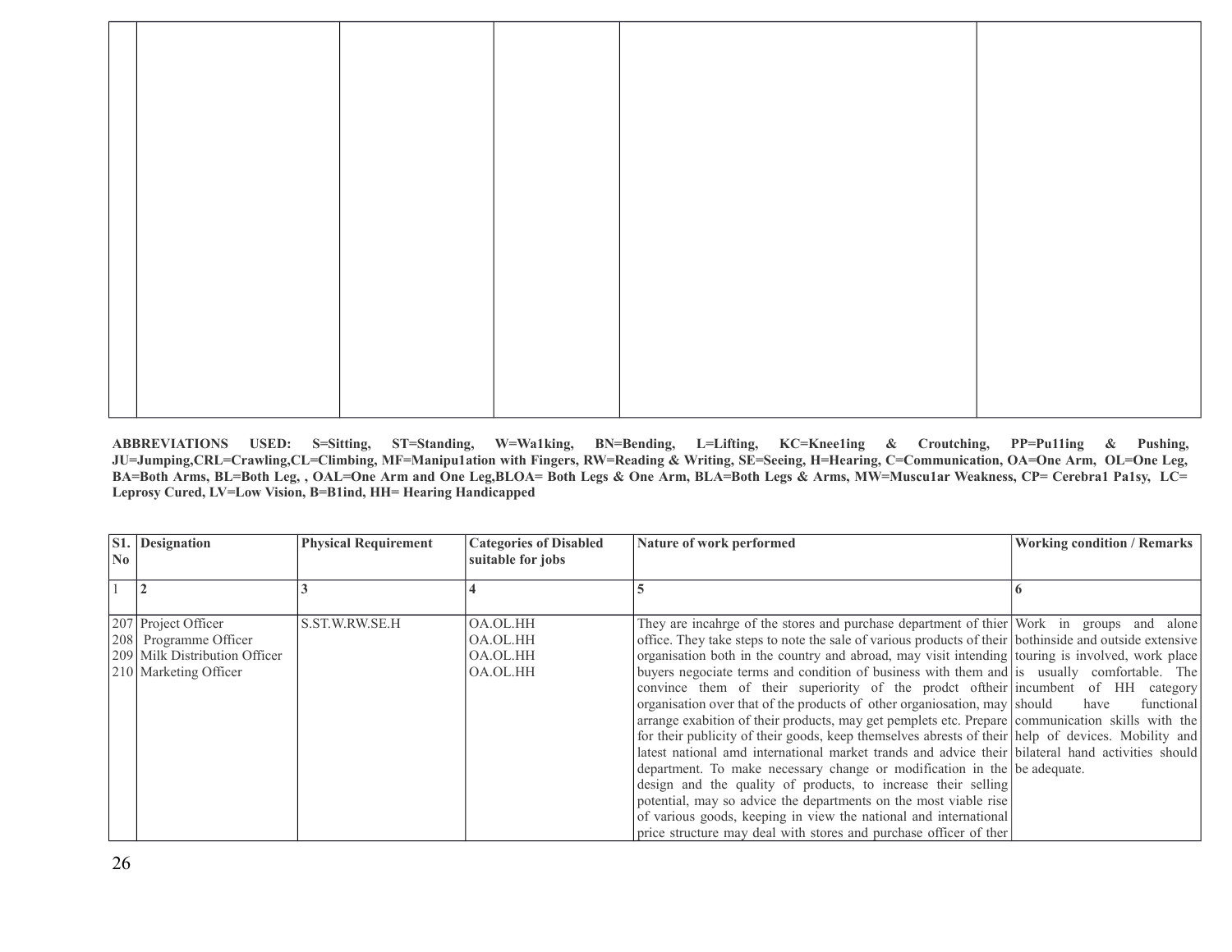| | | | | | |
|---|---|---|---|---|---|
| | | | | | |

**ABBREVIATIONS USED: S=Sitting, ST=Standing, W=Wa1king, BN=Bending, L=Lifting, KC=Knee1ing & Croutching, PP=Pu11ing & Pushing, JU=Jumping,CRL=Crawling,CL=Climbing, MF=Manipu1ation with Fingers, RW=Reading & Writing, SE=Seeing, H=Hearing, C=Communication, OA=One Arm, OL=One Leg, BA=Both Arms, BL=Both Leg, , OAL=One Arm and One Leg,BLOA= Both Legs & One Arm, BLA=Both Legs & Arms, MW=Muscu1ar Weakness, CP= Cerebra1 Pa1sy, LC= Leprosy Cured, LV=Low Vision, B=B1ind, HH= Hearing Handicapped**

| S1. No | Designation | Physical Requirement | Categories of Disabled suitable for jobs | Nature of work performed | Working condition / Remarks |
|---|---|---|---|---|---|
| 1 | 2 | 3 | 4 | 5 | 6 |
| 207<br>208<br>209<br>210 | Project Officer<br>Programme Officer<br>Milk Distribution Officer<br>Marketing Officer | S.ST.W.RW.SE.H | OA.OL.HH<br>OA.OL.HH<br>OA.OL.HH<br>OA.OL.HH | They are incahrge of the stores and purchase department of thier office. They take steps to note the sale of various products of their organisation both in the country and abroad, may visit intending buyers negociate terms and condition of business with them and convince them of their superiority of the prodct oftheir organisation over that of the products of other organiosation, may arrange exabition of their products, may get pemplets etc. Prepare for their publicity of their goods, keep themselves abrests of their latest national amd international market trands and advice their department. To make necessary change or modification in the design and the quality of products, to increase their selling potential, may so advice the departments on the most viable rise of various goods, keeping in view the national and international price structure may deal with stores and purchase officer of ther | Work in groups and alone bothinside and outside extensive touring is involved, work place is usually comfortable. The incumbent of HH category should have functional communication skills with the help of devices. Mobility and bilateral hand activities should be adequate. |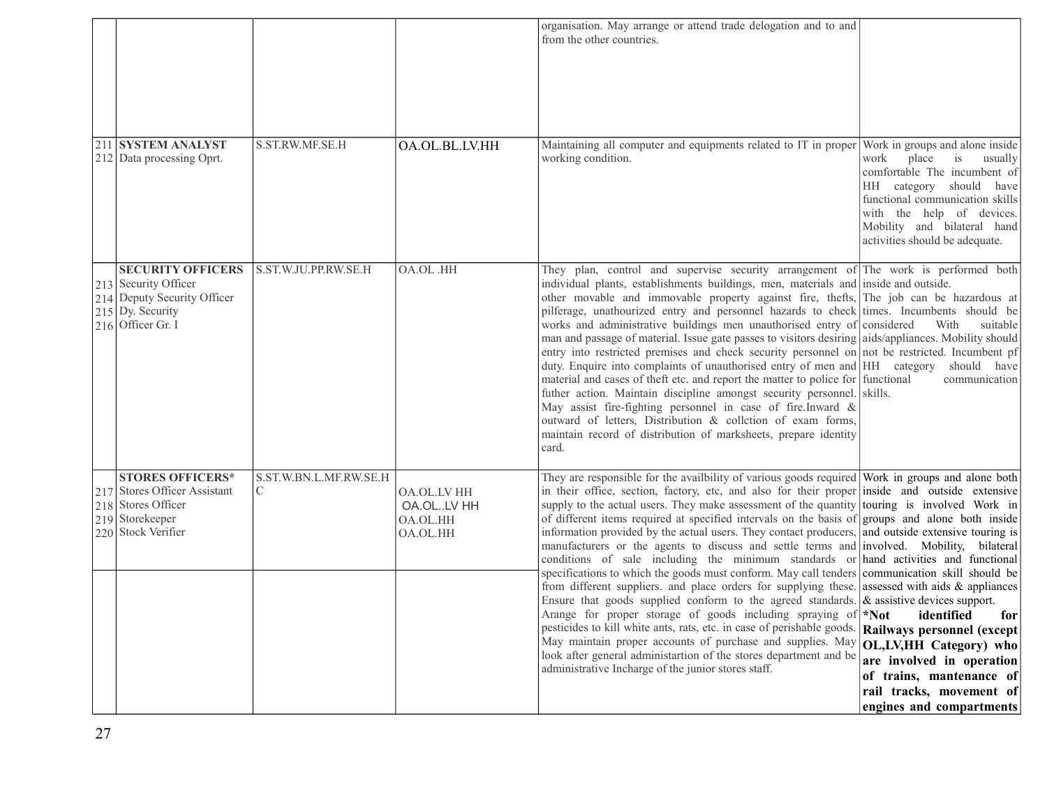| | | | | | |
|---|---|---|---|---|---|
| | | | | organisation. May arrange or attend trade delogation and to and from the other countries. | |
| 211<br>212 | **SYSTEM ANALYST**<br>Data processing Oprt. | S.ST.RW.MF.SE.H | OA.OL.BL.LV.HH | Maintaining all computer and equipments related to IT in proper working condition. | Work in groups and alone inside work place is usually comfortable The incumbent of HH category should have functional communication skills with the help of devices. Mobility and bilateral hand activities should be adequate. |
| 213<br>214<br>215<br>216 | **SECURITY OFFICERS**<br>Security Officer<br>Deputy Security Officer<br>Dy. Security<br>Officer Gr. I | S.ST.W.JU.PP.RW.SE.H | OA.OL .HH | They plan, control and supervise security arrangement of individual plants, establishments buildings, men, materials and other movable and immovable property against fire, thefts, pilferage, unathourized entry and personnel hazards to check works and administrative buildings men unauthorised entry of man and passage of material. Issue gate passes to visitors desiring entry into restricted premises and check security personnel on duty. Enquire into complaints of unauthorised entry of men and material and cases of theft etc. and report the matter to police for futher action. Maintain discipline amongst security personnel. May assist fire-fighting personnel in case of fire.Inward & outward of letters, Distribution & collction of exam forms, maintain record of distribution of marksheets, prepare identity card. | The work is performed both inside and outside.<br>The job can be hazardous at times. Incumbents should be considered With suitable aids/appliances. Mobility should not be restricted. Incumbent pf HH category should have functional communication skills. |
| 217<br>218<br>219<br>220 | **STORES OFFICERS***<br>Stores Officer Assistant<br>Stores Officer<br>Storekeeper<br>Stock Verifier | S.ST.W.BN.L.MF.RW.SE.H C | OA.OL.LV HH<br>OA.OL..LV HH<br>OA.OL.HH<br>OA.OL.HH | They are responsible for the availbility of various goods required in their office, section, factory, etc, and also for their proper supply to the actual users. They make assessment of the quantity of different items required at specified intervals on the basis of information provided by the actual users. They contact producers, manufacturers or the agents to discuss and settle terms and conditions of sale including the minimum standards or specifications to which the goods must conform. May call tenders from different suppliers. and place orders for supplying these. Ensure that goods supplied conform to the agreed standards. Arange for proper storage of goods including spraying of pesticides to kill white ants, rats, etc. in case of perishable goods. May maintain proper accounts of purchase and supplies. May look after general administartion of the stores department and be administrative Incharge of the junior stores staff. | Work in groups and alone both inside and outside extensive touring is involved Work in groups and alone both inside and outside extensive touring is involved. Mobility, bilateral hand activities and functional communication skill should be assessed with aids & appliances & assistive devices support.<br>**\*Not identified for Railways personnel (except OL,LV,HH Category) who are involved in operation of trains, mantenance of rail tracks, movement of engines and compartments** |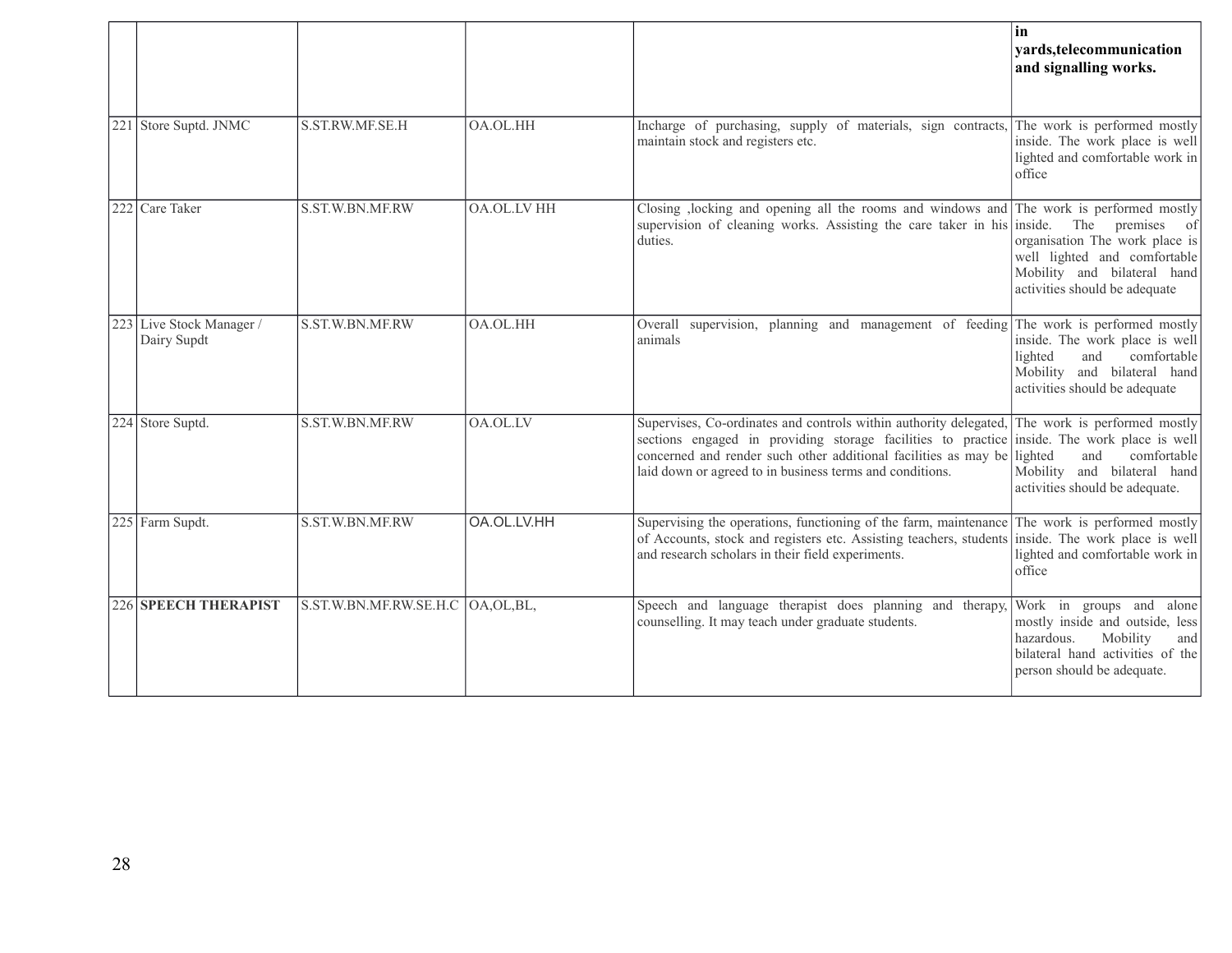| | | | | | |
|---|---|---|---|---|---|
| | | | | | **in yards,telecommunication and signalling works.** |
| 221 | Store Suptd. JNMC | S.ST.RW.MF.SE.H | OA.OL.HH | Incharge of purchasing, supply of materials, sign contracts, maintain stock and registers etc. | The work is performed mostly inside. The work place is well lighted and comfortable work in office |
| 222 | Care Taker | S.ST.W.BN.MF.RW | OA.OL.LV HH | Closing ,locking and opening all the rooms and windows and supervision of cleaning works. Assisting the care taker in his duties. | The work is performed mostly inside. The premises of organisation The work place is well lighted and comfortable Mobility and bilateral hand activities should be adequate |
| 223 | Live Stock Manager / Dairy Supdt | S.ST.W.BN.MF.RW | OA.OL.HH | Overall supervision, planning and management of feeding animals | The work is performed mostly inside. The work place is well lighted and comfortable Mobility and bilateral hand activities should be adequate |
| 224 | Store Suptd. | S.ST.W.BN.MF.RW | OA.OL.LV | Supervises, Co-ordinates and controls within authority delegated, sections engaged in providing storage facilities to practice concerned and render such other additional facilities as may be laid down or agreed to in business terms and conditions. | The work is performed mostly inside. The work place is well lighted and comfortable Mobility and bilateral hand activities should be adequate. |
| 225 | Farm Supdt. | S.ST.W.BN.MF.RW | OA.OL.LV.HH | Supervising the operations, functioning of the farm, maintenance of Accounts, stock and registers etc. Assisting teachers, students and research scholars in their field experiments. | The work is performed mostly inside. The work place is well lighted and comfortable work in office |
| 226 | **SPEECH THERAPIST** | S.ST.W.BN.MF.RW.SE.H.C | OA,OL,BL, | Speech and language therapist does planning and therapy, counselling. It may teach under graduate students. | Work in groups and alone mostly inside and outside, less hazardous. Mobility and bilateral hand activities of the person should be adequate. |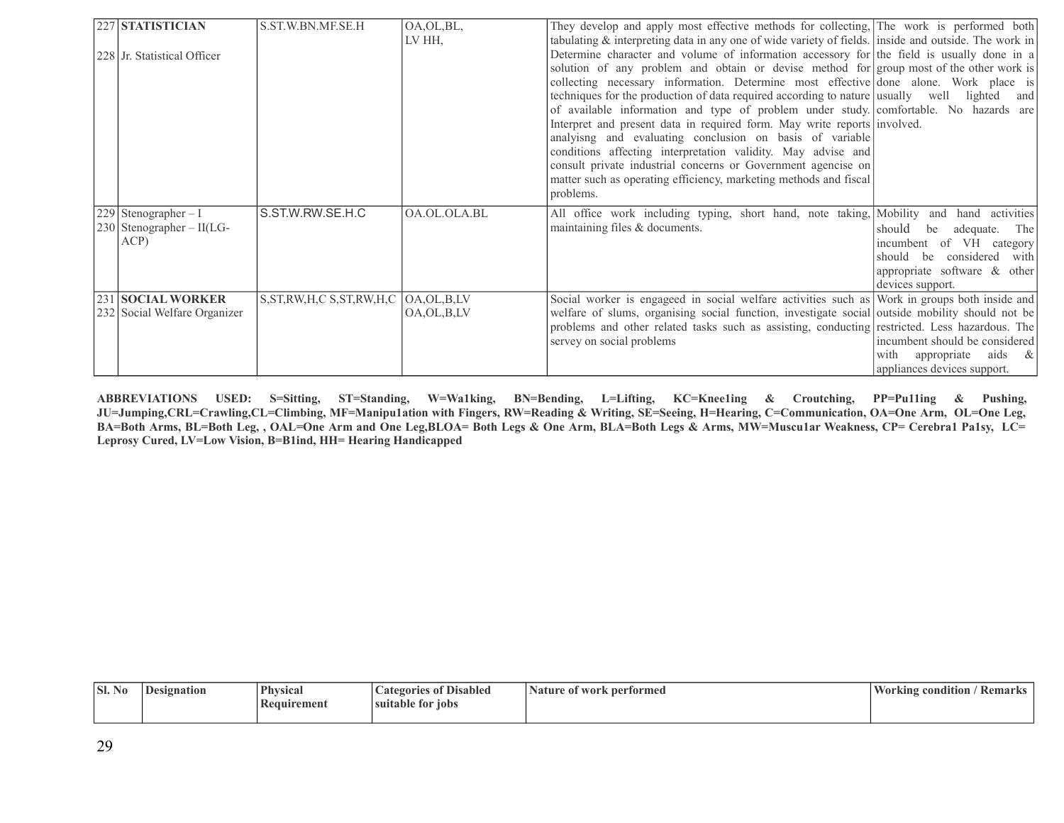| Sl. No | Designation | Physical Requirement | Categories of Disabled suitable for jobs | Nature of work performed | Working condition / Remarks |
|---|---|---|---|---|---|
| 227<br>228 | **STATISTICIAN**<br>Jr. Statistical Officer | S.ST.W.BN.MF.SE.H | OA,OL,BL,<br>LV HH, | They develop and apply most effective methods for collecting, tabulating & interpreting data in any one of wide variety of fields. Determine character and volume of information accessory for solution of any problem and obtain or devise method for collecting necessary information. Determine most effective techniques for the production of data required according to nature of available information and type of problem under study. Interpret and present data in required form. May write reports analyisng and evaluating conclusion on basis of variable conditions affecting interpretation validity. May advise and consult private industrial concerns or Government agencise on matter such as operating efficiency, marketing methods and fiscal problems. | The work is performed both inside and outside. The work in the field is usually done in a group most of the other work is done alone. Work place is usually well lighted and comfortable. No hazards are involved. |
| 229<br>230 | Stenographer – I<br>Stenographer – II(LG-ACP) | S.ST.W.RW.SE.H.C | OA.OL.OLA.BL | All office work including typing, short hand, note taking, maintaining files & documents. | Mobility and hand activities should be adequate. The incumbent of VH category should be considered with appropriate software & other devices support. |
| 231<br>232 | **SOCIAL WORKER**<br>Social Welfare Organizer | S,ST,RW,H,C S,ST,RW,H,C | OA,OL,B,LV<br>OA,OL,B,LV | Social worker is engageed in social welfare activities such as welfare of slums, organising social function, investigate social problems and other related tasks such as assisting, conducting servey on social problems | Work in groups both inside and outside mobility should not be restricted. Less hazardous. The incumbent should be considered with appropriate aids & appliances devices support. |

**ABBREVIATIONS USED: S=Sitting, ST=Standing, W=Wa1king, BN=Bending, L=Lifting, KC=Knee1ing & Croutching, PP=Pu11ing & Pushing, JU=Jumping,CRL=Crawling,CL=Climbing, MF=Manipu1ation with Fingers, RW=Reading & Writing, SE=Seeing, H=Hearing, C=Communication, OA=One Arm, OL=One Leg, BA=Both Arms, BL=Both Leg, , OAL=One Arm and One Leg,BLOA= Both Legs & One Arm, BLA=Both Legs & Arms, MW=Muscu1ar Weakness, CP= Cerebra1 Pa1sy, LC= Leprosy Cured, LV=Low Vision, B=B1ind, HH= Hearing Handicapped**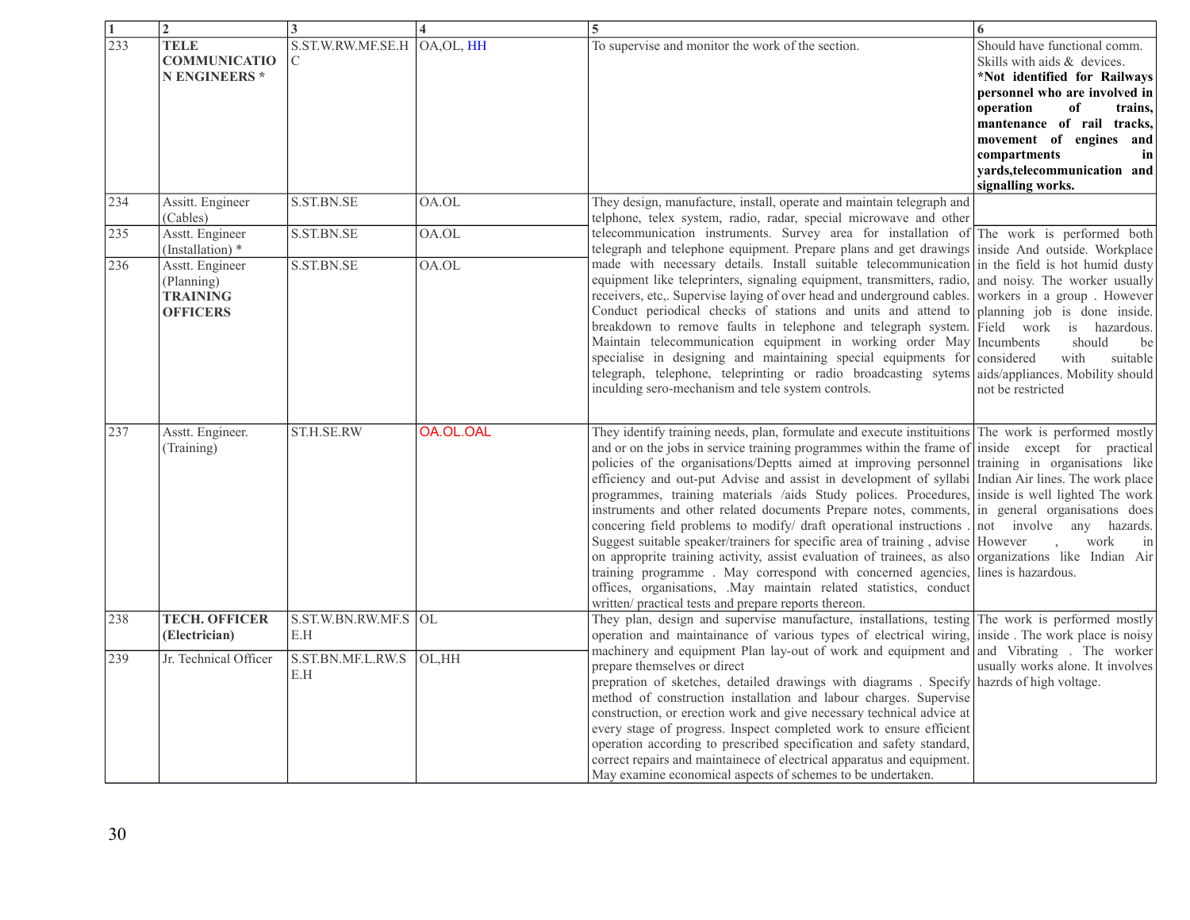| 1 | 2 | 3 | 4 | 5 | 6 |
|---|---|---|---|---|---|
| 233 | **TELE COMMUNICATION ENGINEERS *** | S.ST.W.RW.MF.SE.HC | OA,OL, HH | To supervise and monitor the work of the section. | Should have functional comm. Skills with aids & devices. **\*Not identified for Railways personnel who are involved in operation of trains, mantenance of rail tracks, movement of engines and compartments in yards,telecommunication and signalling works.** |
| 234 | Assitt. Engineer (Cables) | S.ST.BN.SE | OA.OL | They design, manufacture, install, operate and maintain telegraph and telphone, telex system, radio, radar, special microwave and other telecommunication instruments. Survey area for installation of telegraph and telephone equipment. Prepare plans and get drawings made with necessary details. Install suitable telecommunication equipment like teleprinters, signaling equipment, transmitters, radio, receivers, etc,. Supervise laying of over head and underground cables. Conduct periodical checks of stations and units and attend to breakdown to remove faults in telephone and telegraph system. Maintain telecommunication equipment in working order May specialise in designing and maintaining special equipments for telegraph, telephone, teleprinting or radio broadcasting sytems inculding sero-mechanism and tele system controls. | |
| 235 | Asstt. Engineer (Installation) * | S.ST.BN.SE | OA.OL | | The work is performed both inside And outside. Workplace in the field is hot humid dusty and noisy. The worker usually workers in a group . However planning job is done inside. Field work is hazardous. Incumbents should be considered with suitable aids/appliances. Mobility should not be restricted |
| 236 | Asstt. Engineer (Planning) **TRAINING OFFICERS** | S.ST.BN.SE | OA.OL | | |
| 237 | Asstt. Engineer. (Training) | ST.H.SE.RW | OA.OL.OAL | They identify training needs, plan, formulate and execute instituitions and or on the jobs in service training programmes within the frame of policies of the organisations/Deptts aimed at improving personnel efficiency and out-put Advise and assist in development of syllabi programmes, training materials /aids Study polices. Procedures, instruments and other related documents Prepare notes, comments, concering field problems to modify/ draft operational instructions . Suggest suitable speaker/trainers for specific area of training , advise on approprite training activity, assist evaluation of trainees, as also training programme . May correspond with concerned agencies, offices, organisations, .May maintain related statistics, conduct written/ practical tests and prepare reports thereon. | The work is performed mostly inside except for practical training in organisations like Indian Air lines. The work place inside is well lighted The work in general organisations does not involve any hazards. However , work in organizations like Indian Air lines is hazardous. |
| 238 | **TECH. OFFICER (Electrician)** | S.ST.W.BN.RW.MF.SE.H | OL | They plan, design and supervise manufacture, installations, testing operation and maintainance of various types of electrical wiring, machinery and equipment Plan lay-out of work and equipment and prepare themselves or direct prepration of sketches, detailed drawings with diagrams . Specify method of construction installation and labour charges. Supervise construction, or erection work and give necessary technical advice at every stage of progress. Inspect completed work to ensure efficient operation according to prescribed specification and safety standard, correct repairs and maintainece of electrical apparatus and equipment. May examine economical aspects of schemes to be undertaken. | The work is performed mostly inside . The work place is noisy and Vibrating . The worker usually works alone. It involves hazrds of high voltage. |
| 239 | Jr. Technical Officer | S.ST.BN.MF.L.RW.SE.H | OL,HH | | |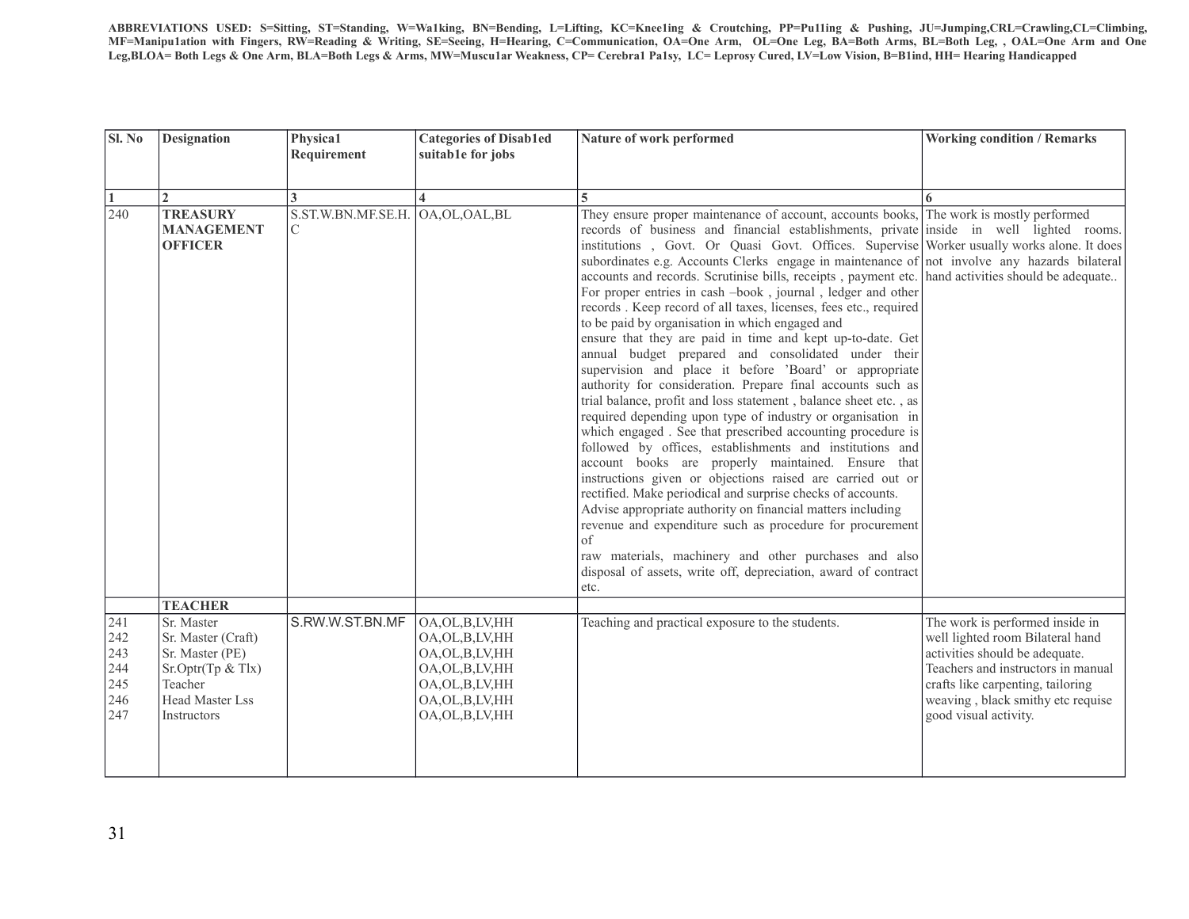**ABBREVIATIONS USED: S=Sitting, ST=Standing, W=Wa1king, BN=Bending, L=Lifting, KC=Knee1ing & Croutching, PP=Pu11ing & Pushing, JU=Jumping,CRL=Crawling,CL=Climbing, MF=Manipu1ation with Fingers, RW=Reading & Writing, SE=Seeing, H=Hearing, C=Communication, OA=One Arm, OL=One Leg, BA=Both Arms, BL=Both Leg, , OAL=One Arm and One Leg,BLOA= Both Legs & One Arm, BLA=Both Legs & Arms, MW=Muscu1ar Weakness, CP= Cerebra1 Pa1sy, LC= Leprosy Cured, LV=Low Vision, B=B1ind, HH= Hearing Handicapped**

| Sl. No | Designation | Physica1 Requirement | Categories of Disab1ed suitab1e for jobs | Nature of work performed | Working condition / Remarks |
|---|---|---|---|---|---|
| 1 | 2 | 3 | 4 | 5 | 6 |
| 240 | **TREASURY MANAGEMENT OFFICER** | S.ST.W.BN.MF.SE.H. C | OA,OL,OAL,BL | They ensure proper maintenance of account, accounts books, records of business and financial establishments, private institutions , Govt. Or Quasi Govt. Offices. Supervise subordinates e.g. Accounts Clerks engage in maintenance of accounts and records. Scrutinise bills, receipts , payment etc. For proper entries in cash –book , journal , ledger and other records . Keep record of all taxes, licenses, fees etc., required to be paid by organisation in which engaged and ensure that they are paid in time and kept up-to-date. Get annual budget prepared and consolidated under their supervision and place it before 'Board' or appropriate authority for consideration. Prepare final accounts such as trial balance, profit and loss statement , balance sheet etc. , as required depending upon type of industry or organisation in which engaged . See that prescribed accounting procedure is followed by offices, establishments and institutions and account books are properly maintained. Ensure that instructions given or objections raised are carried out or rectified. Make periodical and surprise checks of accounts. Advise appropriate authority on financial matters including revenue and expenditure such as procedure for procurement of raw materials, machinery and other purchases and also disposal of assets, write off, depreciation, award of contract etc. | The work is mostly performed inside in well lighted rooms. Worker usually works alone. It does not involve any hazards bilateral hand activities should be adequate.. |
| | **TEACHER** | | | | |
| 241 | Sr. Master | S.RW.W.ST.BN.MF | OA,OL,B,LV,HH | Teaching and practical exposure to the students. | The work is performed inside in well lighted room Bilateral hand activities should be adequate. Teachers and instructors in manual crafts like carpenting, tailoring weaving , black smithy etc requise good visual activity. |
| 242 | Sr. Master (Craft) | | OA,OL,B,LV,HH | | |
| 243 | Sr. Master (PE) | | OA,OL,B,LV,HH | | |
| 244 | Sr.Optr(Tp & Tlx) | | OA,OL,B,LV,HH | | |
| 245 | Teacher | | OA,OL,B,LV,HH | | |
| 246 | Head Master Lss | | OA,OL,B,LV,HH | | |
| 247 | Instructors | | OA,OL,B,LV,HH | | |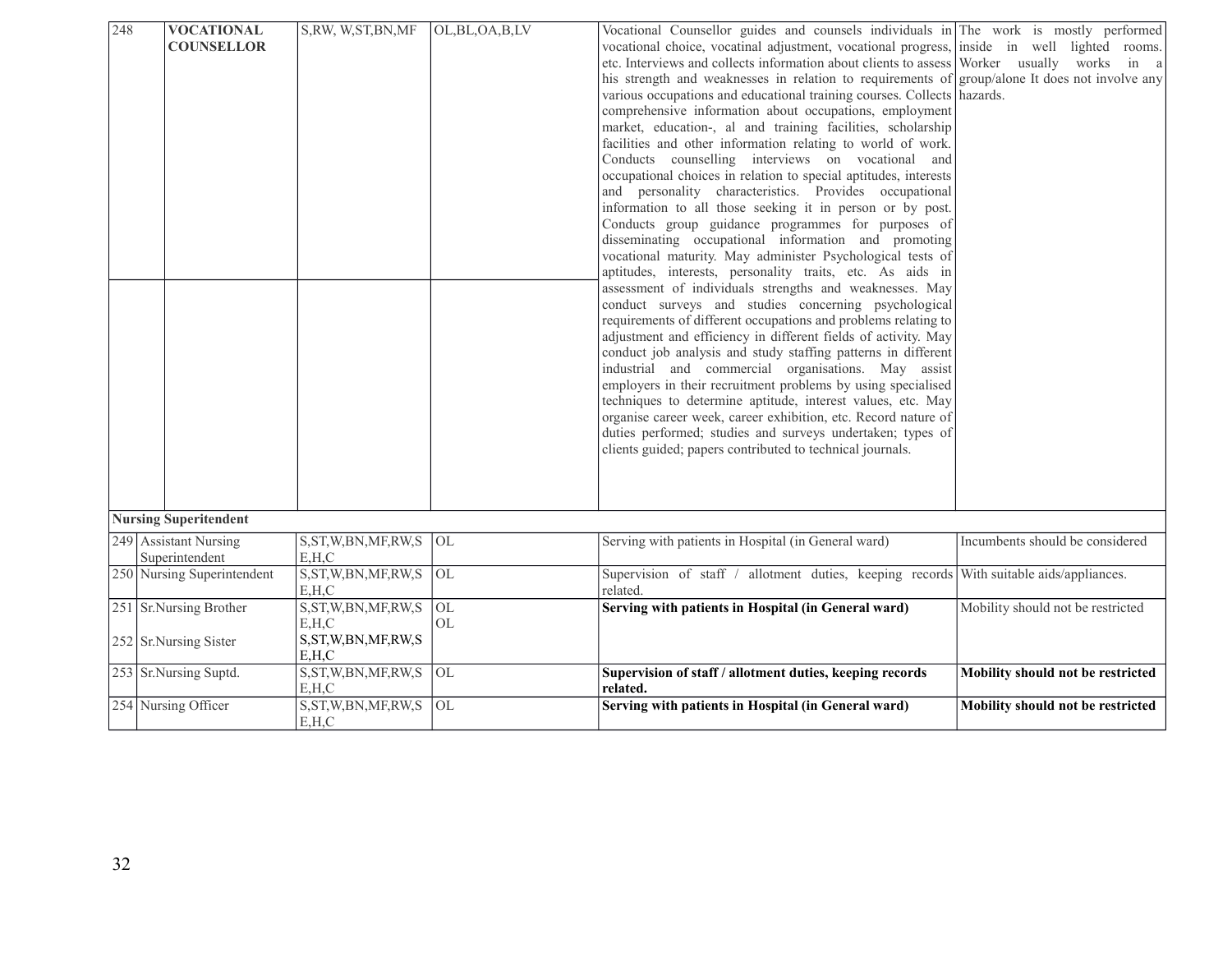| 248 | **VOCATIONAL COUNSELLOR** | S,RW, W,ST,BN,MF | OL,BL,OA,B,LV | Vocational Counsellor guides and counsels individuals in vocational choice, vocatinal adjustment, vocational progress, etc. Interviews and collects information about clients to assess his strength and weaknesses in relation to requirements of various occupations and educational training courses. Collects comprehensive information about occupations, employment market, education-, al and training facilities, scholarship facilities and other information relating to world of work. Conducts counselling interviews on vocational and occupational choices in relation to special aptitudes, interests and personality characteristics. Provides occupational information to all those seeking it in person or by post. Conducts group guidance programmes for purposes of disseminating occupational information and promoting vocational maturity. May administer Psychological tests of aptitudes, interests, personality traits, etc. As aids in assessment of individuals strengths and weaknesses. May conduct surveys and studies concerning psychological requirements of different occupations and problems relating to adjustment and efficiency in different fields of activity. May conduct job analysis and study staffing patterns in different industrial and commercial organisations. May assist employers in their recruitment problems by using specialised techniques to determine aptitude, interest values, etc. May organise career week, career exhibition, etc. Record nature of duties performed; studies and surveys undertaken; types of clients guided; papers contributed to technical journals. | The work is mostly performed inside in well lighted rooms. Worker usually works in a group/alone It does not involve any hazards. |
|---|---|---|---|---|---|
| **Nursing Superitendent** | | | | | |
| 249 | Assistant Nursing Superintendent | S,ST,W,BN,MF,RW,S E,H,C | OL | Serving with patients in Hospital (in General ward) | Incumbents should be considered |
| 250 | Nursing Superintendent | S,ST,W,BN,MF,RW,S E,H,C | OL | Supervision of staff / allotment duties, keeping records related. | With suitable aids/appliances. |
| 251 | Sr.Nursing Brother | S,ST,W,BN,MF,RW,S E,H,C | OL | **Serving with patients in Hospital (in General ward)** | Mobility should not be restricted |
| 252 | Sr.Nursing Sister | S,ST,W,BN,MF,RW,S E,H,C | OL | | |
| 253 | Sr.Nursing Suptd. | S,ST,W,BN,MF,RW,S E,H,C | OL | **Supervision of staff / allotment duties, keeping records related.** | **Mobility should not be restricted** |
| 254 | Nursing Officer | S,ST,W,BN,MF,RW,S E,H,C | OL | **Serving with patients in Hospital (in General ward)** | **Mobility should not be restricted** |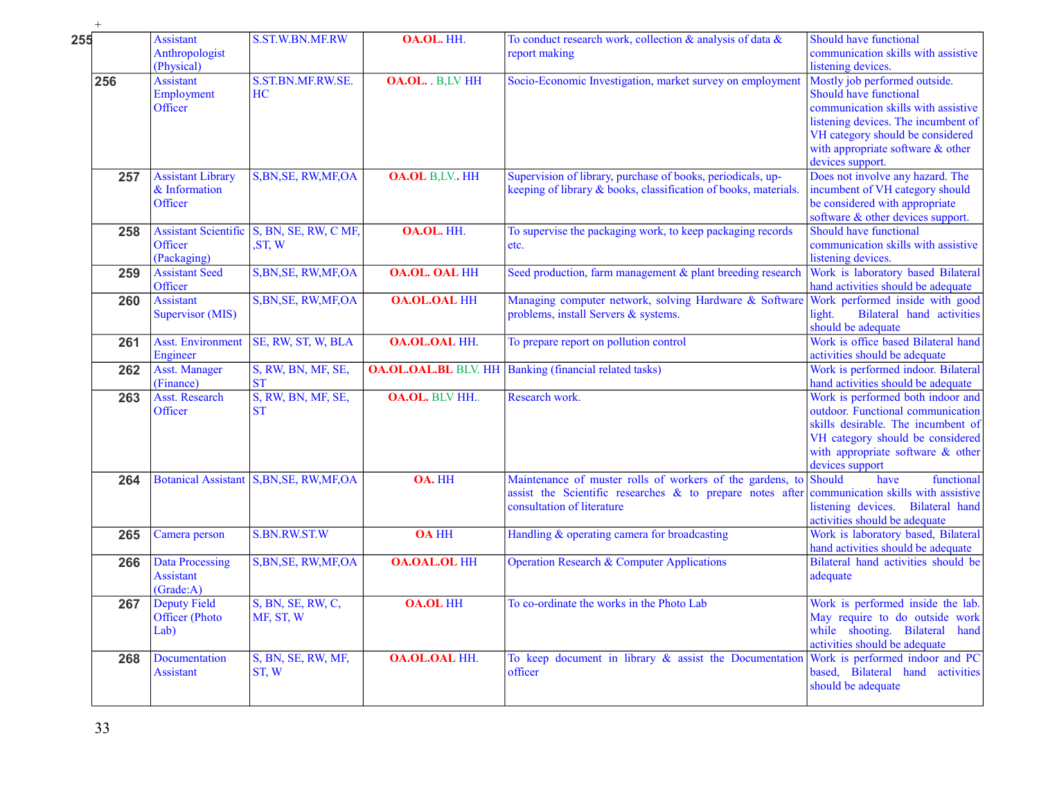| 255 | Assistant Anthropologist (Physical) | S.ST.W.BN.MF.RW | OA.OL. HH. | To conduct research work, collection & analysis of data & report making | Should have functional communication skills with assistive listening devices. |
|---|---|---|---|---|---|
| 256 | Assistant Employment Officer | S.ST.BN.MF.RW.SE.HC | OA.OL. . B,LV HH | Socio-Economic Investigation, market survey on employment | Mostly job performed outside. Should have functional communication skills with assistive listening devices. The incumbent of VH category should be considered with appropriate software & other devices support. |
| 257 | Assistant Library & Information Officer | S,BN,SE, RW,MF,OA | OA.OL B,LV.. HH | Supervision of library, purchase of books, periodicals, up-keeping of library & books, classification of books, materials. | Does not involve any hazard. The incumbent of VH category should be considered with appropriate software & other devices support. |
| 258 | Assistant Scientific Officer (Packaging) | S, BN, SE, RW, C MF, ,ST, W | OA.OL. HH. | To supervise the packaging work, to keep packaging records etc. | Should have functional communication skills with assistive listening devices. |
| 259 | Assistant Seed Officer | S,BN,SE, RW,MF,OA | OA.OL. OAL HH | Seed production, farm management & plant breeding research | Work is laboratory based Bilateral hand activities should be adequate |
| 260 | Assistant Supervisor (MIS) | S,BN,SE, RW,MF,OA | OA.OL.OAL HH | Managing computer network, solving Hardware & Software problems, install Servers & systems. | Work performed inside with good light. Bilateral hand activities should be adequate |
| 261 | Asst. Environment Engineer | SE, RW, ST, W, BLA | OA.OL.OAL HH. | To prepare report on pollution control | Work is office based Bilateral hand activities should be adequate |
| 262 | Asst. Manager (Finance) | S, RW, BN, MF, SE, ST | OA.OL.OAL.BL BLV. HH | Banking (financial related tasks) | Work is performed indoor. Bilateral hand activities should be adequate |
| 263 | Asst. Research Officer | S, RW, BN, MF, SE, ST | OA.OL. BLV HH.. | Research work. | Work is performed both indoor and outdoor. Functional communication skills desirable. The incumbent of VH category should be considered with appropriate software & other devices support |
| 264 | Botanical Assistant | S,BN,SE, RW,MF,OA | OA. HH | Maintenance of muster rolls of workers of the gardens, to assist the Scientific researches & to prepare notes after consultation of literature | Should have functional communication skills with assistive listening devices. Bilateral hand activities should be adequate |
| 265 | Camera person | S.BN.RW.ST.W | OA HH | Handling & operating camera for broadcasting | Work is laboratory based, Bilateral hand activities should be adequate |
| 266 | Data Processing Assistant (Grade:A) | S,BN,SE, RW,MF,OA | OA.OAL.OL HH | Operation Research & Computer Applications | Bilateral hand activities should be adequate |
| 267 | Deputy Field Officer (Photo Lab) | S, BN, SE, RW, C, MF, ST, W | OA.OL HH | To co-ordinate the works in the Photo Lab | Work is performed inside the lab. May require to do outside work while shooting. Bilateral hand activities should be adequate |
| 268 | Documentation Assistant | S, BN, SE, RW, MF, ST, W | OA.OL.OAL HH. | To keep document in library & assist the Documentation officer | Work is performed indoor and PC based, Bilateral hand activities should be adequate |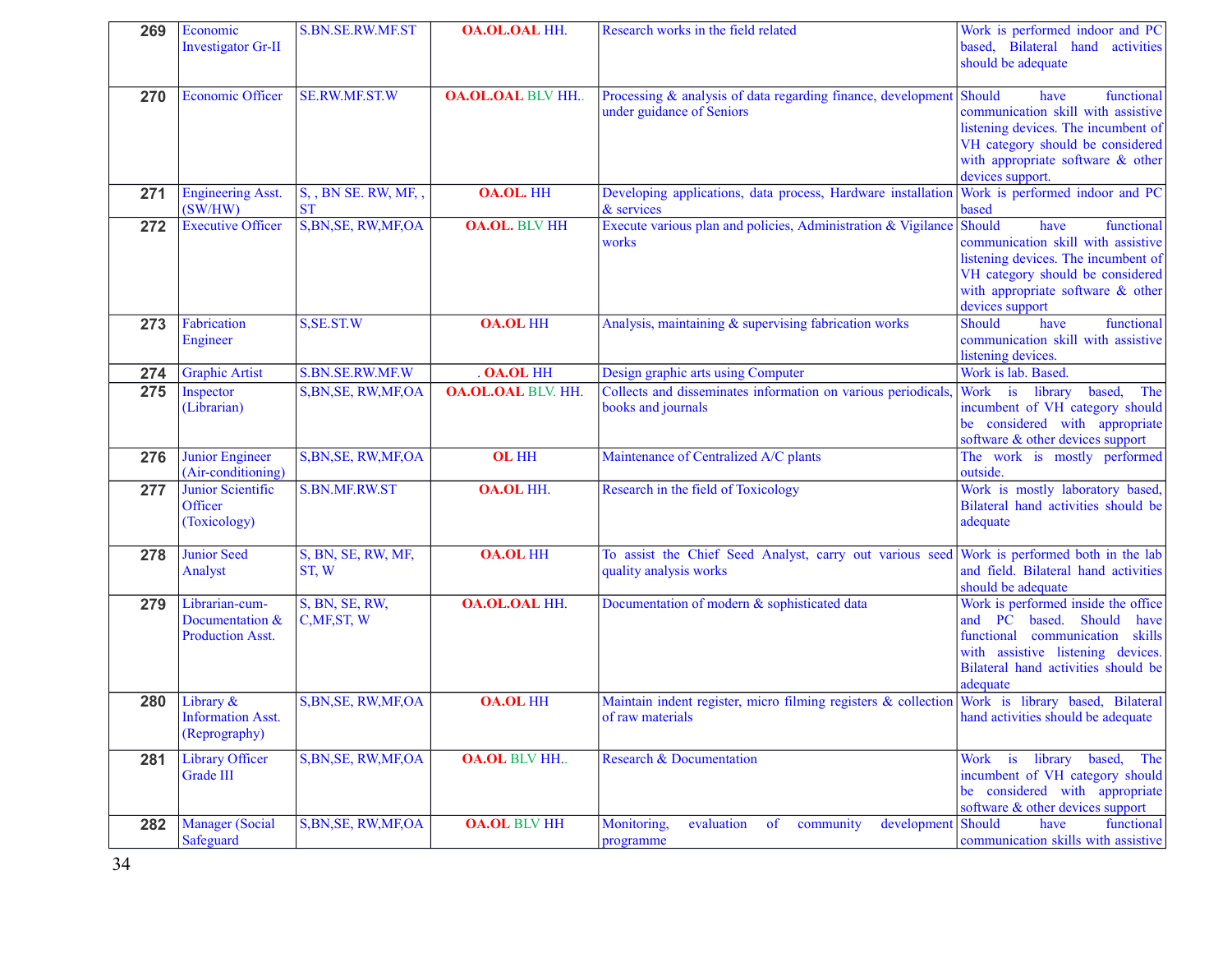| 269 | Economic Investigator Gr-II | S.BN.SE.RW.MF.ST | **OA.OL.OAL** HH. | Research works in the field related | Work is performed indoor and PC based, Bilateral hand activities should be adequate |
|---|---|---|---|---|---|
| 270 | Economic Officer | SE.RW.MF.ST.W | **OA.OL.OAL** BLV HH.. | Processing & analysis of data regarding finance, development under guidance of Seniors | Should have functional communication skill with assistive listening devices. The incumbent of VH category should be considered with appropriate software & other devices support. |
| 271 | Engineering Asst. (SW/HW) | S, , BN SE. RW, MF, , ST | **OA.OL.** HH | Developing applications, data process, Hardware installation & services | Work is performed indoor and PC based |
| 272 | Executive Officer | S,BN,SE, RW,MF,OA | **OA.OL.** BLV HH | Execute various plan and policies, Administration & Vigilance works | Should have functional communication skill with assistive listening devices. The incumbent of VH category should be considered with appropriate software & other devices support |
| 273 | Fabrication Engineer | S,SE.ST.W | **OA.OL** HH | Analysis, maintaining & supervising fabrication works | Should have functional communication skill with assistive listening devices. |
| 274 | Graphic Artist | S.BN.SE.RW.MF.W | . **OA.OL** HH | Design graphic arts using Computer | Work is lab. Based. |
| 275 | Inspector (Librarian) | S,BN,SE, RW,MF,OA | **OA.OL.OAL** BLV. HH. | Collects and disseminates information on various periodicals, books and journals | Work is library based, The incumbent of VH category should be considered with appropriate software & other devices support |
| 276 | Junior Engineer (Air-conditioning) | S,BN,SE, RW,MF,OA | **OL** HH | Maintenance of Centralized A/C plants | The work is mostly performed outside. |
| 277 | Junior Scientific Officer (Toxicology) | S.BN.MF.RW.ST | **OA.OL** HH. | Research in the field of Toxicology | Work is mostly laboratory based, Bilateral hand activities should be adequate |
| 278 | Junior Seed Analyst | S, BN, SE, RW, MF, ST, W | **OA.OL** HH | To assist the Chief Seed Analyst, carry out various seed quality analysis works | Work is performed both in the lab and field. Bilateral hand activities should be adequate |
| 279 | Librarian-cum-Documentation & Production Asst. | S, BN, SE, RW, C,MF,ST, W | **OA.OL.OAL** HH. | Documentation of modern & sophisticated data | Work is performed inside the office and PC based. Should have functional communication skills with assistive listening devices. Bilateral hand activities should be adequate |
| 280 | Library & Information Asst. (Reprography) | S,BN,SE, RW,MF,OA | **OA.OL** HH | Maintain indent register, micro filming registers & collection of raw materials | Work is library based, Bilateral hand activities should be adequate |
| 281 | Library Officer Grade III | S,BN,SE, RW,MF,OA | **OA.OL** BLV HH.. | Research & Documentation | Work is library based, The incumbent of VH category should be considered with appropriate software & other devices support |
| 282 | Manager (Social Safeguard | S,BN,SE, RW,MF,OA | **OA.OL** BLV HH | Monitoring, evaluation of community development programme | Should have functional communication skills with assistive |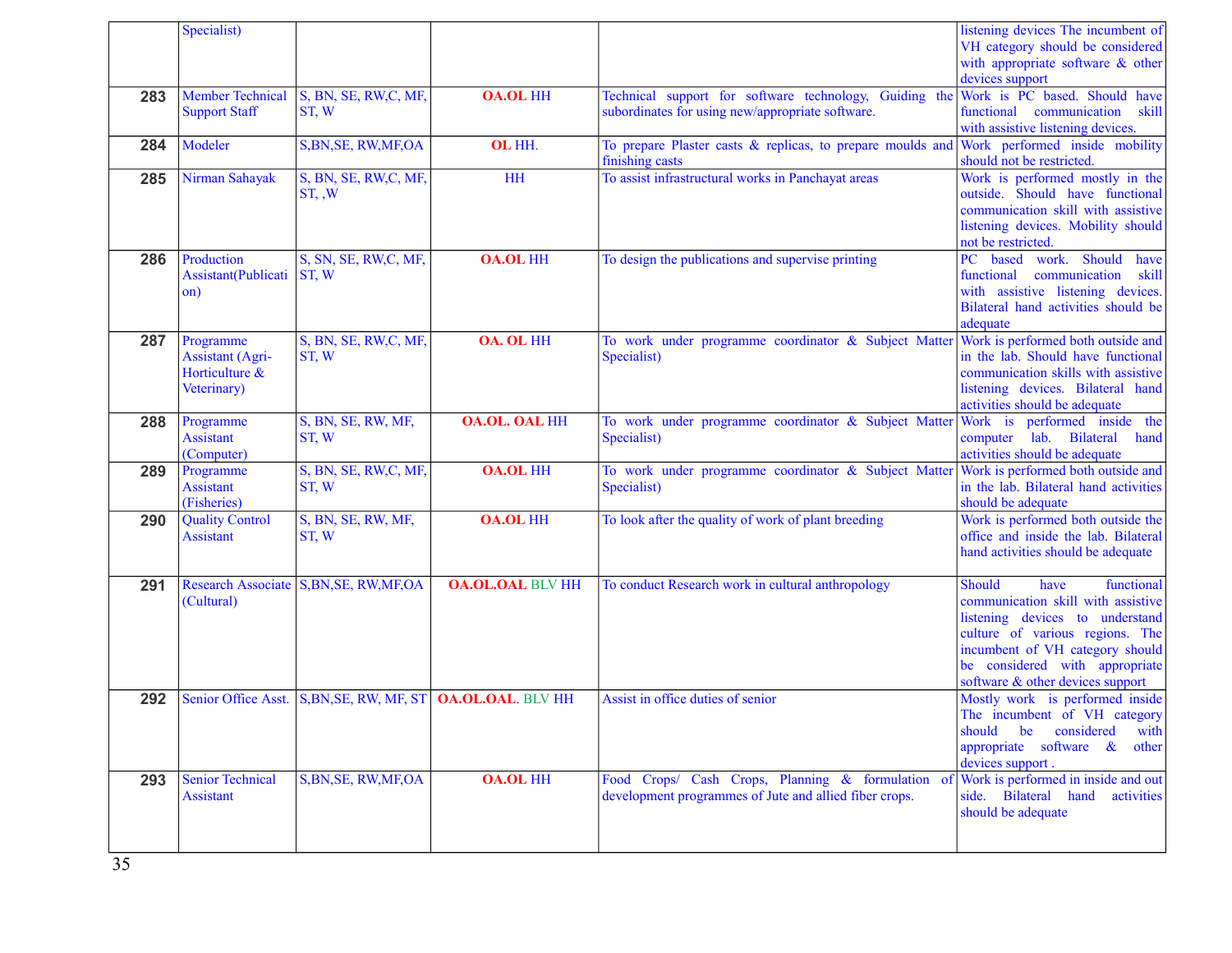|  | Specialist) |  |  |  | listening devices The incumbent of VH category should be considered with appropriate software & other devices support |
|---|---|---|---|---|---|
| 283 | Member Technical Support Staff | S, BN, SE, RW,C, MF, ST, W | OA.OL HH | Technical support for software technology, Guiding the subordinates for using new/appropriate software. | Work is PC based. Should have functional communication skill with assistive listening devices. |
| 284 | Modeler | S,BN,SE, RW,MF,OA | OL HH. | To prepare Plaster casts & replicas, to prepare moulds and finishing casts | Work performed inside mobility should not be restricted. |
| 285 | Nirman Sahayak | S, BN, SE, RW,C, MF, ST, ,W | HH | To assist infrastructural works in Panchayat areas | Work is performed mostly in the outside. Should have functional communication skill with assistive listening devices. Mobility should not be restricted. |
| 286 | Production Assistant(Publication) | S, SN, SE, RW,C, MF, ST, W | OA.OL HH | To design the publications and supervise printing | PC based work. Should have functional communication skill with assistive listening devices. Bilateral hand activities should be adequate |
| 287 | Programme Assistant (Agri-Horticulture & Veterinary) | S, BN, SE, RW,C, MF, ST, W | OA. OL HH | To work under programme coordinator & Subject Matter Specialist) | Work is performed both outside and in the lab. Should have functional communication skills with assistive listening devices. Bilateral hand activities should be adequate |
| 288 | Programme Assistant (Computer) | S, BN, SE, RW, MF, ST, W | OA.OL. OAL HH | To work under programme coordinator & Subject Matter Specialist) | Work is performed inside the computer lab. Bilateral hand activities should be adequate |
| 289 | Programme Assistant (Fisheries) | S, BN, SE, RW,C, MF, ST, W | OA.OL HH | To work under programme coordinator & Subject Matter Specialist) | Work is performed both outside and in the lab. Bilateral hand activities should be adequate |
| 290 | Quality Control Assistant | S, BN, SE, RW, MF, ST, W | OA.OL HH | To look after the quality of work of plant breeding | Work is performed both outside the office and inside the lab. Bilateral hand activities should be adequate |
| 291 | Research Associate (Cultural) | S,BN,SE, RW,MF,OA | OA.OL.OAL BLV HH | To conduct Research work in cultural anthropology | Should have functional communication skill with assistive listening devices to understand culture of various regions. The incumbent of VH category should be considered with appropriate software & other devices support |
| 292 | Senior Office Asst. | S,BN,SE, RW, MF, ST | OA.OL.OAL. BLV HH | Assist in office duties of senior | Mostly work is performed inside The incumbent of VH category should be considered with appropriate software & other devices support . |
| 293 | Senior Technical Assistant | S,BN,SE, RW,MF,OA | OA.OL HH | Food Crops/ Cash Crops, Planning & formulation of development programmes of Jute and allied fiber crops. | Work is performed in inside and out side. Bilateral hand activities should be adequate |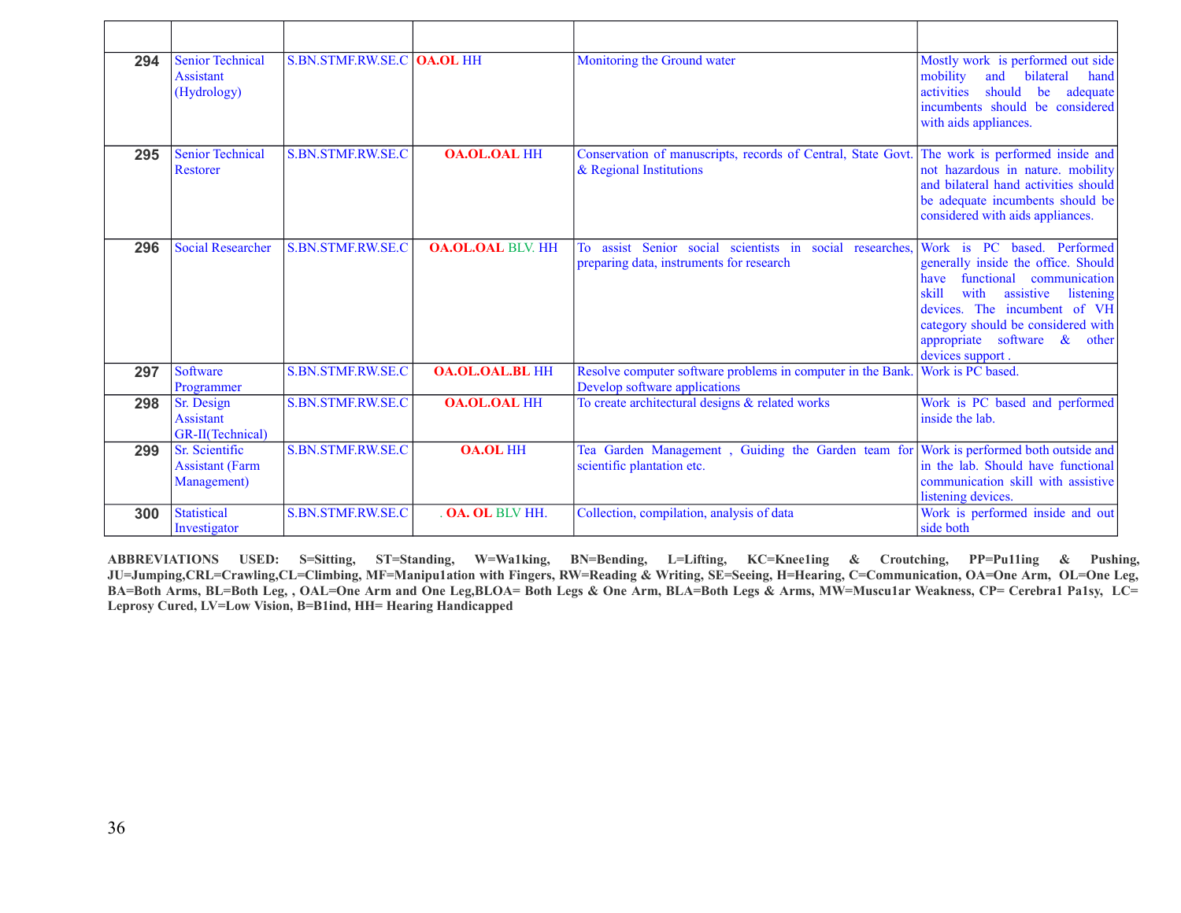| | | | | | |
|---|---|---|---|---|---|
| 294 | Senior Technical Assistant (Hydrology) | S.BN.STMF.RW.SE.C | OA.OL HH | Monitoring the Ground water | Mostly work is performed out side mobility and bilateral hand activities should be adequate incumbents should be considered with aids appliances. |
| 295 | Senior Technical Restorer | S.BN.STMF.RW.SE.C | OA.OL.OAL HH | Conservation of manuscripts, records of Central, State Govt. & Regional Institutions | The work is performed inside and not hazardous in nature. mobility and bilateral hand activities should be adequate incumbents should be considered with aids appliances. |
| 296 | Social Researcher | S.BN.STMF.RW.SE.C | OA.OL.OAL BLV. HH | To assist Senior social scientists in social researches, preparing data, instruments for research | Work is PC based. Performed generally inside the office. Should have functional communication skill with assistive listening devices. The incumbent of VH category should be considered with appropriate software & other devices support . |
| 297 | Software Programmer | S.BN.STMF.RW.SE.C | OA.OL.OAL.BL HH | Resolve computer software problems in computer in the Bank. Develop software applications | Work is PC based. |
| 298 | Sr. Design Assistant GR-II(Technical) | S.BN.STMF.RW.SE.C | OA.OL.OAL HH | To create architectural designs & related works | Work is PC based and performed inside the lab. |
| 299 | Sr. Scientific Assistant (Farm Management) | S.BN.STMF.RW.SE.C | OA.OL HH | Tea Garden Management , Guiding the Garden team for scientific plantation etc. | Work is performed both outside and in the lab. Should have functional communication skill with assistive listening devices. |
| 300 | Statistical Investigator | S.BN.STMF.RW.SE.C | . OA. OL BLV HH. | Collection, compilation, analysis of data | Work is performed inside and out side both |

**ABBREVIATIONS USED: S=Sitting, ST=Standing, W=Wa1king, BN=Bending, L=Lifting, KC=Knee1ing & Croutching, PP=Pu11ing & Pushing, JU=Jumping,CRL=Crawling,CL=Climbing, MF=Manipu1ation with Fingers, RW=Reading & Writing, SE=Seeing, H=Hearing, C=Communication, OA=One Arm, OL=One Leg, BA=Both Arms, BL=Both Leg, , OAL=One Arm and One Leg,BLOA= Both Legs & One Arm, BLA=Both Legs & Arms, MW=Muscu1ar Weakness, CP= Cerebra1 Pa1sy, LC= Leprosy Cured, LV=Low Vision, B=B1ind, HH= Hearing Handicapped**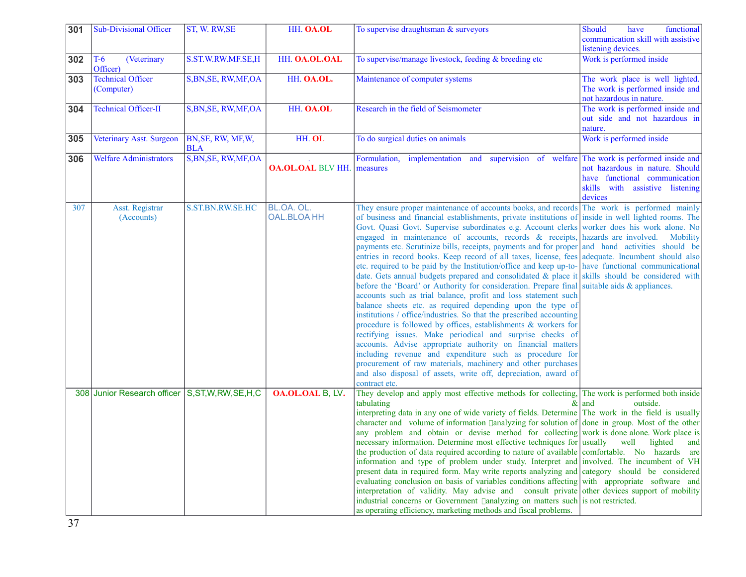| 301 | Sub-Divisional Officer | ST, W. RW,SE | HH. **OA.OL** | To supervise draughtsman & surveyors | Should have functional communication skill with assistive listening devices. |
|---|---|---|---|---|---|
| 302 | T-6 (Veterinary Officer) | S.ST.W.RW.MF.SE,H | HH. **OA.OL.OAL** | To supervise/manage livestock, feeding & breeding etc | Work is performed inside |
| 303 | Technical Officer (Computer) | S,BN,SE, RW,MF,OA | HH. **OA.OL.** | Maintenance of computer systems | The work place is well lighted. The work is performed inside and not hazardous in nature. |
| 304 | Technical Officer-II | S,BN,SE, RW,MF,OA | HH. **OA.OL** | Research in the field of Seismometer | The work is performed inside and out side and not hazardous in nature. |
| 305 | Veterinary Asst. Surgeon | BN,SE, RW, MF,W, BLA | HH. **OL** | To do surgical duties on animals | Work is performed inside |
| 306 | Welfare Administrators | S,BN,SE, RW,MF,OA | . **OA.OL.OAL** BLV HH. | Formulation, implementation and supervision of welfare measures | The work is performed inside and not hazardous in nature. Should have functional communication skills with assistive listening devices |
| 307 | Asst. Registrar (Accounts) | S.ST.BN.RW.SE.HC | BL.OA. OL. OAL.BLOA HH | They ensure proper maintenance of accounts books, and records of business and financial establishments, private institutions of Govt. Quasi Govt. Supervise subordinates e.g. Account clerks engaged in maintenance of accounts, records & receipts, payments etc. Scrutinize bills, receipts, payments and for proper entries in record books. Keep record of all taxes, license, fees etc. required to be paid by the Institution/office and keep up-to-date. Gets annual budgets prepared and consolidated & place it before the 'Board' or Authority for consideration. Prepare final accounts such as trial balance, profit and loss statement such balance sheets etc. as required depending upon the type of institutions / office/industries. So that the prescribed accounting procedure is followed by offices, establishments & workers for rectifying issues. Make periodical and surprise checks of accounts. Advise appropriate authority on financial matters including revenue and expenditure such as procedure for procurement of raw materials, machinery and other purchases and also disposal of assets, write off, depreciation, award of contract etc. | The work is performed mainly inside in well lighted rooms. The worker does his work alone. No hazards are involved. Mobility and hand activities should be adequate. Incumbent should also have functional communicational skills should be considered with suitable aids & appliances. |
| 308 | Junior Research officer | S,ST,W,RW,SE,H,C | **OA.OL.OAL** B, LV**.** | They develop and apply most effective methods for collecting, tabulating & interpreting data in any one of wide variety of fields. Determine character and volume of information analyzing for solution of any problem and obtain or devise method for collecting necessary information. Determine most effective techniques for the production of data required according to nature of available information and type of problem under study. Interpret and present data in required form. May write reports analyzing and evaluating conclusion on basis of variables conditions affecting interpretation of validity. May advise and consult private industrial concerns or Government analyzing on matters such as operating efficiency, marketing methods and fiscal problems. | The work is performed both inside and outside. The work in the field is usually done in group. Most of the other work is done alone. Work place is usually well lighted and comfortable. No hazards are involved. The incumbent of VH category should be considered with appropriate software and other devices support of mobility is not restricted. |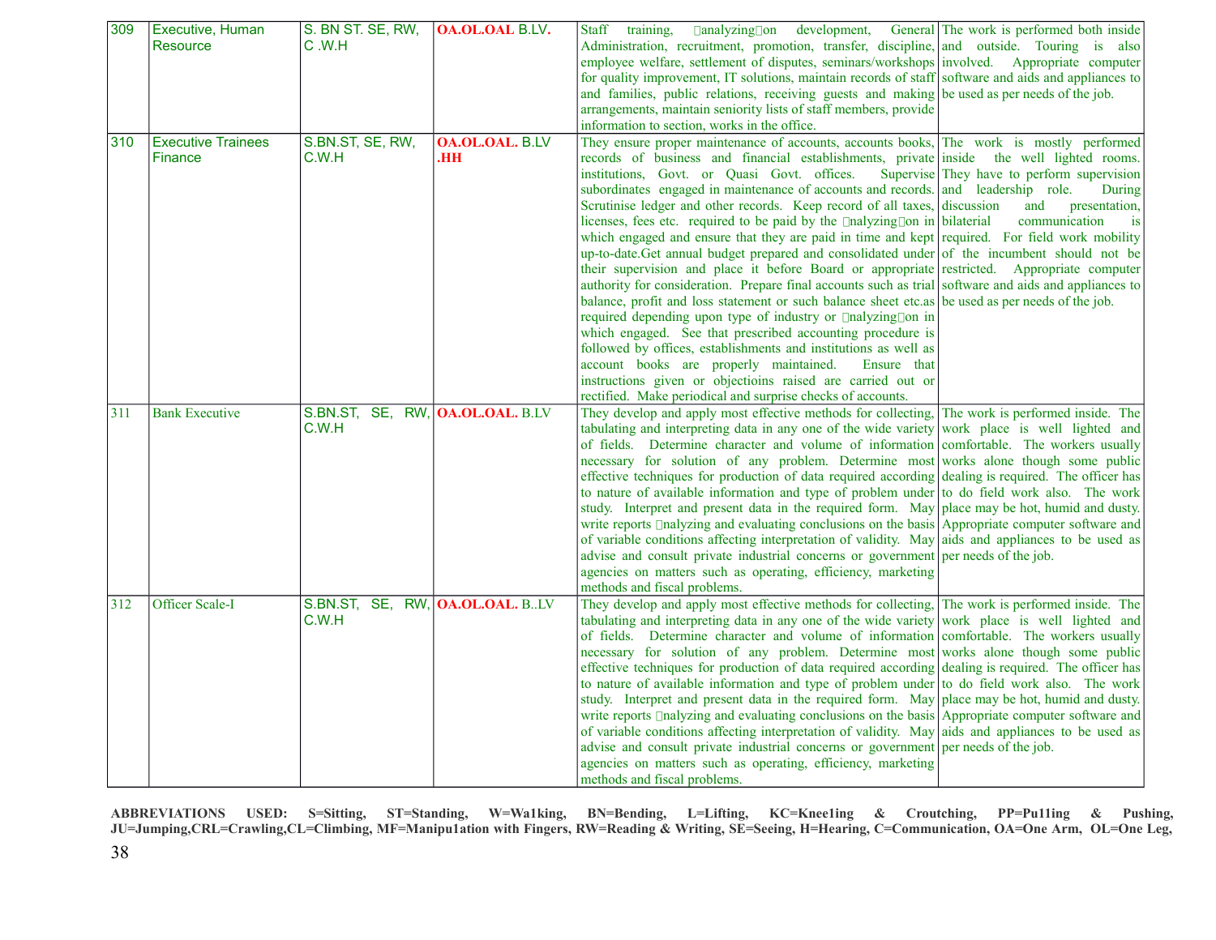| 309 | Executive, Human Resource | S. BN ST. SE, RW, C .W.H | **OA.OL.OAL** B.LV. | Staff training, analyzingon development, General Administration, recruitment, promotion, transfer, discipline, employee welfare, settlement of disputes, seminars/workshops for quality improvement, IT solutions, maintain records of staff and families, public relations, receiving guests and making arrangements, maintain seniority lists of staff members, provide information to section, works in the office. | The work is performed both inside and outside. Touring is also involved. Appropriate computer software and aids and appliances to be used as per needs of the job. |
|---|---|---|---|---|---|
| 310 | Executive Trainees Finance | S.BN.ST, SE, RW, C.W.H | **OA.OL.OAL.** B.LV **.HH** | They ensure proper maintenance of accounts, accounts books, records of business and financial establishments, private institutions, Govt. or Quasi Govt. offices. Supervise subordinates engaged in maintenance of accounts and records. Scrutinise ledger and other records. Keep record of all taxes, licenses, fees etc. required to be paid by the nalyzingon in which engaged and ensure that they are paid in time and kept up-to-date.Get annual budget prepared and consolidated under their supervision and place it before Board or appropriate authority for consideration. Prepare final accounts such as trial balance, profit and loss statement or such balance sheet etc.as required depending upon type of industry or nalyzingon in which engaged. See that prescribed accounting procedure is followed by offices, establishments and institutions as well as account books are properly maintained. Ensure that instructions given or objectioins raised are carried out or rectified. Make periodical and surprise checks of accounts. | The work is mostly performed inside the well lighted rooms. They have to perform supervision and leadership role. During discussion and presentation, bilaterial communication is required. For field work mobility of the incumbent should not be restricted. Appropriate computer software and aids and appliances to be used as per needs of the job. |
| 311 | Bank Executive | S.BN.ST, SE, RW, C.W.H | **OA.OL.OAL.** B.LV | They develop and apply most effective methods for collecting, tabulating and interpreting data in any one of the wide variety of fields. Determine character and volume of information necessary for solution of any problem. Determine most effective techniques for production of data required according to nature of available information and type of problem under study. Interpret and present data in the required form. May write reports nalyzing and evaluating conclusions on the basis of variable conditions affecting interpretation of validity. May advise and consult private industrial concerns or government agencies on matters such as operating, efficiency, marketing methods and fiscal problems. | The work is performed inside. The work place is well lighted and comfortable. The workers usually works alone though some public dealing is required. The officer has to do field work also. The work place may be hot, humid and dusty. Appropriate computer software and aids and appliances to be used as per needs of the job. |
| 312 | Officer Scale-I | S.BN.ST, SE, RW, C.W.H | **OA.OL.OAL.** B..LV | They develop and apply most effective methods for collecting, tabulating and interpreting data in any one of the wide variety of fields. Determine character and volume of information necessary for solution of any problem. Determine most effective techniques for production of data required according to nature of available information and type of problem under study. Interpret and present data in the required form. May write reports nalyzing and evaluating conclusions on the basis of variable conditions affecting interpretation of validity. May advise and consult private industrial concerns or government agencies on matters such as operating, efficiency, marketing methods and fiscal problems. | The work is performed inside. The work place is well lighted and comfortable. The workers usually works alone though some public dealing is required. The officer has to do field work also. The work place may be hot, humid and dusty. Appropriate computer software and aids and appliances to be used as per needs of the job. |

**ABBREVIATIONS USED: S=Sitting, ST=Standing, W=Wa1king, BN=Bending, L=Lifting, KC=Knee1ing & Croutching, PP=Pu11ing & Pushing, JU=Jumping,CRL=Crawling,CL=Climbing, MF=Manipu1ation with Fingers, RW=Reading & Writing, SE=Seeing, H=Hearing, C=Communication, OA=One Arm, OL=One Leg,**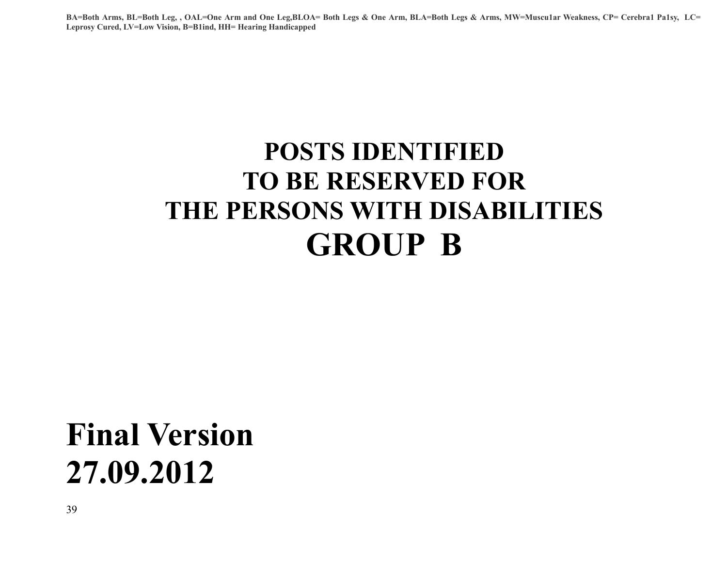# POSTS IDENTIFIED
# TO BE RESERVED FOR
# THE PERSONS WITH DISABILITIES
# GROUP B

# Final Version
# 27.09.2012